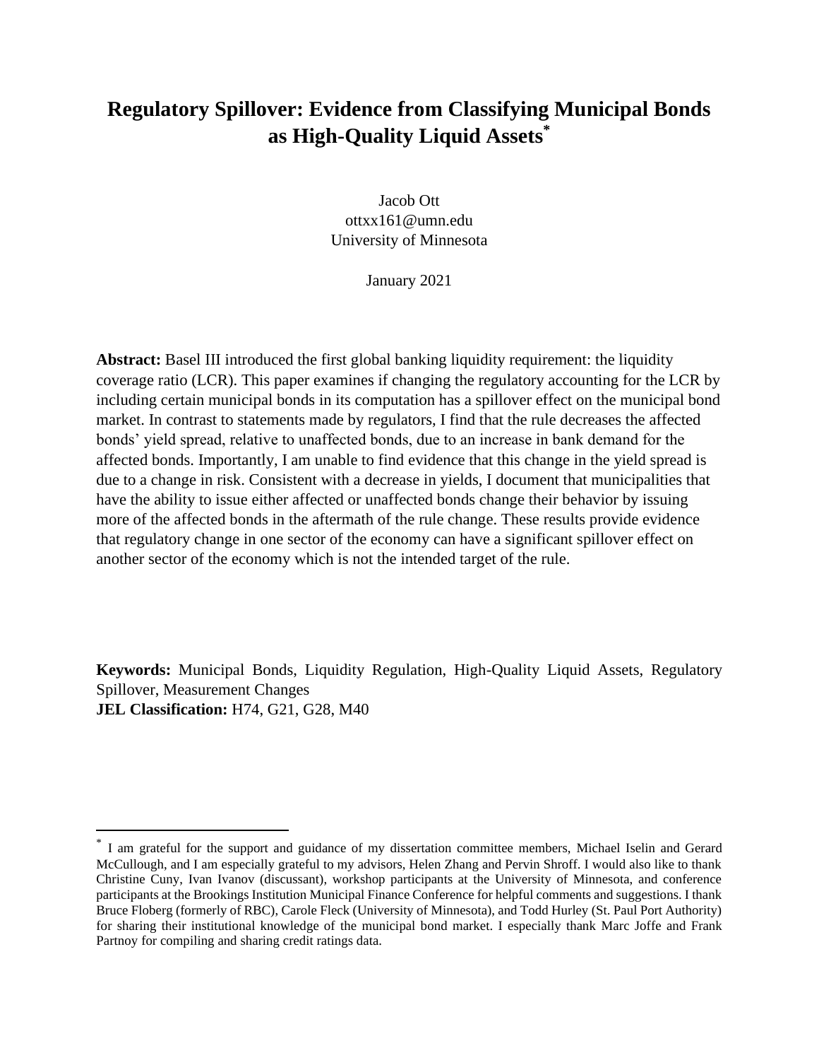# Regulatory Spillover: Evidence from Classifying Municipal Bonds as High-Quality Liquid Assets[*]

Jacob Ott
ottxx161@umn.edu
University of Minnesota

January 2021

**Abstract:** Basel III introduced the first global banking liquidity requirement: the liquidity coverage ratio (LCR). This paper examines if changing the regulatory accounting for the LCR by including certain municipal bonds in its computation has a spillover effect on the municipal bond market. In contrast to statements made by regulators, I find that the rule decreases the affected bonds' yield spread, relative to unaffected bonds, due to an increase in bank demand for the affected bonds. Importantly, I am unable to find evidence that this change in the yield spread is due to a change in risk. Consistent with a decrease in yields, I document that municipalities that have the ability to issue either affected or unaffected bonds change their behavior by issuing more of the affected bonds in the aftermath of the rule change. These results provide evidence that regulatory change in one sector of the economy can have a significant spillover effect on another sector of the economy which is not the intended target of the rule.

**Keywords:** Municipal Bonds, Liquidity Regulation, High-Quality Liquid Assets, Regulatory Spillover, Measurement Changes
**JEL Classification:** H74, G21, G28, M40

---

[*] I am grateful for the support and guidance of my dissertation committee members, Michael Iselin and Gerard McCullough, and I am especially grateful to my advisors, Helen Zhang and Pervin Shroff. I would also like to thank Christine Cuny, Ivan Ivanov (discussant), workshop participants at the University of Minnesota, and conference participants at the Brookings Institution Municipal Finance Conference for helpful comments and suggestions. I thank Bruce Floberg (formerly of RBC), Carole Fleck (University of Minnesota), and Todd Hurley (St. Paul Port Authority) for sharing their institutional knowledge of the municipal bond market. I especially thank Marc Joffe and Frank Partnoy for compiling and sharing credit ratings data.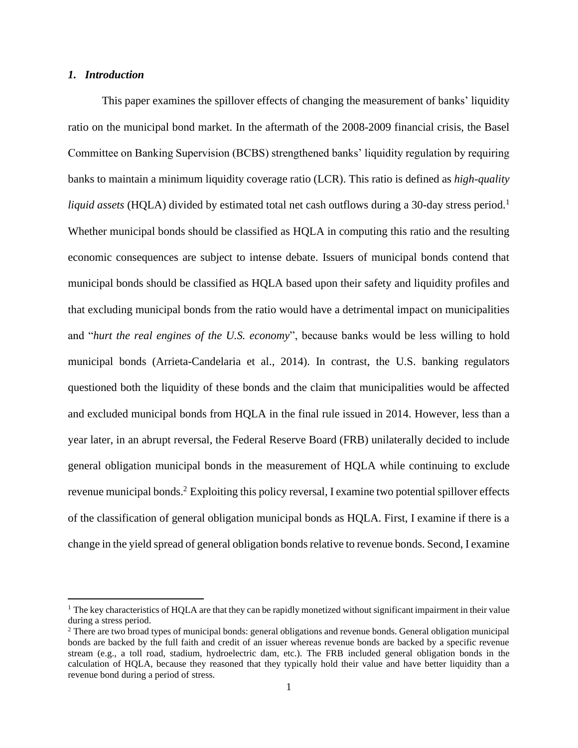### *1. Introduction*

This paper examines the spillover effects of changing the measurement of banks' liquidity ratio on the municipal bond market. In the aftermath of the 2008-2009 financial crisis, the Basel Committee on Banking Supervision (BCBS) strengthened banks' liquidity regulation by requiring banks to maintain a minimum liquidity coverage ratio (LCR). This ratio is defined as *high-quality liquid assets* (HQLA) divided by estimated total net cash outflows during a 30-day stress period.[1] Whether municipal bonds should be classified as HQLA in computing this ratio and the resulting economic consequences are subject to intense debate. Issuers of municipal bonds contend that municipal bonds should be classified as HQLA based upon their safety and liquidity profiles and that excluding municipal bonds from the ratio would have a detrimental impact on municipalities and "*hurt the real engines of the U.S. economy*", because banks would be less willing to hold municipal bonds (Arrieta-Candelaria et al., 2014). In contrast, the U.S. banking regulators questioned both the liquidity of these bonds and the claim that municipalities would be affected and excluded municipal bonds from HQLA in the final rule issued in 2014. However, less than a year later, in an abrupt reversal, the Federal Reserve Board (FRB) unilaterally decided to include general obligation municipal bonds in the measurement of HQLA while continuing to exclude revenue municipal bonds.[2] Exploiting this policy reversal, I examine two potential spillover effects of the classification of general obligation municipal bonds as HQLA. First, I examine if there is a change in the yield spread of general obligation bonds relative to revenue bonds. Second, I examine

[1] The key characteristics of HQLA are that they can be rapidly monetized without significant impairment in their value during a stress period.

[2] There are two broad types of municipal bonds: general obligations and revenue bonds. General obligation municipal bonds are backed by the full faith and credit of an issuer whereas revenue bonds are backed by a specific revenue stream (e.g., a toll road, stadium, hydroelectric dam, etc.). The FRB included general obligation bonds in the calculation of HQLA, because they reasoned that they typically hold their value and have better liquidity than a revenue bond during a period of stress.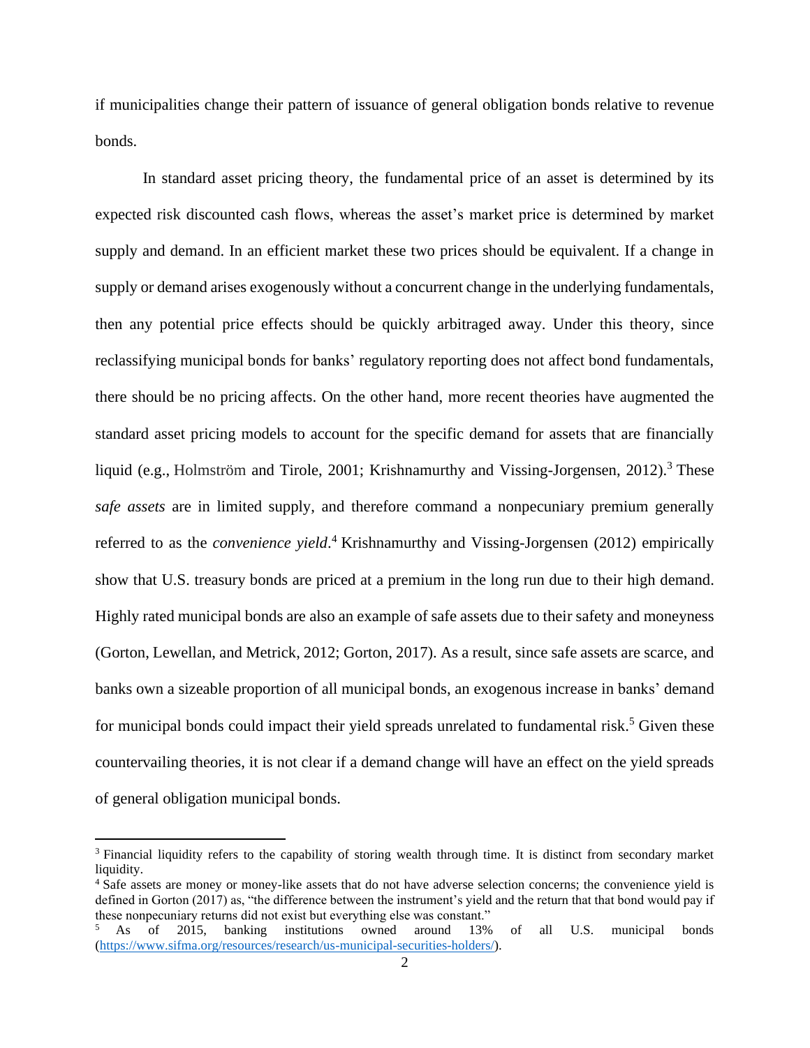if municipalities change their pattern of issuance of general obligation bonds relative to revenue bonds.

In standard asset pricing theory, the fundamental price of an asset is determined by its expected risk discounted cash flows, whereas the asset's market price is determined by market supply and demand. In an efficient market these two prices should be equivalent. If a change in supply or demand arises exogenously without a concurrent change in the underlying fundamentals, then any potential price effects should be quickly arbitraged away. Under this theory, since reclassifying municipal bonds for banks' regulatory reporting does not affect bond fundamentals, there should be no pricing affects. On the other hand, more recent theories have augmented the standard asset pricing models to account for the specific demand for assets that are financially liquid (e.g., Holmström and Tirole, 2001; Krishnamurthy and Vissing-Jorgensen, 2012).[3] These *safe assets* are in limited supply, and therefore command a nonpecuniary premium generally referred to as the *convenience yield*.[4] Krishnamurthy and Vissing-Jorgensen (2012) empirically show that U.S. treasury bonds are priced at a premium in the long run due to their high demand. Highly rated municipal bonds are also an example of safe assets due to their safety and moneyness (Gorton, Lewellan, and Metrick, 2012; Gorton, 2017). As a result, since safe assets are scarce, and banks own a sizeable proportion of all municipal bonds, an exogenous increase in banks' demand for municipal bonds could impact their yield spreads unrelated to fundamental risk.[5] Given these countervailing theories, it is not clear if a demand change will have an effect on the yield spreads of general obligation municipal bonds.

---

[3] Financial liquidity refers to the capability of storing wealth through time. It is distinct from secondary market liquidity.

[4] Safe assets are money or money-like assets that do not have adverse selection concerns; the convenience yield is defined in Gorton (2017) as, "the difference between the instrument's yield and the return that that bond would pay if these nonpecuniary returns did not exist but everything else was constant."

[5] As of 2015, banking institutions owned around 13% of all U.S. municipal bonds (https://www.sifma.org/resources/research/us-municipal-securities-holders/).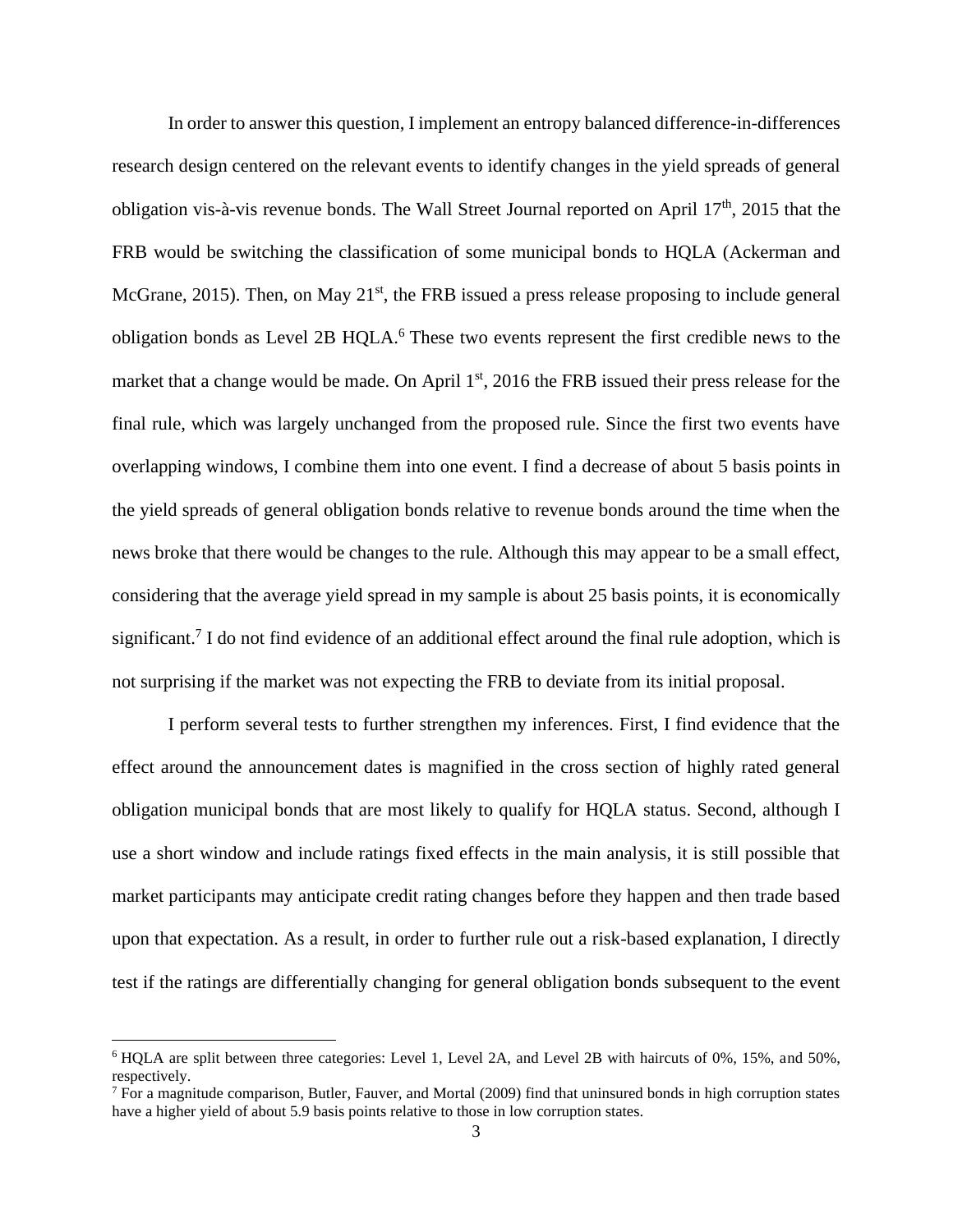In order to answer this question, I implement an entropy balanced difference-in-differences research design centered on the relevant events to identify changes in the yield spreads of general obligation vis-à-vis revenue bonds. The Wall Street Journal reported on April 17th, 2015 that the FRB would be switching the classification of some municipal bonds to HQLA (Ackerman and McGrane, 2015). Then, on May 21st, the FRB issued a press release proposing to include general obligation bonds as Level 2B HQLA.[6] These two events represent the first credible news to the market that a change would be made. On April 1st, 2016 the FRB issued their press release for the final rule, which was largely unchanged from the proposed rule. Since the first two events have overlapping windows, I combine them into one event. I find a decrease of about 5 basis points in the yield spreads of general obligation bonds relative to revenue bonds around the time when the news broke that there would be changes to the rule. Although this may appear to be a small effect, considering that the average yield spread in my sample is about 25 basis points, it is economically significant.[7] I do not find evidence of an additional effect around the final rule adoption, which is not surprising if the market was not expecting the FRB to deviate from its initial proposal.

I perform several tests to further strengthen my inferences. First, I find evidence that the effect around the announcement dates is magnified in the cross section of highly rated general obligation municipal bonds that are most likely to qualify for HQLA status. Second, although I use a short window and include ratings fixed effects in the main analysis, it is still possible that market participants may anticipate credit rating changes before they happen and then trade based upon that expectation. As a result, in order to further rule out a risk-based explanation, I directly test if the ratings are differentially changing for general obligation bonds subsequent to the event

[6] HQLA are split between three categories: Level 1, Level 2A, and Level 2B with haircuts of 0%, 15%, and 50%, respectively.

[7] For a magnitude comparison, Butler, Fauver, and Mortal (2009) find that uninsured bonds in high corruption states have a higher yield of about 5.9 basis points relative to those in low corruption states.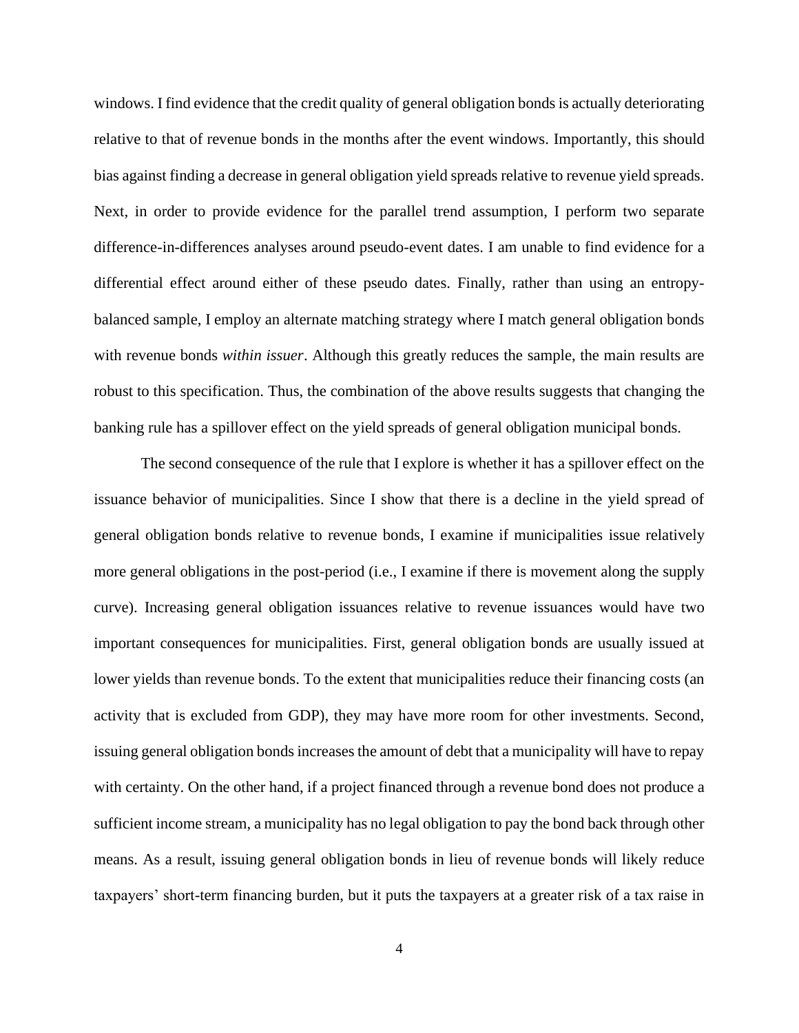windows. I find evidence that the credit quality of general obligation bonds is actually deteriorating relative to that of revenue bonds in the months after the event windows. Importantly, this should bias against finding a decrease in general obligation yield spreads relative to revenue yield spreads. Next, in order to provide evidence for the parallel trend assumption, I perform two separate difference-in-differences analyses around pseudo-event dates. I am unable to find evidence for a differential effect around either of these pseudo dates. Finally, rather than using an entropy-balanced sample, I employ an alternate matching strategy where I match general obligation bonds with revenue bonds *within issuer*. Although this greatly reduces the sample, the main results are robust to this specification. Thus, the combination of the above results suggests that changing the banking rule has a spillover effect on the yield spreads of general obligation municipal bonds.

The second consequence of the rule that I explore is whether it has a spillover effect on the issuance behavior of municipalities. Since I show that there is a decline in the yield spread of general obligation bonds relative to revenue bonds, I examine if municipalities issue relatively more general obligations in the post-period (i.e., I examine if there is movement along the supply curve). Increasing general obligation issuances relative to revenue issuances would have two important consequences for municipalities. First, general obligation bonds are usually issued at lower yields than revenue bonds. To the extent that municipalities reduce their financing costs (an activity that is excluded from GDP), they may have more room for other investments. Second, issuing general obligation bonds increases the amount of debt that a municipality will have to repay with certainty. On the other hand, if a project financed through a revenue bond does not produce a sufficient income stream, a municipality has no legal obligation to pay the bond back through other means. As a result, issuing general obligation bonds in lieu of revenue bonds will likely reduce taxpayers' short-term financing burden, but it puts the taxpayers at a greater risk of a tax raise in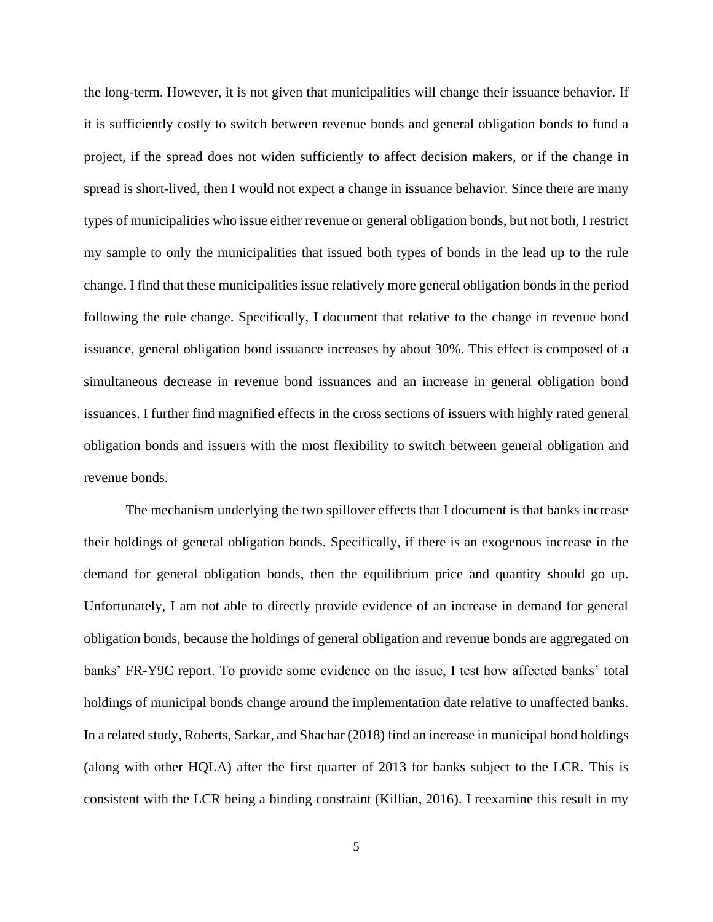the long-term. However, it is not given that municipalities will change their issuance behavior. If it is sufficiently costly to switch between revenue bonds and general obligation bonds to fund a project, if the spread does not widen sufficiently to affect decision makers, or if the change in spread is short-lived, then I would not expect a change in issuance behavior. Since there are many types of municipalities who issue either revenue or general obligation bonds, but not both, I restrict my sample to only the municipalities that issued both types of bonds in the lead up to the rule change. I find that these municipalities issue relatively more general obligation bonds in the period following the rule change. Specifically, I document that relative to the change in revenue bond issuance, general obligation bond issuance increases by about 30%. This effect is composed of a simultaneous decrease in revenue bond issuances and an increase in general obligation bond issuances. I further find magnified effects in the cross sections of issuers with highly rated general obligation bonds and issuers with the most flexibility to switch between general obligation and revenue bonds.

The mechanism underlying the two spillover effects that I document is that banks increase their holdings of general obligation bonds. Specifically, if there is an exogenous increase in the demand for general obligation bonds, then the equilibrium price and quantity should go up. Unfortunately, I am not able to directly provide evidence of an increase in demand for general obligation bonds, because the holdings of general obligation and revenue bonds are aggregated on banks' FR-Y9C report. To provide some evidence on the issue, I test how affected banks' total holdings of municipal bonds change around the implementation date relative to unaffected banks. In a related study, Roberts, Sarkar, and Shachar (2018) find an increase in municipal bond holdings (along with other HQLA) after the first quarter of 2013 for banks subject to the LCR. This is consistent with the LCR being a binding constraint (Killian, 2016). I reexamine this result in my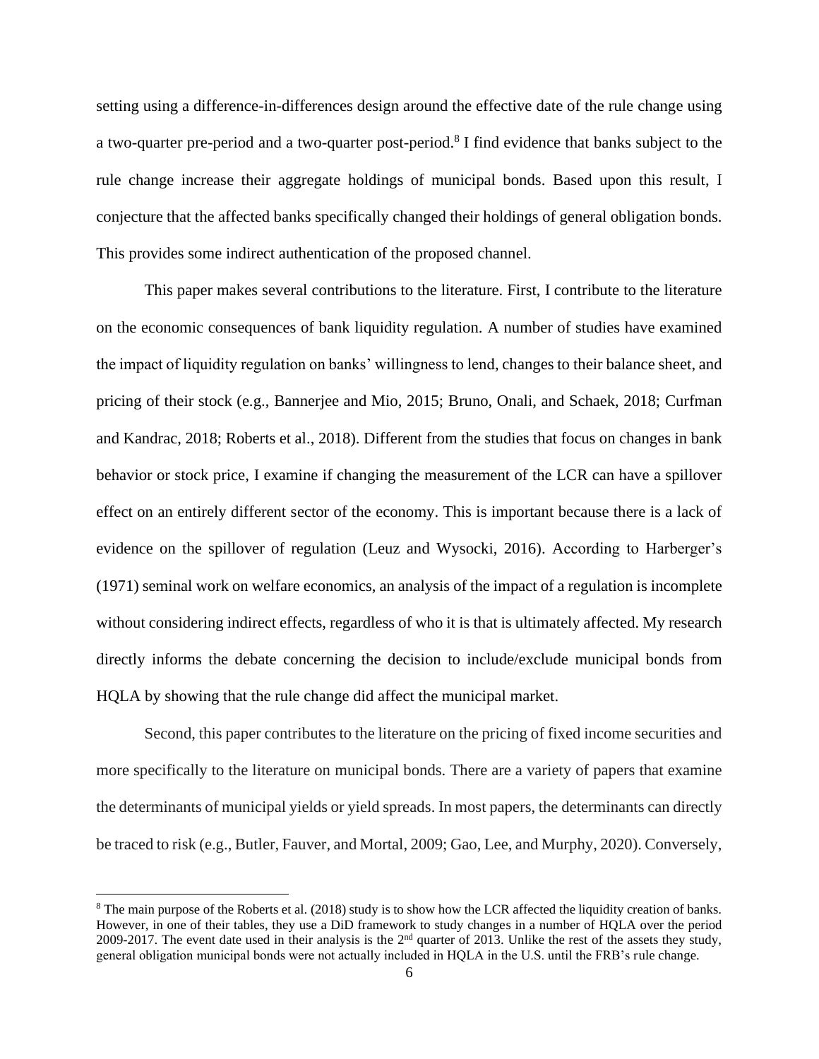setting using a difference-in-differences design around the effective date of the rule change using a two-quarter pre-period and a two-quarter post-period.[8] I find evidence that banks subject to the rule change increase their aggregate holdings of municipal bonds. Based upon this result, I conjecture that the affected banks specifically changed their holdings of general obligation bonds. This provides some indirect authentication of the proposed channel.

This paper makes several contributions to the literature. First, I contribute to the literature on the economic consequences of bank liquidity regulation. A number of studies have examined the impact of liquidity regulation on banks' willingness to lend, changes to their balance sheet, and pricing of their stock (e.g., Bannerjee and Mio, 2015; Bruno, Onali, and Schaek, 2018; Curfman and Kandrac, 2018; Roberts et al., 2018). Different from the studies that focus on changes in bank behavior or stock price, I examine if changing the measurement of the LCR can have a spillover effect on an entirely different sector of the economy. This is important because there is a lack of evidence on the spillover of regulation (Leuz and Wysocki, 2016). According to Harberger's (1971) seminal work on welfare economics, an analysis of the impact of a regulation is incomplete without considering indirect effects, regardless of who it is that is ultimately affected. My research directly informs the debate concerning the decision to include/exclude municipal bonds from HQLA by showing that the rule change did affect the municipal market.

Second, this paper contributes to the literature on the pricing of fixed income securities and more specifically to the literature on municipal bonds. There are a variety of papers that examine the determinants of municipal yields or yield spreads. In most papers, the determinants can directly be traced to risk (e.g., Butler, Fauver, and Mortal, 2009; Gao, Lee, and Murphy, 2020). Conversely,

[8] The main purpose of the Roberts et al. (2018) study is to show how the LCR affected the liquidity creation of banks. However, in one of their tables, they use a DiD framework to study changes in a number of HQLA over the period 2009-2017. The event date used in their analysis is the 2nd quarter of 2013. Unlike the rest of the assets they study, general obligation municipal bonds were not actually included in HQLA in the U.S. until the FRB's rule change.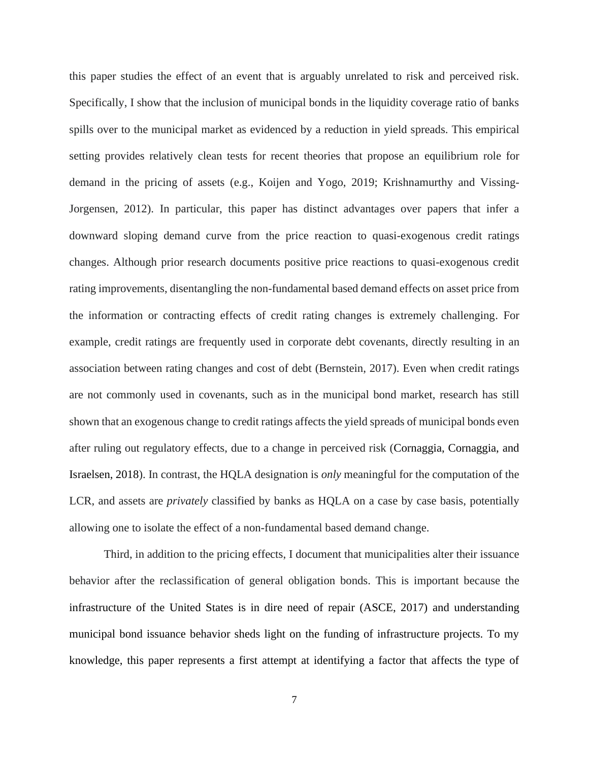this paper studies the effect of an event that is arguably unrelated to risk and perceived risk. Specifically, I show that the inclusion of municipal bonds in the liquidity coverage ratio of banks spills over to the municipal market as evidenced by a reduction in yield spreads. This empirical setting provides relatively clean tests for recent theories that propose an equilibrium role for demand in the pricing of assets (e.g., Koijen and Yogo, 2019; Krishnamurthy and Vissing-Jorgensen, 2012). In particular, this paper has distinct advantages over papers that infer a downward sloping demand curve from the price reaction to quasi-exogenous credit ratings changes. Although prior research documents positive price reactions to quasi-exogenous credit rating improvements, disentangling the non-fundamental based demand effects on asset price from the information or contracting effects of credit rating changes is extremely challenging. For example, credit ratings are frequently used in corporate debt covenants, directly resulting in an association between rating changes and cost of debt (Bernstein, 2017). Even when credit ratings are not commonly used in covenants, such as in the municipal bond market, research has still shown that an exogenous change to credit ratings affects the yield spreads of municipal bonds even after ruling out regulatory effects, due to a change in perceived risk (Cornaggia, Cornaggia, and Israelsen, 2018). In contrast, the HQLA designation is *only* meaningful for the computation of the LCR, and assets are *privately* classified by banks as HQLA on a case by case basis, potentially allowing one to isolate the effect of a non-fundamental based demand change.

Third, in addition to the pricing effects, I document that municipalities alter their issuance behavior after the reclassification of general obligation bonds. This is important because the infrastructure of the United States is in dire need of repair (ASCE, 2017) and understanding municipal bond issuance behavior sheds light on the funding of infrastructure projects. To my knowledge, this paper represents a first attempt at identifying a factor that affects the type of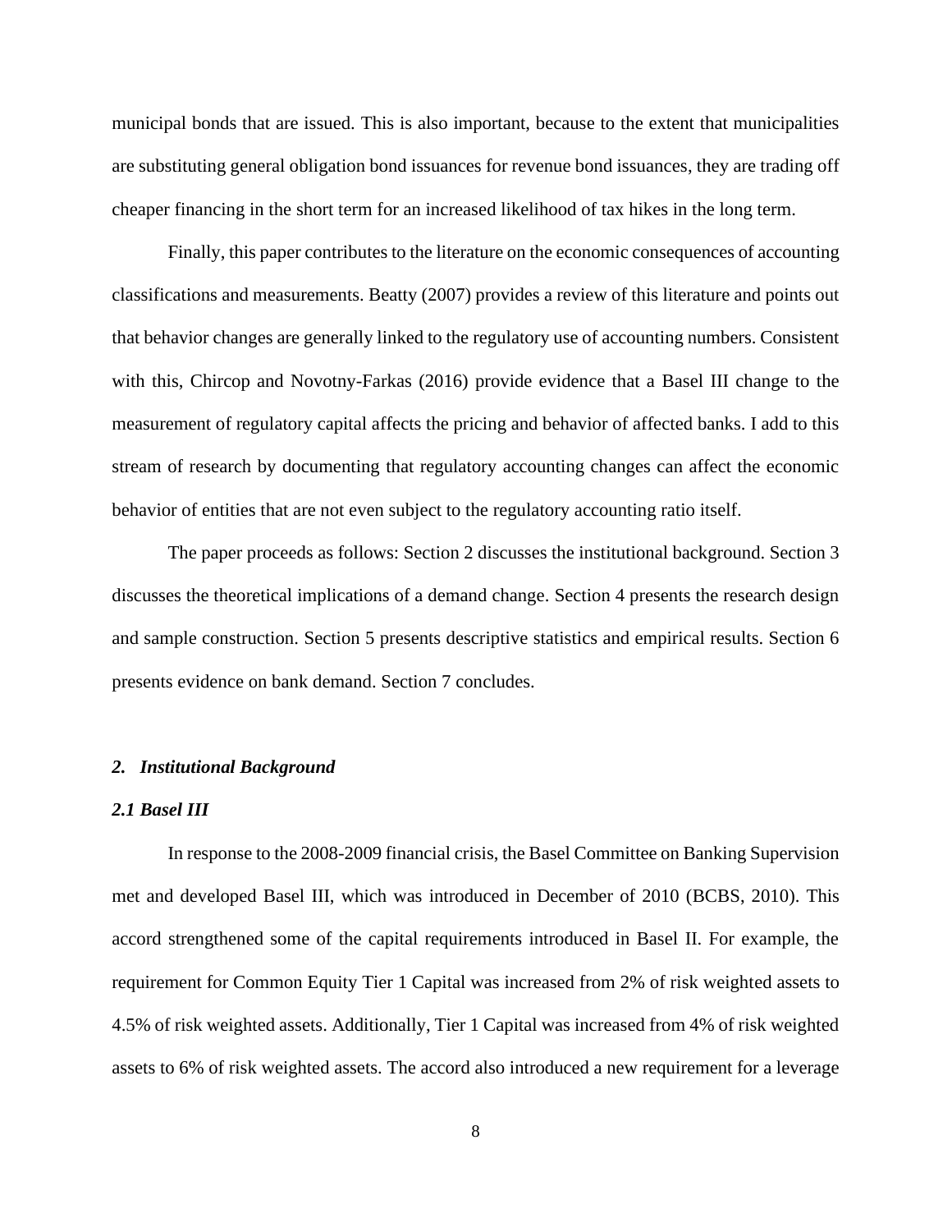municipal bonds that are issued. This is also important, because to the extent that municipalities are substituting general obligation bond issuances for revenue bond issuances, they are trading off cheaper financing in the short term for an increased likelihood of tax hikes in the long term.

Finally, this paper contributes to the literature on the economic consequences of accounting classifications and measurements. Beatty (2007) provides a review of this literature and points out that behavior changes are generally linked to the regulatory use of accounting numbers. Consistent with this, Chircop and Novotny-Farkas (2016) provide evidence that a Basel III change to the measurement of regulatory capital affects the pricing and behavior of affected banks. I add to this stream of research by documenting that regulatory accounting changes can affect the economic behavior of entities that are not even subject to the regulatory accounting ratio itself.

The paper proceeds as follows: Section 2 discusses the institutional background. Section 3 discusses the theoretical implications of a demand change. Section 4 presents the research design and sample construction. Section 5 presents descriptive statistics and empirical results. Section 6 presents evidence on bank demand. Section 7 concludes.

## *2. Institutional Background*

### *2.1 Basel III*

In response to the 2008-2009 financial crisis, the Basel Committee on Banking Supervision met and developed Basel III, which was introduced in December of 2010 (BCBS, 2010). This accord strengthened some of the capital requirements introduced in Basel II. For example, the requirement for Common Equity Tier 1 Capital was increased from 2% of risk weighted assets to 4.5% of risk weighted assets. Additionally, Tier 1 Capital was increased from 4% of risk weighted assets to 6% of risk weighted assets. The accord also introduced a new requirement for a leverage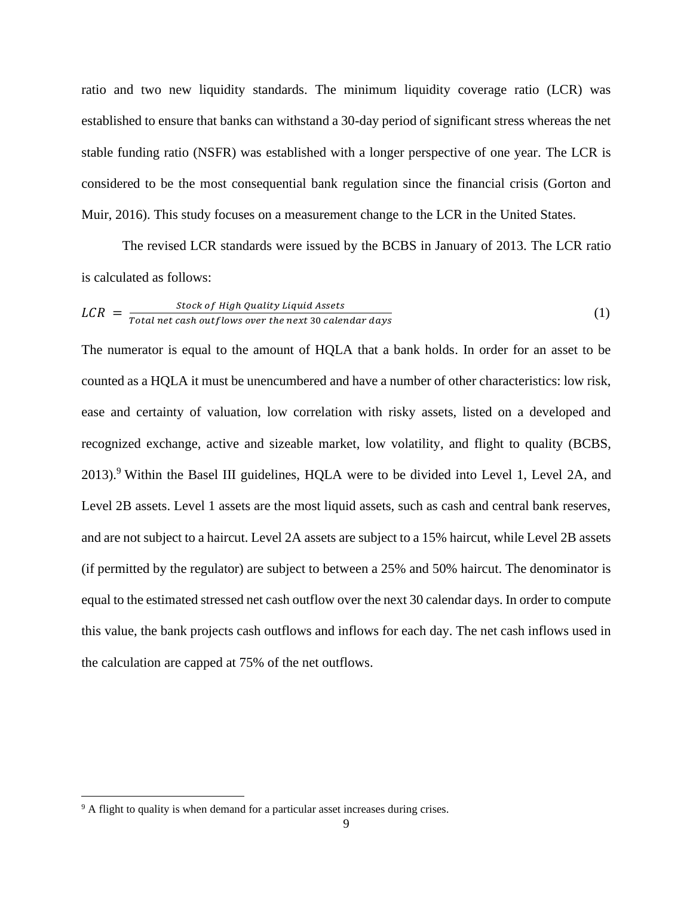ratio and two new liquidity standards. The minimum liquidity coverage ratio (LCR) was established to ensure that banks can withstand a 30-day period of significant stress whereas the net stable funding ratio (NSFR) was established with a longer perspective of one year. The LCR is considered to be the most consequential bank regulation since the financial crisis (Gorton and Muir, 2016). This study focuses on a measurement change to the LCR in the United States.

The revised LCR standards were issued by the BCBS in January of 2013. The LCR ratio is calculated as follows:

$$LCR = \frac{Stock\ of\ High\ Quality\ Liquid\ Assets}{Total\ net\ cash\ outflows\ over\ the\ next\ 30\ calendar\ days} \tag{1}$$

The numerator is equal to the amount of HQLA that a bank holds. In order for an asset to be counted as a HQLA it must be unencumbered and have a number of other characteristics: low risk, ease and certainty of valuation, low correlation with risky assets, listed on a developed and recognized exchange, active and sizeable market, low volatility, and flight to quality (BCBS, 2013).[9] Within the Basel III guidelines, HQLA were to be divided into Level 1, Level 2A, and Level 2B assets. Level 1 assets are the most liquid assets, such as cash and central bank reserves, and are not subject to a haircut. Level 2A assets are subject to a 15% haircut, while Level 2B assets (if permitted by the regulator) are subject to between a 25% and 50% haircut. The denominator is equal to the estimated stressed net cash outflow over the next 30 calendar days. In order to compute this value, the bank projects cash outflows and inflows for each day. The net cash inflows used in the calculation are capped at 75% of the net outflows.

[9] A flight to quality is when demand for a particular asset increases during crises.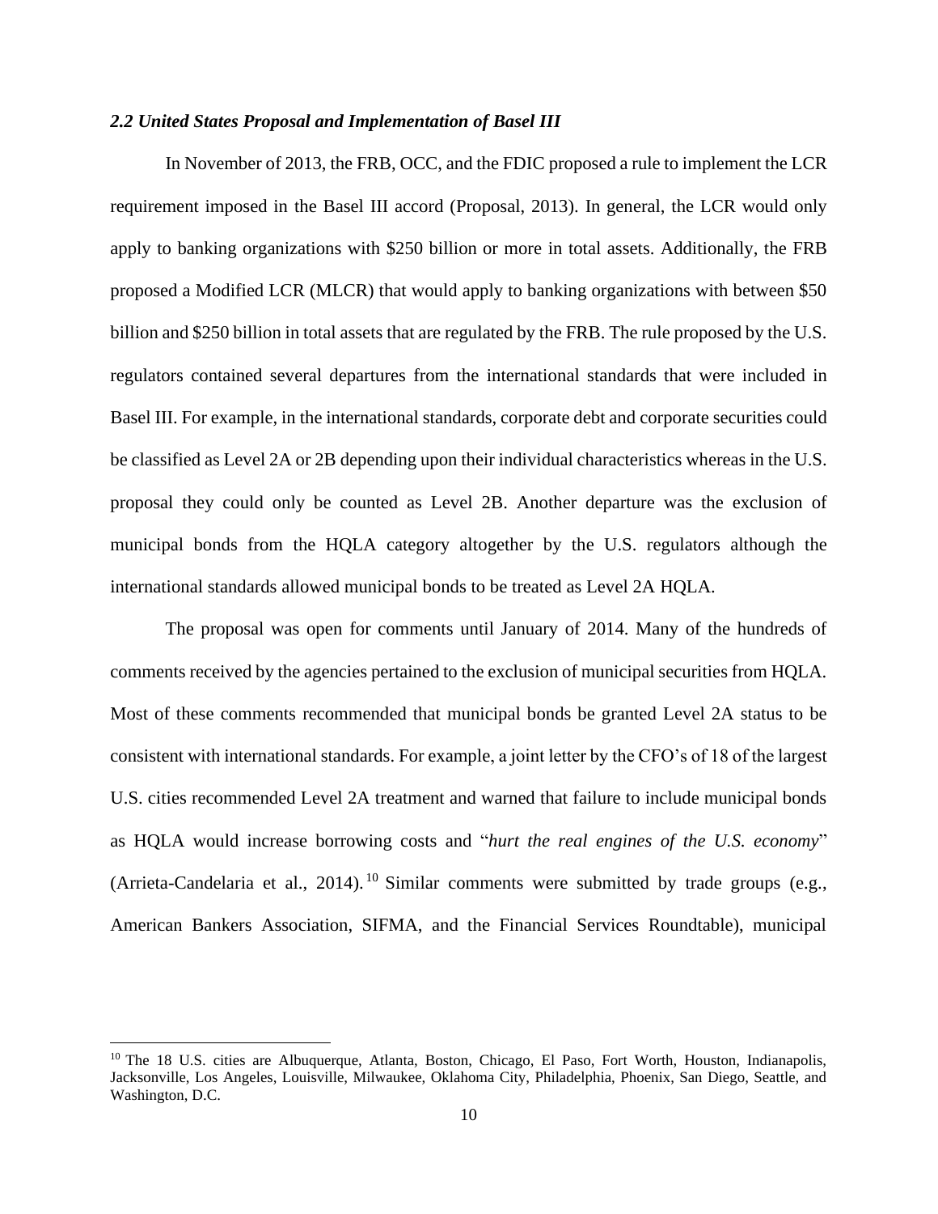### *2.2 United States Proposal and Implementation of Basel III*

In November of 2013, the FRB, OCC, and the FDIC proposed a rule to implement the LCR requirement imposed in the Basel III accord (Proposal, 2013). In general, the LCR would only apply to banking organizations with \$250 billion or more in total assets. Additionally, the FRB proposed a Modified LCR (MLCR) that would apply to banking organizations with between \$50 billion and \$250 billion in total assets that are regulated by the FRB. The rule proposed by the U.S. regulators contained several departures from the international standards that were included in Basel III. For example, in the international standards, corporate debt and corporate securities could be classified as Level 2A or 2B depending upon their individual characteristics whereas in the U.S. proposal they could only be counted as Level 2B. Another departure was the exclusion of municipal bonds from the HQLA category altogether by the U.S. regulators although the international standards allowed municipal bonds to be treated as Level 2A HQLA.

The proposal was open for comments until January of 2014. Many of the hundreds of comments received by the agencies pertained to the exclusion of municipal securities from HQLA. Most of these comments recommended that municipal bonds be granted Level 2A status to be consistent with international standards. For example, a joint letter by the CFO's of 18 of the largest U.S. cities recommended Level 2A treatment and warned that failure to include municipal bonds as HQLA would increase borrowing costs and "*hurt the real engines of the U.S. economy*" (Arrieta-Candelaria et al., 2014).[10] Similar comments were submitted by trade groups (e.g., American Bankers Association, SIFMA, and the Financial Services Roundtable), municipal

[10] The 18 U.S. cities are Albuquerque, Atlanta, Boston, Chicago, El Paso, Fort Worth, Houston, Indianapolis, Jacksonville, Los Angeles, Louisville, Milwaukee, Oklahoma City, Philadelphia, Phoenix, San Diego, Seattle, and Washington, D.C.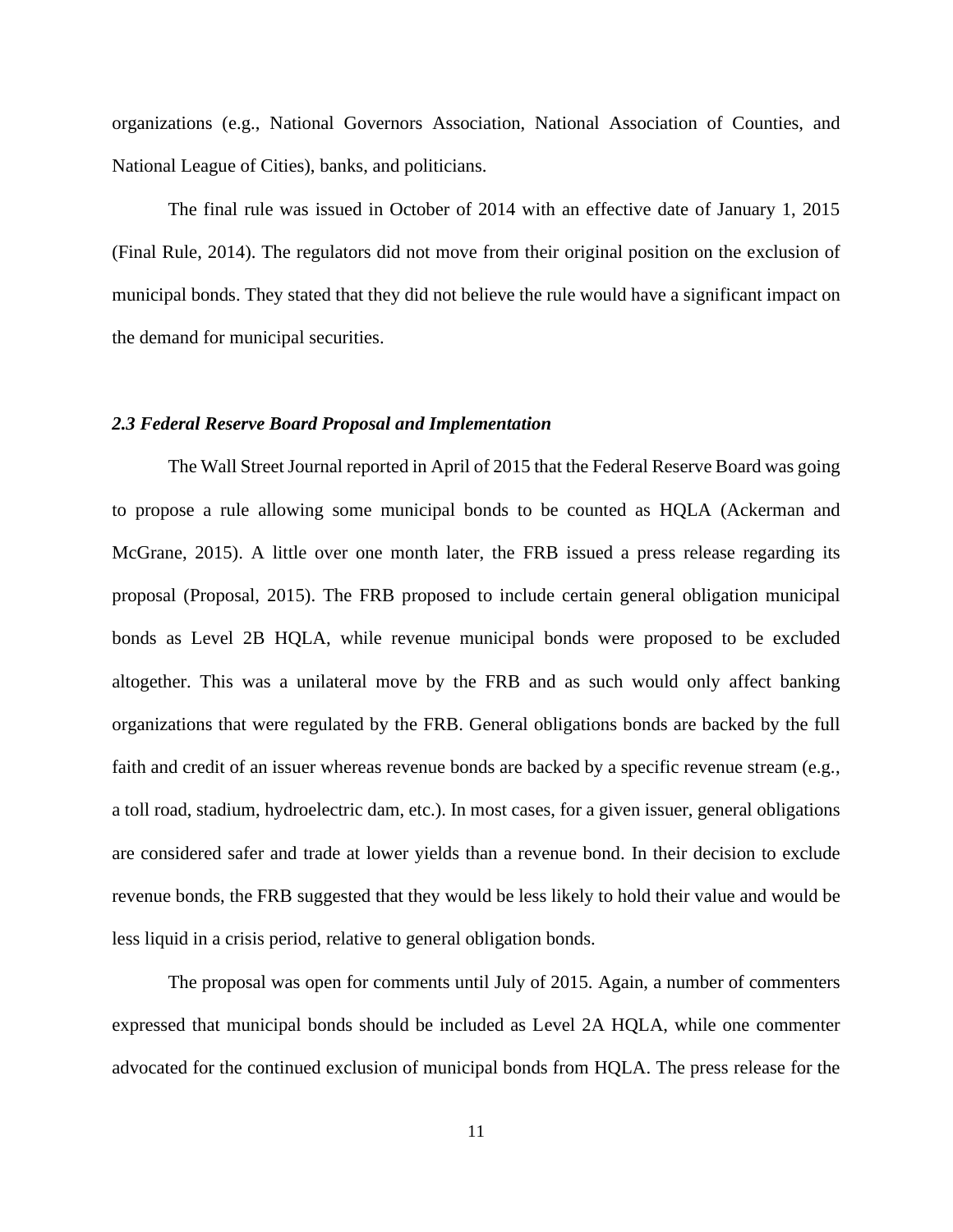organizations (e.g., National Governors Association, National Association of Counties, and National League of Cities), banks, and politicians.

The final rule was issued in October of 2014 with an effective date of January 1, 2015 (Final Rule, 2014). The regulators did not move from their original position on the exclusion of municipal bonds. They stated that they did not believe the rule would have a significant impact on the demand for municipal securities.

### *2.3 Federal Reserve Board Proposal and Implementation*

The Wall Street Journal reported in April of 2015 that the Federal Reserve Board was going to propose a rule allowing some municipal bonds to be counted as HQLA (Ackerman and McGrane, 2015). A little over one month later, the FRB issued a press release regarding its proposal (Proposal, 2015). The FRB proposed to include certain general obligation municipal bonds as Level 2B HQLA, while revenue municipal bonds were proposed to be excluded altogether. This was a unilateral move by the FRB and as such would only affect banking organizations that were regulated by the FRB. General obligations bonds are backed by the full faith and credit of an issuer whereas revenue bonds are backed by a specific revenue stream (e.g., a toll road, stadium, hydroelectric dam, etc.). In most cases, for a given issuer, general obligations are considered safer and trade at lower yields than a revenue bond. In their decision to exclude revenue bonds, the FRB suggested that they would be less likely to hold their value and would be less liquid in a crisis period, relative to general obligation bonds.

The proposal was open for comments until July of 2015. Again, a number of commenters expressed that municipal bonds should be included as Level 2A HQLA, while one commenter advocated for the continued exclusion of municipal bonds from HQLA. The press release for the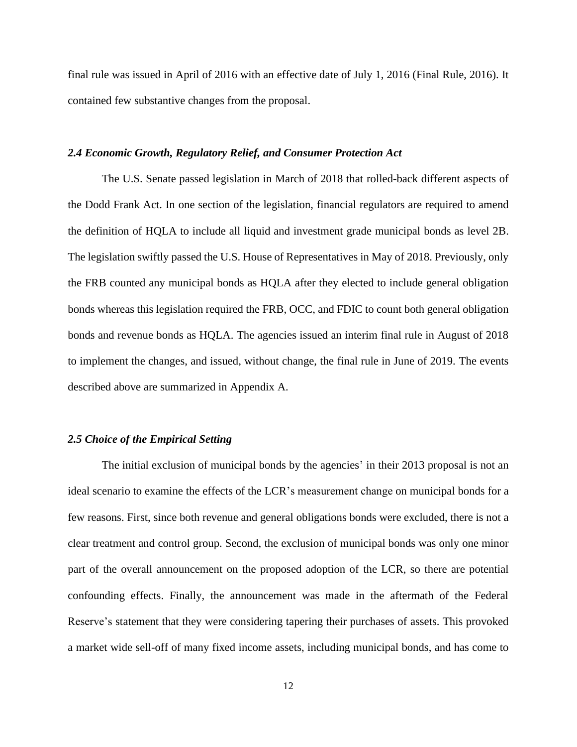final rule was issued in April of 2016 with an effective date of July 1, 2016 (Final Rule, 2016). It contained few substantive changes from the proposal.

### *2.4 Economic Growth, Regulatory Relief, and Consumer Protection Act*

The U.S. Senate passed legislation in March of 2018 that rolled-back different aspects of the Dodd Frank Act. In one section of the legislation, financial regulators are required to amend the definition of HQLA to include all liquid and investment grade municipal bonds as level 2B. The legislation swiftly passed the U.S. House of Representatives in May of 2018. Previously, only the FRB counted any municipal bonds as HQLA after they elected to include general obligation bonds whereas this legislation required the FRB, OCC, and FDIC to count both general obligation bonds and revenue bonds as HQLA. The agencies issued an interim final rule in August of 2018 to implement the changes, and issued, without change, the final rule in June of 2019. The events described above are summarized in Appendix A.

### *2.5 Choice of the Empirical Setting*

The initial exclusion of municipal bonds by the agencies' in their 2013 proposal is not an ideal scenario to examine the effects of the LCR's measurement change on municipal bonds for a few reasons. First, since both revenue and general obligations bonds were excluded, there is not a clear treatment and control group. Second, the exclusion of municipal bonds was only one minor part of the overall announcement on the proposed adoption of the LCR, so there are potential confounding effects. Finally, the announcement was made in the aftermath of the Federal Reserve's statement that they were considering tapering their purchases of assets. This provoked a market wide sell-off of many fixed income assets, including municipal bonds, and has come to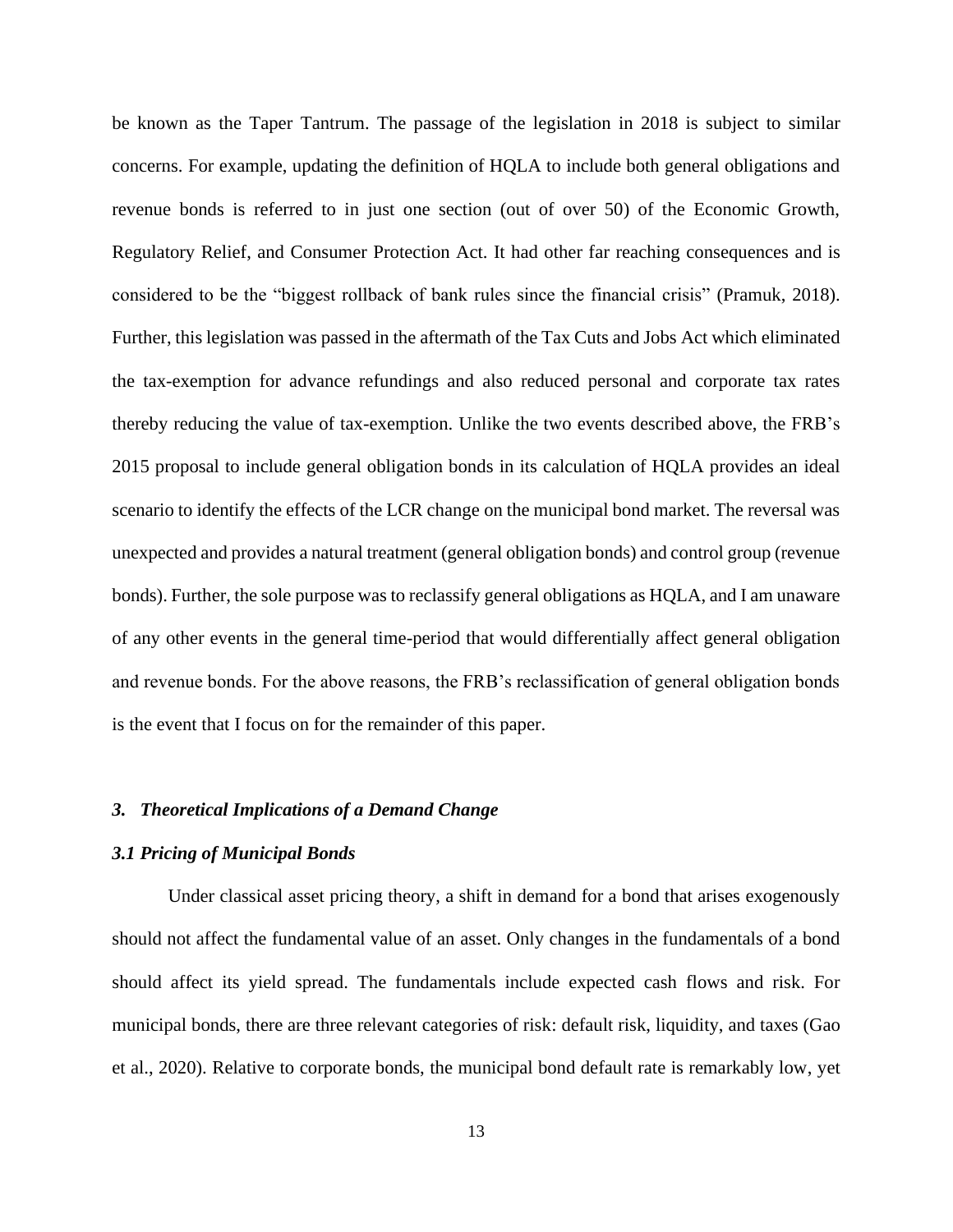be known as the Taper Tantrum. The passage of the legislation in 2018 is subject to similar concerns. For example, updating the definition of HQLA to include both general obligations and revenue bonds is referred to in just one section (out of over 50) of the Economic Growth, Regulatory Relief, and Consumer Protection Act. It had other far reaching consequences and is considered to be the "biggest rollback of bank rules since the financial crisis" (Pramuk, 2018). Further, this legislation was passed in the aftermath of the Tax Cuts and Jobs Act which eliminated the tax-exemption for advance refundings and also reduced personal and corporate tax rates thereby reducing the value of tax-exemption. Unlike the two events described above, the FRB's 2015 proposal to include general obligation bonds in its calculation of HQLA provides an ideal scenario to identify the effects of the LCR change on the municipal bond market. The reversal was unexpected and provides a natural treatment (general obligation bonds) and control group (revenue bonds). Further, the sole purpose was to reclassify general obligations as HQLA, and I am unaware of any other events in the general time-period that would differentially affect general obligation and revenue bonds. For the above reasons, the FRB's reclassification of general obligation bonds is the event that I focus on for the remainder of this paper.

## *3. Theoretical Implications of a Demand Change*

### *3.1 Pricing of Municipal Bonds*

Under classical asset pricing theory, a shift in demand for a bond that arises exogenously should not affect the fundamental value of an asset. Only changes in the fundamentals of a bond should affect its yield spread. The fundamentals include expected cash flows and risk. For municipal bonds, there are three relevant categories of risk: default risk, liquidity, and taxes (Gao et al., 2020). Relative to corporate bonds, the municipal bond default rate is remarkably low, yet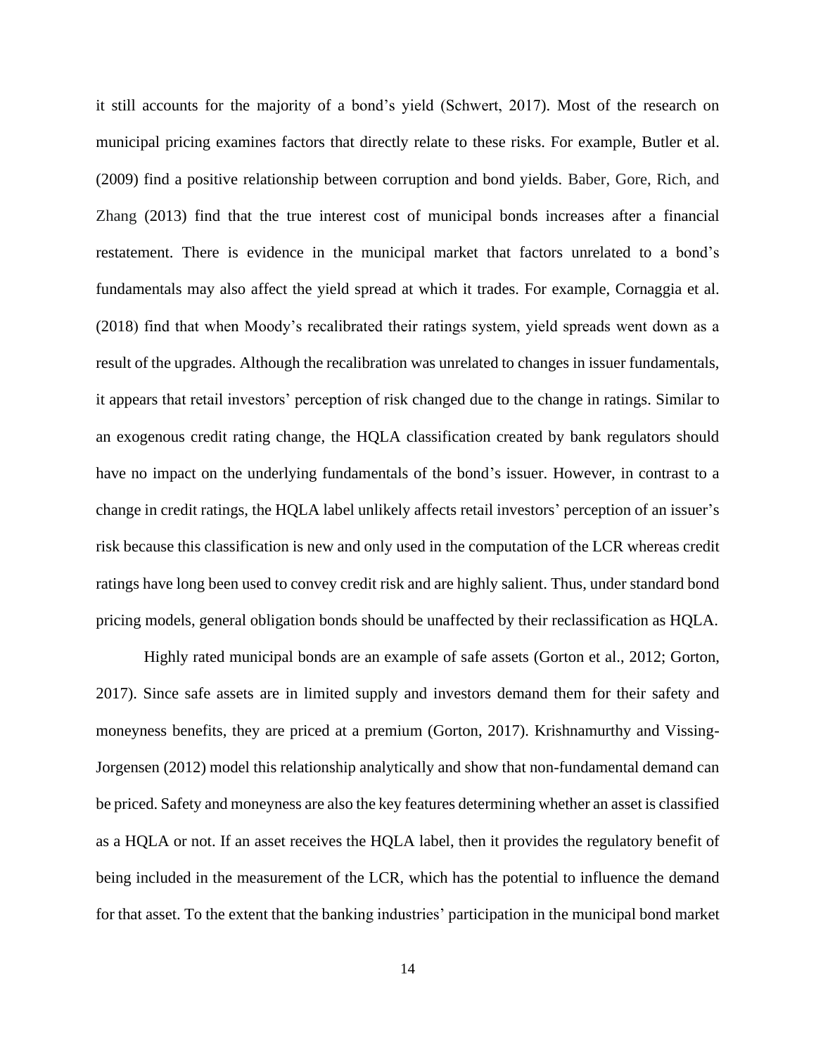it still accounts for the majority of a bond's yield (Schwert, 2017). Most of the research on municipal pricing examines factors that directly relate to these risks. For example, Butler et al. (2009) find a positive relationship between corruption and bond yields. Baber, Gore, Rich, and Zhang (2013) find that the true interest cost of municipal bonds increases after a financial restatement. There is evidence in the municipal market that factors unrelated to a bond's fundamentals may also affect the yield spread at which it trades. For example, Cornaggia et al. (2018) find that when Moody's recalibrated their ratings system, yield spreads went down as a result of the upgrades. Although the recalibration was unrelated to changes in issuer fundamentals, it appears that retail investors' perception of risk changed due to the change in ratings. Similar to an exogenous credit rating change, the HQLA classification created by bank regulators should have no impact on the underlying fundamentals of the bond's issuer. However, in contrast to a change in credit ratings, the HQLA label unlikely affects retail investors' perception of an issuer's risk because this classification is new and only used in the computation of the LCR whereas credit ratings have long been used to convey credit risk and are highly salient. Thus, under standard bond pricing models, general obligation bonds should be unaffected by their reclassification as HQLA.

Highly rated municipal bonds are an example of safe assets (Gorton et al., 2012; Gorton, 2017). Since safe assets are in limited supply and investors demand them for their safety and moneyness benefits, they are priced at a premium (Gorton, 2017). Krishnamurthy and Vissing-Jorgensen (2012) model this relationship analytically and show that non-fundamental demand can be priced. Safety and moneyness are also the key features determining whether an asset is classified as a HQLA or not. If an asset receives the HQLA label, then it provides the regulatory benefit of being included in the measurement of the LCR, which has the potential to influence the demand for that asset. To the extent that the banking industries' participation in the municipal bond market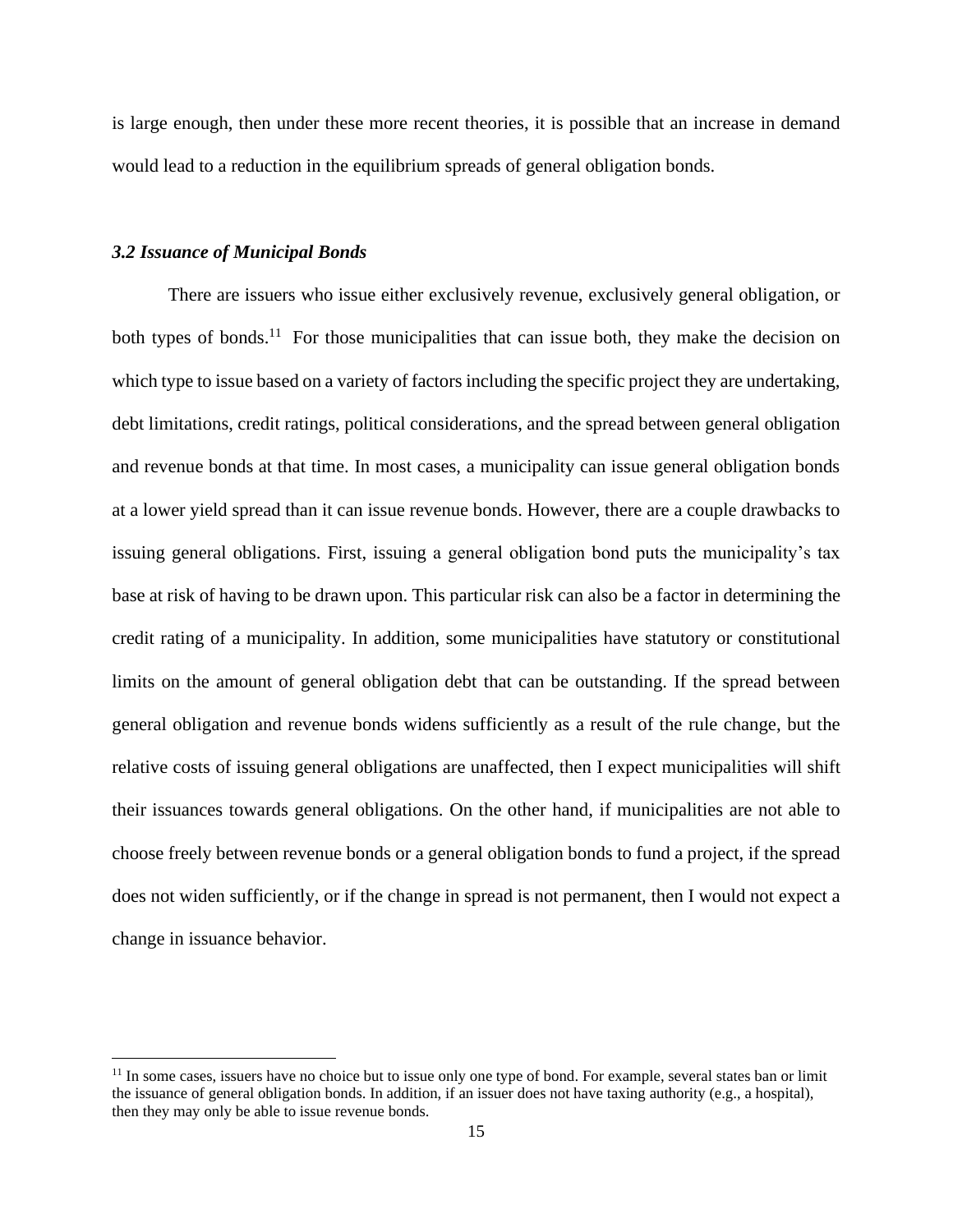is large enough, then under these more recent theories, it is possible that an increase in demand would lead to a reduction in the equilibrium spreads of general obligation bonds.

### *3.2 Issuance of Municipal Bonds*

There are issuers who issue either exclusively revenue, exclusively general obligation, or both types of bonds.[11] For those municipalities that can issue both, they make the decision on which type to issue based on a variety of factors including the specific project they are undertaking, debt limitations, credit ratings, political considerations, and the spread between general obligation and revenue bonds at that time. In most cases, a municipality can issue general obligation bonds at a lower yield spread than it can issue revenue bonds. However, there are a couple drawbacks to issuing general obligations. First, issuing a general obligation bond puts the municipality's tax base at risk of having to be drawn upon. This particular risk can also be a factor in determining the credit rating of a municipality. In addition, some municipalities have statutory or constitutional limits on the amount of general obligation debt that can be outstanding. If the spread between general obligation and revenue bonds widens sufficiently as a result of the rule change, but the relative costs of issuing general obligations are unaffected, then I expect municipalities will shift their issuances towards general obligations. On the other hand, if municipalities are not able to choose freely between revenue bonds or a general obligation bonds to fund a project, if the spread does not widen sufficiently, or if the change in spread is not permanent, then I would not expect a change in issuance behavior.

[11] In some cases, issuers have no choice but to issue only one type of bond. For example, several states ban or limit the issuance of general obligation bonds. In addition, if an issuer does not have taxing authority (e.g., a hospital), then they may only be able to issue revenue bonds.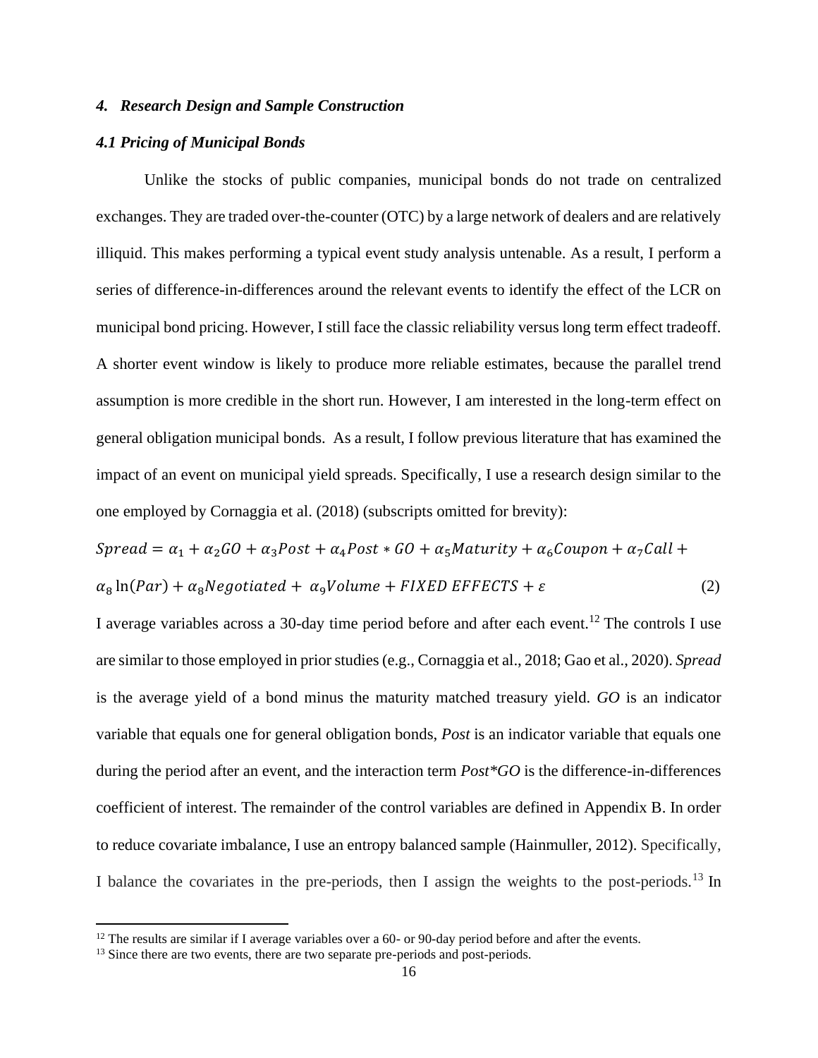### *4. Research Design and Sample Construction*

#### *4.1 Pricing of Municipal Bonds*

Unlike the stocks of public companies, municipal bonds do not trade on centralized exchanges. They are traded over-the-counter (OTC) by a large network of dealers and are relatively illiquid. This makes performing a typical event study analysis untenable. As a result, I perform a series of difference-in-differences around the relevant events to identify the effect of the LCR on municipal bond pricing. However, I still face the classic reliability versus long term effect tradeoff. A shorter event window is likely to produce more reliable estimates, because the parallel trend assumption is more credible in the short run. However, I am interested in the long-term effect on general obligation municipal bonds. As a result, I follow previous literature that has examined the impact of an event on municipal yield spreads. Specifically, I use a research design similar to the one employed by Cornaggia et al. (2018) (subscripts omitted for brevity):

$$Spread = \alpha_1 + \alpha_2 GO + \alpha_3 Post + \alpha_4 Post * GO + \alpha_5 Maturity + \alpha_6 Coupon + \alpha_7 Call + \alpha_8 \ln(Par) + \alpha_8 Negotiated + \alpha_9 Volume + FIXED\ EFFECTS + \varepsilon \quad (2)$$

I average variables across a 30-day time period before and after each event.[12] The controls I use are similar to those employed in prior studies (e.g., Cornaggia et al., 2018; Gao et al., 2020). *Spread* is the average yield of a bond minus the maturity matched treasury yield. *GO* is an indicator variable that equals one for general obligation bonds, *Post* is an indicator variable that equals one during the period after an event, and the interaction term *Post\*GO* is the difference-in-differences coefficient of interest. The remainder of the control variables are defined in Appendix B. In order to reduce covariate imbalance, I use an entropy balanced sample (Hainmuller, 2012). Specifically, I balance the covariates in the pre-periods, then I assign the weights to the post-periods.[13] In

[12] The results are similar if I average variables over a 60- or 90-day period before and after the events.

[13] Since there are two events, there are two separate pre-periods and post-periods.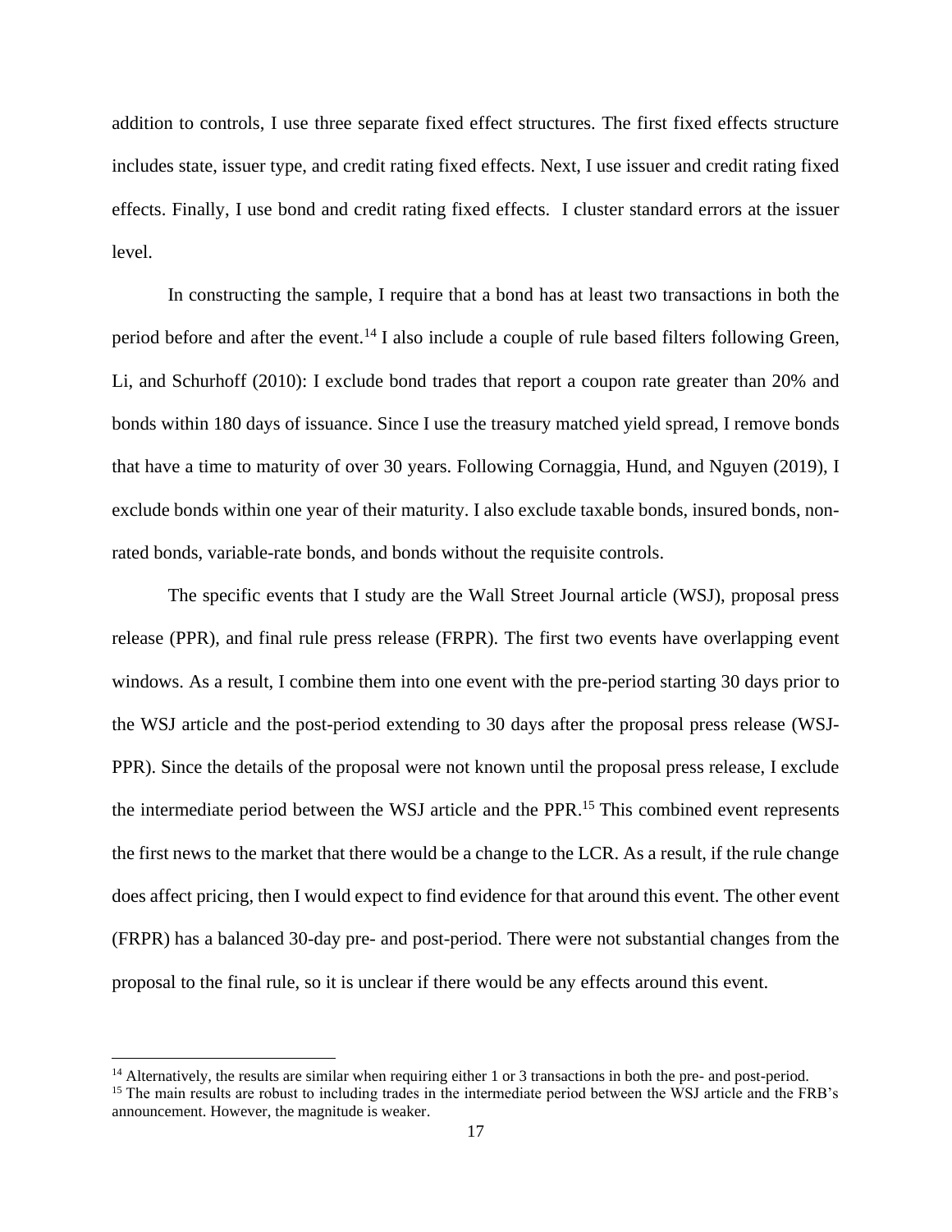addition to controls, I use three separate fixed effect structures. The first fixed effects structure includes state, issuer type, and credit rating fixed effects. Next, I use issuer and credit rating fixed effects. Finally, I use bond and credit rating fixed effects. I cluster standard errors at the issuer level.

In constructing the sample, I require that a bond has at least two transactions in both the period before and after the event.[14] I also include a couple of rule based filters following Green, Li, and Schurhoff (2010): I exclude bond trades that report a coupon rate greater than 20% and bonds within 180 days of issuance. Since I use the treasury matched yield spread, I remove bonds that have a time to maturity of over 30 years. Following Cornaggia, Hund, and Nguyen (2019), I exclude bonds within one year of their maturity. I also exclude taxable bonds, insured bonds, non-rated bonds, variable-rate bonds, and bonds without the requisite controls.

The specific events that I study are the Wall Street Journal article (WSJ), proposal press release (PPR), and final rule press release (FRPR). The first two events have overlapping event windows. As a result, I combine them into one event with the pre-period starting 30 days prior to the WSJ article and the post-period extending to 30 days after the proposal press release (WSJ-PPR). Since the details of the proposal were not known until the proposal press release, I exclude the intermediate period between the WSJ article and the PPR.[15] This combined event represents the first news to the market that there would be a change to the LCR. As a result, if the rule change does affect pricing, then I would expect to find evidence for that around this event. The other event (FRPR) has a balanced 30-day pre- and post-period. There were not substantial changes from the proposal to the final rule, so it is unclear if there would be any effects around this event.

---

[14] Alternatively, the results are similar when requiring either 1 or 3 transactions in both the pre- and post-period.

[15] The main results are robust to including trades in the intermediate period between the WSJ article and the FRB's announcement. However, the magnitude is weaker.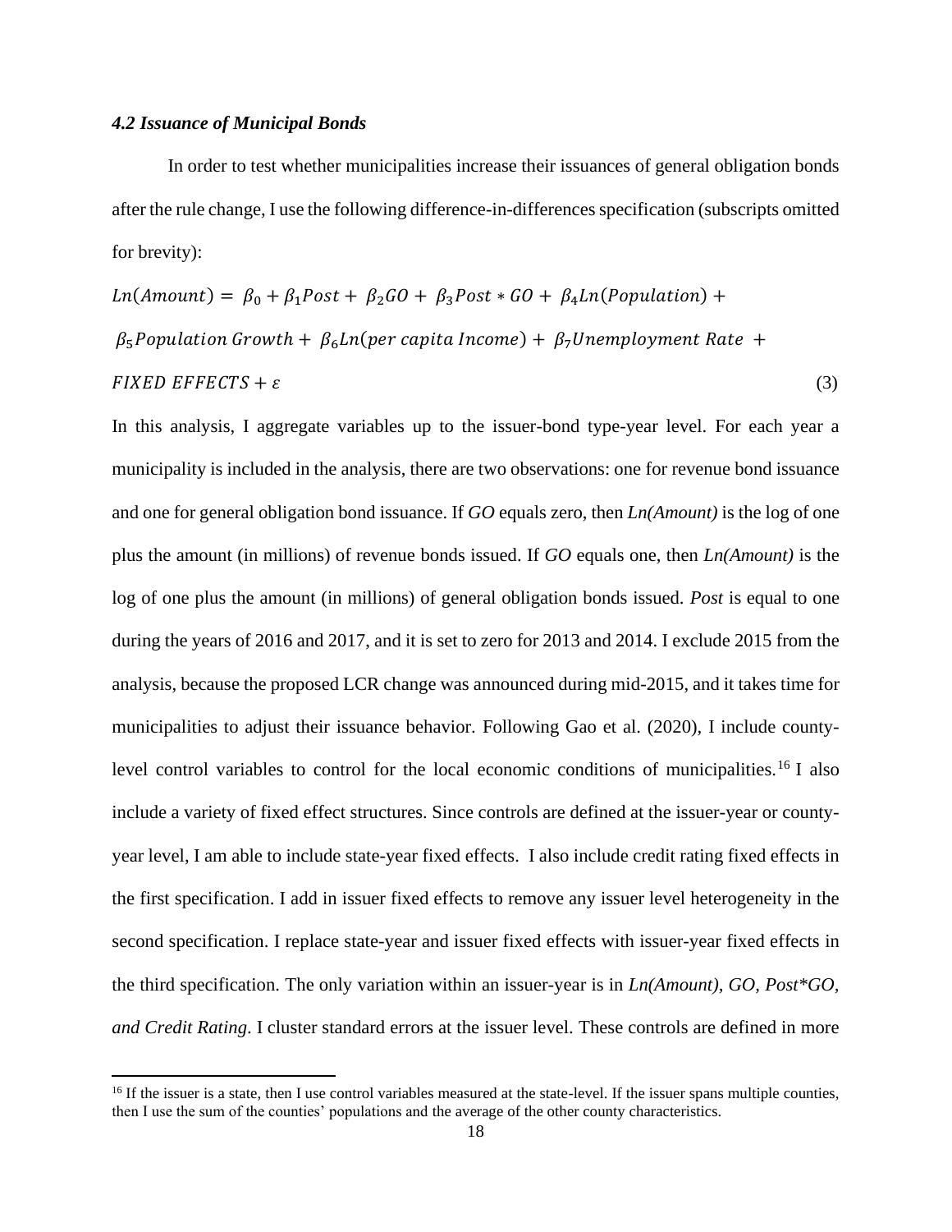### *4.2 Issuance of Municipal Bonds*

In order to test whether municipalities increase their issuances of general obligation bonds after the rule change, I use the following difference-in-differences specification (subscripts omitted for brevity):

$$Ln(Amount) = \beta_0 + \beta_1 Post + \beta_2 GO + \beta_3 Post * GO + \beta_4 Ln(Population) + \beta_5 Population\ Growth + \beta_6 Ln(per\ capita\ Income) + \beta_7 Unemployment\ Rate + FIXED\ EFFECTS + \varepsilon \tag{3}$$

In this analysis, I aggregate variables up to the issuer-bond type-year level. For each year a municipality is included in the analysis, there are two observations: one for revenue bond issuance and one for general obligation bond issuance. If *GO* equals zero, then *Ln(Amount)* is the log of one plus the amount (in millions) of revenue bonds issued. If *GO* equals one, then *Ln(Amount)* is the log of one plus the amount (in millions) of general obligation bonds issued. *Post* is equal to one during the years of 2016 and 2017, and it is set to zero for 2013 and 2014. I exclude 2015 from the analysis, because the proposed LCR change was announced during mid-2015, and it takes time for municipalities to adjust their issuance behavior. Following Gao et al. (2020), I include county-level control variables to control for the local economic conditions of municipalities.[16] I also include a variety of fixed effect structures. Since controls are defined at the issuer-year or county-year level, I am able to include state-year fixed effects. I also include credit rating fixed effects in the first specification. I add in issuer fixed effects to remove any issuer level heterogeneity in the second specification. I replace state-year and issuer fixed effects with issuer-year fixed effects in the third specification. The only variation within an issuer-year is in *Ln(Amount), GO, Post*GO, and Credit Rating*. I cluster standard errors at the issuer level. These controls are defined in more

[16] If the issuer is a state, then I use control variables measured at the state-level. If the issuer spans multiple counties, then I use the sum of the counties' populations and the average of the other county characteristics.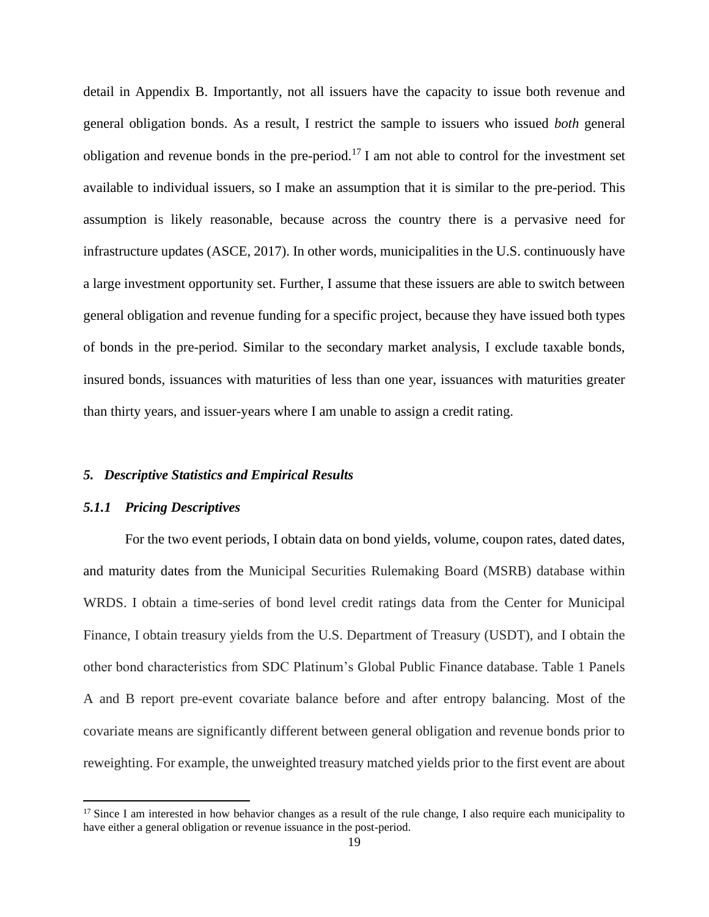detail in Appendix B. Importantly, not all issuers have the capacity to issue both revenue and general obligation bonds. As a result, I restrict the sample to issuers who issued *both* general obligation and revenue bonds in the pre-period.[17] I am not able to control for the investment set available to individual issuers, so I make an assumption that it is similar to the pre-period. This assumption is likely reasonable, because across the country there is a pervasive need for infrastructure updates (ASCE, 2017). In other words, municipalities in the U.S. continuously have a large investment opportunity set. Further, I assume that these issuers are able to switch between general obligation and revenue funding for a specific project, because they have issued both types of bonds in the pre-period. Similar to the secondary market analysis, I exclude taxable bonds, insured bonds, issuances with maturities of less than one year, issuances with maturities greater than thirty years, and issuer-years where I am unable to assign a credit rating.

## *5. Descriptive Statistics and Empirical Results*

### *5.1.1 Pricing Descriptives*

For the two event periods, I obtain data on bond yields, volume, coupon rates, dated dates, and maturity dates from the Municipal Securities Rulemaking Board (MSRB) database within WRDS. I obtain a time-series of bond level credit ratings data from the Center for Municipal Finance, I obtain treasury yields from the U.S. Department of Treasury (USDT), and I obtain the other bond characteristics from SDC Platinum's Global Public Finance database. Table 1 Panels A and B report pre-event covariate balance before and after entropy balancing. Most of the covariate means are significantly different between general obligation and revenue bonds prior to reweighting. For example, the unweighted treasury matched yields prior to the first event are about

[17] Since I am interested in how behavior changes as a result of the rule change, I also require each municipality to have either a general obligation or revenue issuance in the post-period.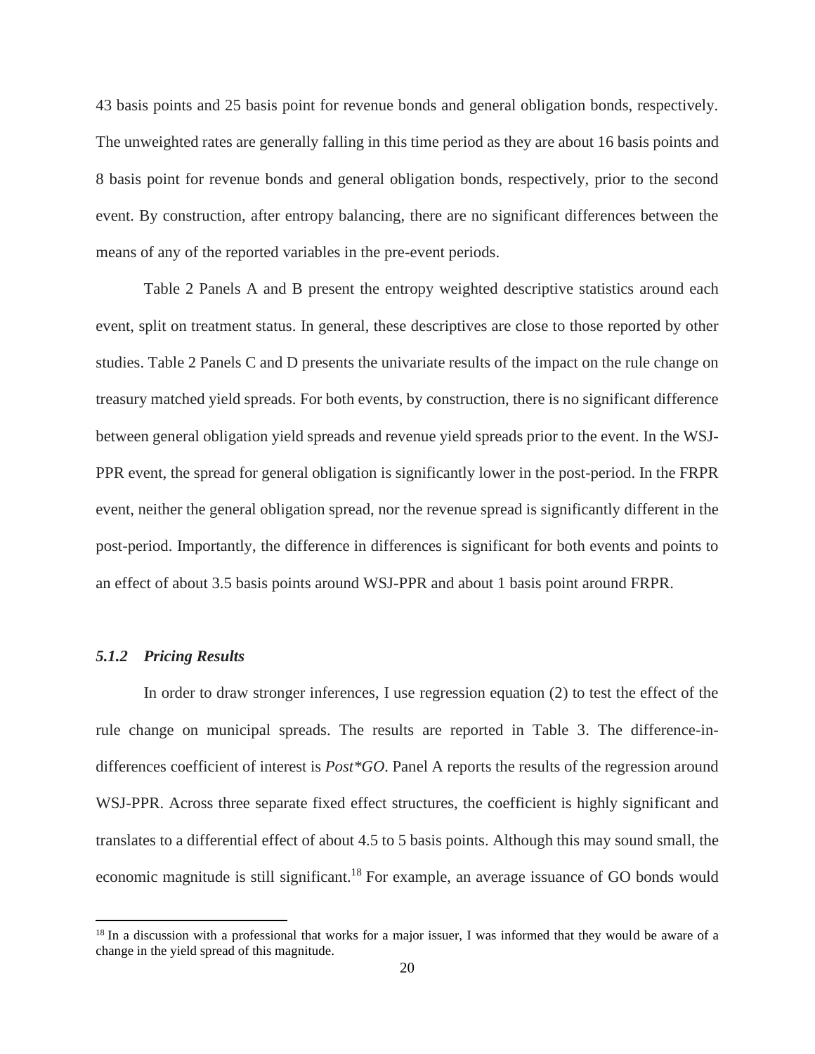43 basis points and 25 basis point for revenue bonds and general obligation bonds, respectively. The unweighted rates are generally falling in this time period as they are about 16 basis points and 8 basis point for revenue bonds and general obligation bonds, respectively, prior to the second event. By construction, after entropy balancing, there are no significant differences between the means of any of the reported variables in the pre-event periods.

Table 2 Panels A and B present the entropy weighted descriptive statistics around each event, split on treatment status. In general, these descriptives are close to those reported by other studies. Table 2 Panels C and D presents the univariate results of the impact on the rule change on treasury matched yield spreads. For both events, by construction, there is no significant difference between general obligation yield spreads and revenue yield spreads prior to the event. In the WSJ-PPR event, the spread for general obligation is significantly lower in the post-period. In the FRPR event, neither the general obligation spread, nor the revenue spread is significantly different in the post-period. Importantly, the difference in differences is significant for both events and points to an effect of about 3.5 basis points around WSJ-PPR and about 1 basis point around FRPR.

### *5.1.2 Pricing Results*

In order to draw stronger inferences, I use regression equation (2) to test the effect of the rule change on municipal spreads. The results are reported in Table 3. The difference-in-differences coefficient of interest is *Post*GO*. Panel A reports the results of the regression around WSJ-PPR. Across three separate fixed effect structures, the coefficient is highly significant and translates to a differential effect of about 4.5 to 5 basis points. Although this may sound small, the economic magnitude is still significant.[18] For example, an average issuance of GO bonds would

[18] In a discussion with a professional that works for a major issuer, I was informed that they would be aware of a change in the yield spread of this magnitude.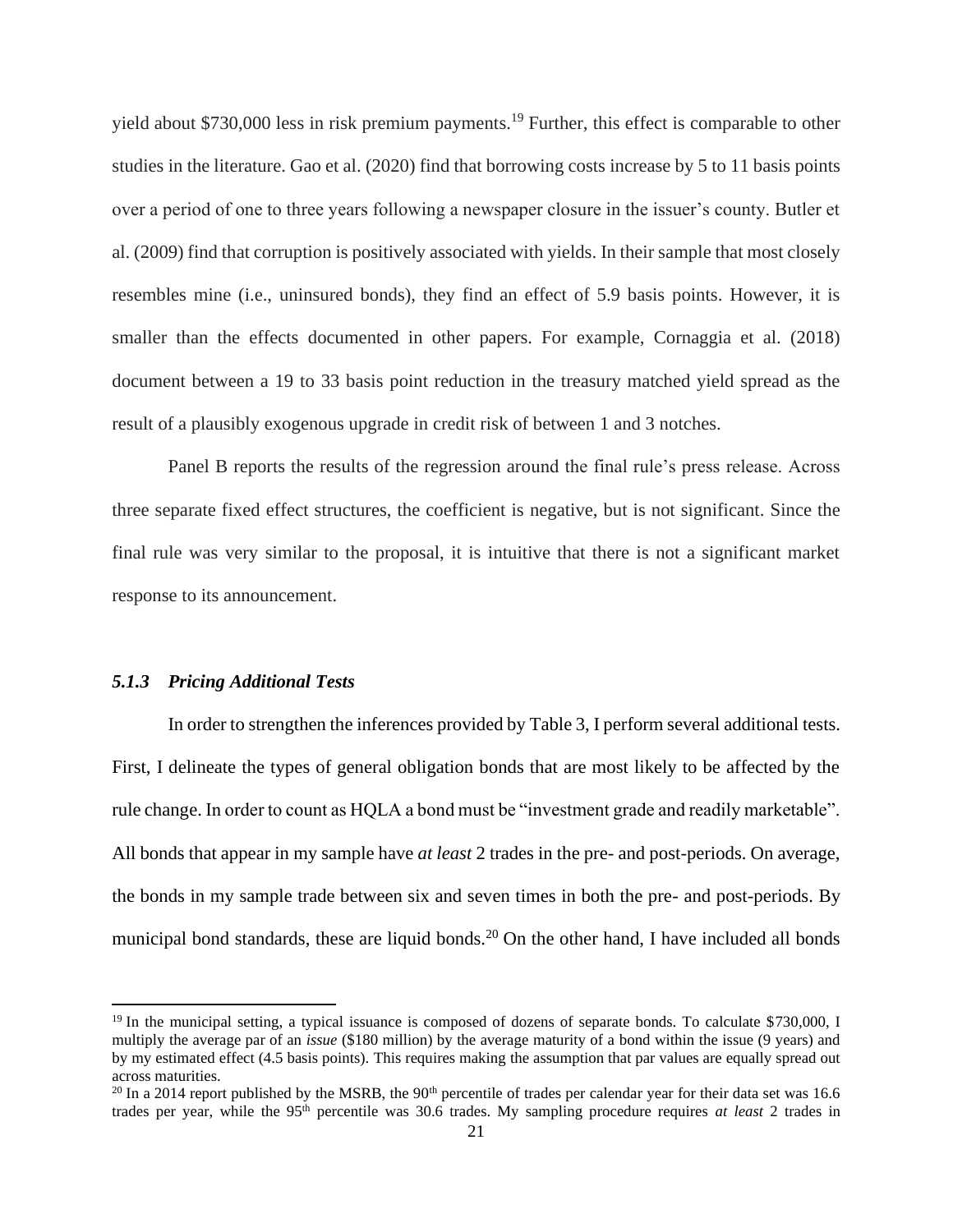yield about $730,000 less in risk premium payments.[19] Further, this effect is comparable to other studies in the literature. Gao et al. (2020) find that borrowing costs increase by 5 to 11 basis points over a period of one to three years following a newspaper closure in the issuer's county. Butler et al. (2009) find that corruption is positively associated with yields. In their sample that most closely resembles mine (i.e., uninsured bonds), they find an effect of 5.9 basis points. However, it is smaller than the effects documented in other papers. For example, Cornaggia et al. (2018) document between a 19 to 33 basis point reduction in the treasury matched yield spread as the result of a plausibly exogenous upgrade in credit risk of between 1 and 3 notches.

Panel B reports the results of the regression around the final rule's press release. Across three separate fixed effect structures, the coefficient is negative, but is not significant. Since the final rule was very similar to the proposal, it is intuitive that there is not a significant market response to its announcement.

### *5.1.3 Pricing Additional Tests*

In order to strengthen the inferences provided by Table 3, I perform several additional tests. First, I delineate the types of general obligation bonds that are most likely to be affected by the rule change. In order to count as HQLA a bond must be "investment grade and readily marketable". All bonds that appear in my sample have *at least* 2 trades in the pre- and post-periods. On average, the bonds in my sample trade between six and seven times in both the pre- and post-periods. By municipal bond standards, these are liquid bonds.[20] On the other hand, I have included all bonds

---

[19] In the municipal setting, a typical issuance is composed of dozens of separate bonds. To calculate $730,000, I multiply the average par of an *issue* ($180 million) by the average maturity of a bond within the issue (9 years) and by my estimated effect (4.5 basis points). This requires making the assumption that par values are equally spread out across maturities.

[20] In a 2014 report published by the MSRB, the 90th percentile of trades per calendar year for their data set was 16.6 trades per year, while the 95th percentile was 30.6 trades. My sampling procedure requires *at least* 2 trades in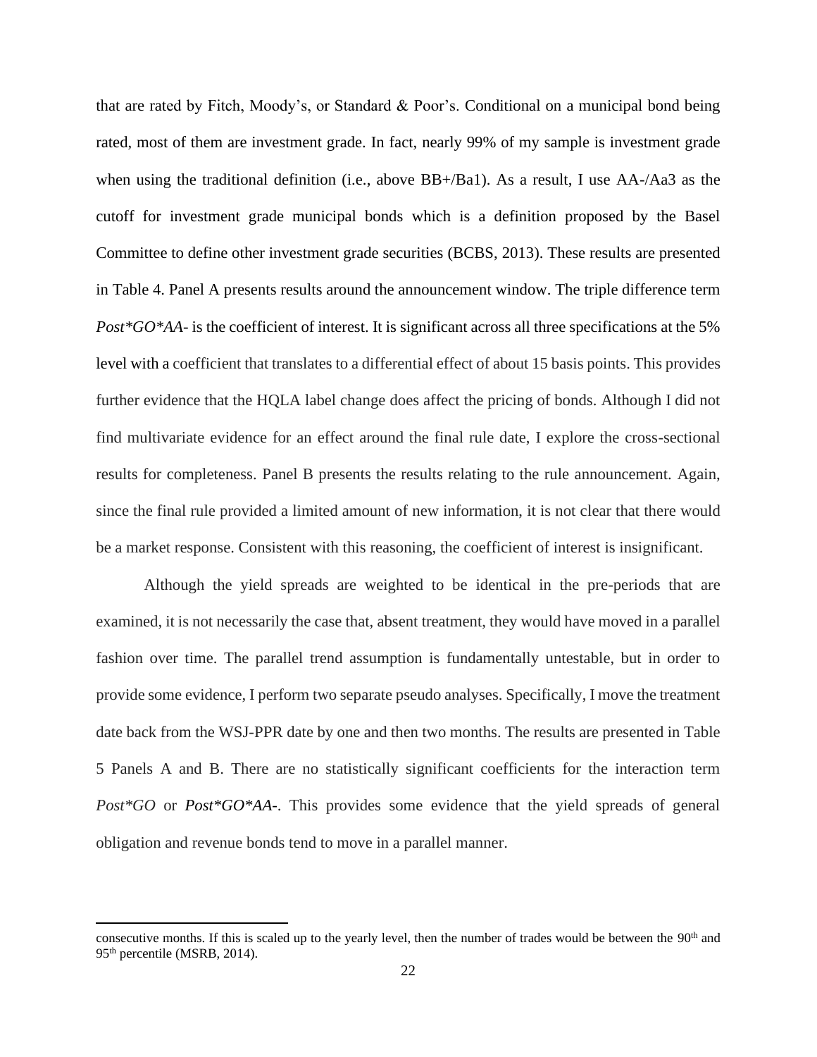that are rated by Fitch, Moody's, or Standard & Poor's. Conditional on a municipal bond being rated, most of them are investment grade. In fact, nearly 99% of my sample is investment grade when using the traditional definition (i.e., above BB+/Ba1). As a result, I use AA-/Aa3 as the cutoff for investment grade municipal bonds which is a definition proposed by the Basel Committee to define other investment grade securities (BCBS, 2013). These results are presented in Table 4. Panel A presents results around the announcement window. The triple difference term *Post*GO*AA-* is the coefficient of interest. It is significant across all three specifications at the 5% level with a coefficient that translates to a differential effect of about 15 basis points. This provides further evidence that the HQLA label change does affect the pricing of bonds. Although I did not find multivariate evidence for an effect around the final rule date, I explore the cross-sectional results for completeness. Panel B presents the results relating to the rule announcement. Again, since the final rule provided a limited amount of new information, it is not clear that there would be a market response. Consistent with this reasoning, the coefficient of interest is insignificant.

Although the yield spreads are weighted to be identical in the pre-periods that are examined, it is not necessarily the case that, absent treatment, they would have moved in a parallel fashion over time. The parallel trend assumption is fundamentally untestable, but in order to provide some evidence, I perform two separate pseudo analyses. Specifically, I move the treatment date back from the WSJ-PPR date by one and then two months. The results are presented in Table 5 Panels A and B. There are no statistically significant coefficients for the interaction term *Post*GO* or *Post*GO*AA-*. This provides some evidence that the yield spreads of general obligation and revenue bonds tend to move in a parallel manner.

---

consecutive months. If this is scaled up to the yearly level, then the number of trades would be between the 90th and 95th percentile (MSRB, 2014).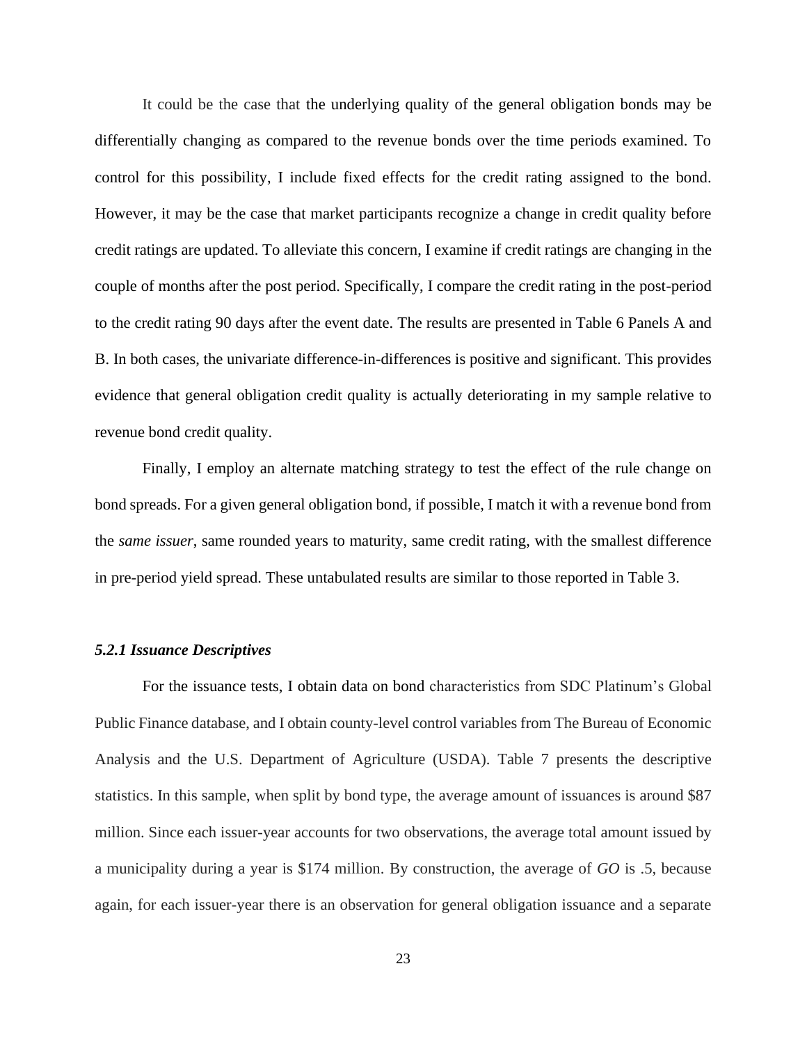It could be the case that the underlying quality of the general obligation bonds may be differentially changing as compared to the revenue bonds over the time periods examined. To control for this possibility, I include fixed effects for the credit rating assigned to the bond. However, it may be the case that market participants recognize a change in credit quality before credit ratings are updated. To alleviate this concern, I examine if credit ratings are changing in the couple of months after the post period. Specifically, I compare the credit rating in the post-period to the credit rating 90 days after the event date. The results are presented in Table 6 Panels A and B. In both cases, the univariate difference-in-differences is positive and significant. This provides evidence that general obligation credit quality is actually deteriorating in my sample relative to revenue bond credit quality.

Finally, I employ an alternate matching strategy to test the effect of the rule change on bond spreads. For a given general obligation bond, if possible, I match it with a revenue bond from the *same issuer*, same rounded years to maturity, same credit rating, with the smallest difference in pre-period yield spread. These untabulated results are similar to those reported in Table 3.

### *5.2.1 Issuance Descriptives*

For the issuance tests, I obtain data on bond characteristics from SDC Platinum's Global Public Finance database, and I obtain county-level control variables from The Bureau of Economic Analysis and the U.S. Department of Agriculture (USDA). Table 7 presents the descriptive statistics. In this sample, when split by bond type, the average amount of issuances is around $87 million. Since each issuer-year accounts for two observations, the average total amount issued by a municipality during a year is $174 million. By construction, the average of *GO* is .5, because again, for each issuer-year there is an observation for general obligation issuance and a separate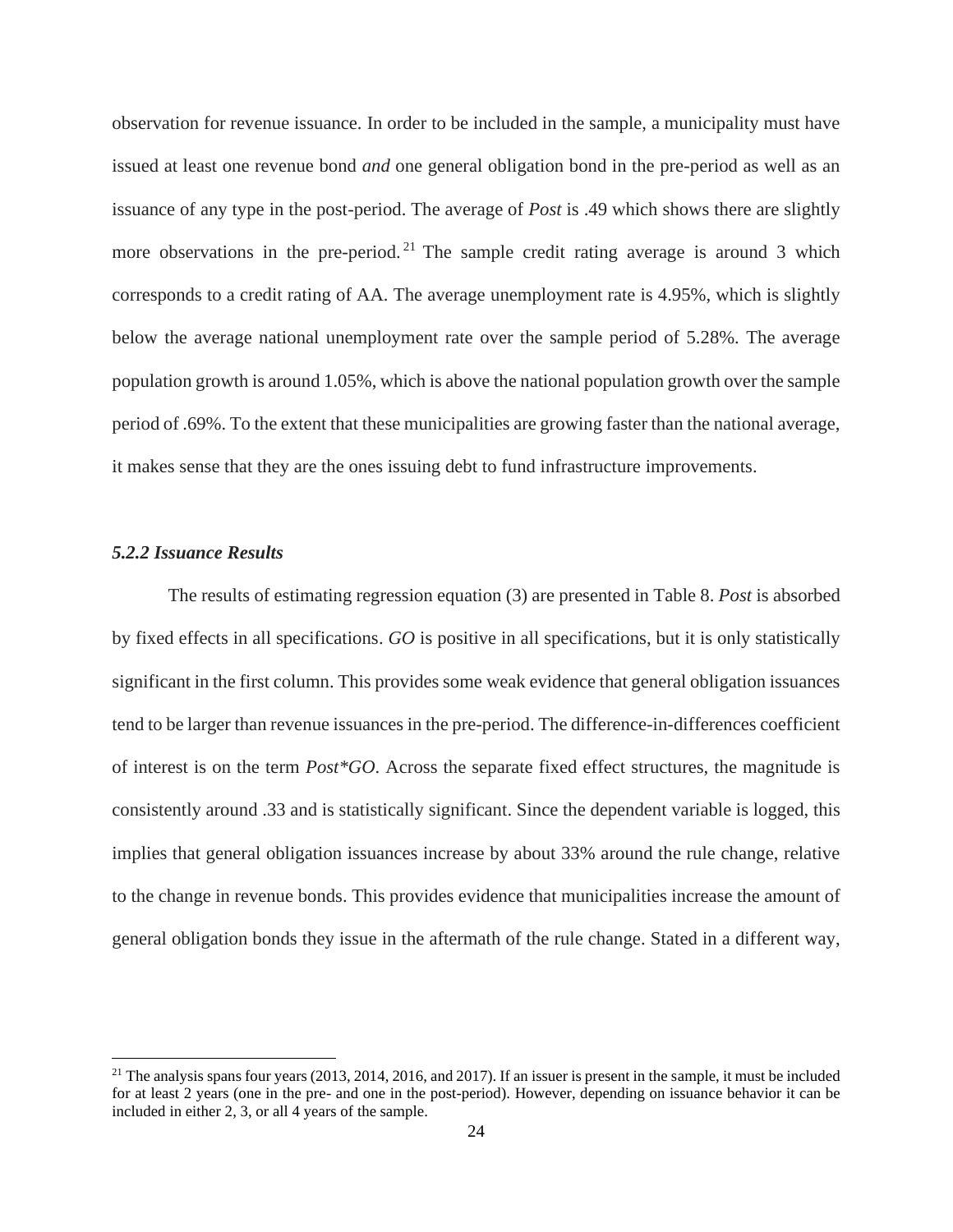observation for revenue issuance. In order to be included in the sample, a municipality must have issued at least one revenue bond *and* one general obligation bond in the pre-period as well as an issuance of any type in the post-period. The average of *Post* is .49 which shows there are slightly more observations in the pre-period.[21] The sample credit rating average is around 3 which corresponds to a credit rating of AA. The average unemployment rate is 4.95%, which is slightly below the average national unemployment rate over the sample period of 5.28%. The average population growth is around 1.05%, which is above the national population growth over the sample period of .69%. To the extent that these municipalities are growing faster than the national average, it makes sense that they are the ones issuing debt to fund infrastructure improvements.

#### *5.2.2 Issuance Results*

The results of estimating regression equation (3) are presented in Table 8. *Post* is absorbed by fixed effects in all specifications. *GO* is positive in all specifications, but it is only statistically significant in the first column. This provides some weak evidence that general obligation issuances tend to be larger than revenue issuances in the pre-period. The difference-in-differences coefficient of interest is on the term *Post*GO*. Across the separate fixed effect structures, the magnitude is consistently around .33 and is statistically significant. Since the dependent variable is logged, this implies that general obligation issuances increase by about 33% around the rule change, relative to the change in revenue bonds. This provides evidence that municipalities increase the amount of general obligation bonds they issue in the aftermath of the rule change. Stated in a different way,

[21] The analysis spans four years (2013, 2014, 2016, and 2017). If an issuer is present in the sample, it must be included for at least 2 years (one in the pre- and one in the post-period). However, depending on issuance behavior it can be included in either 2, 3, or all 4 years of the sample.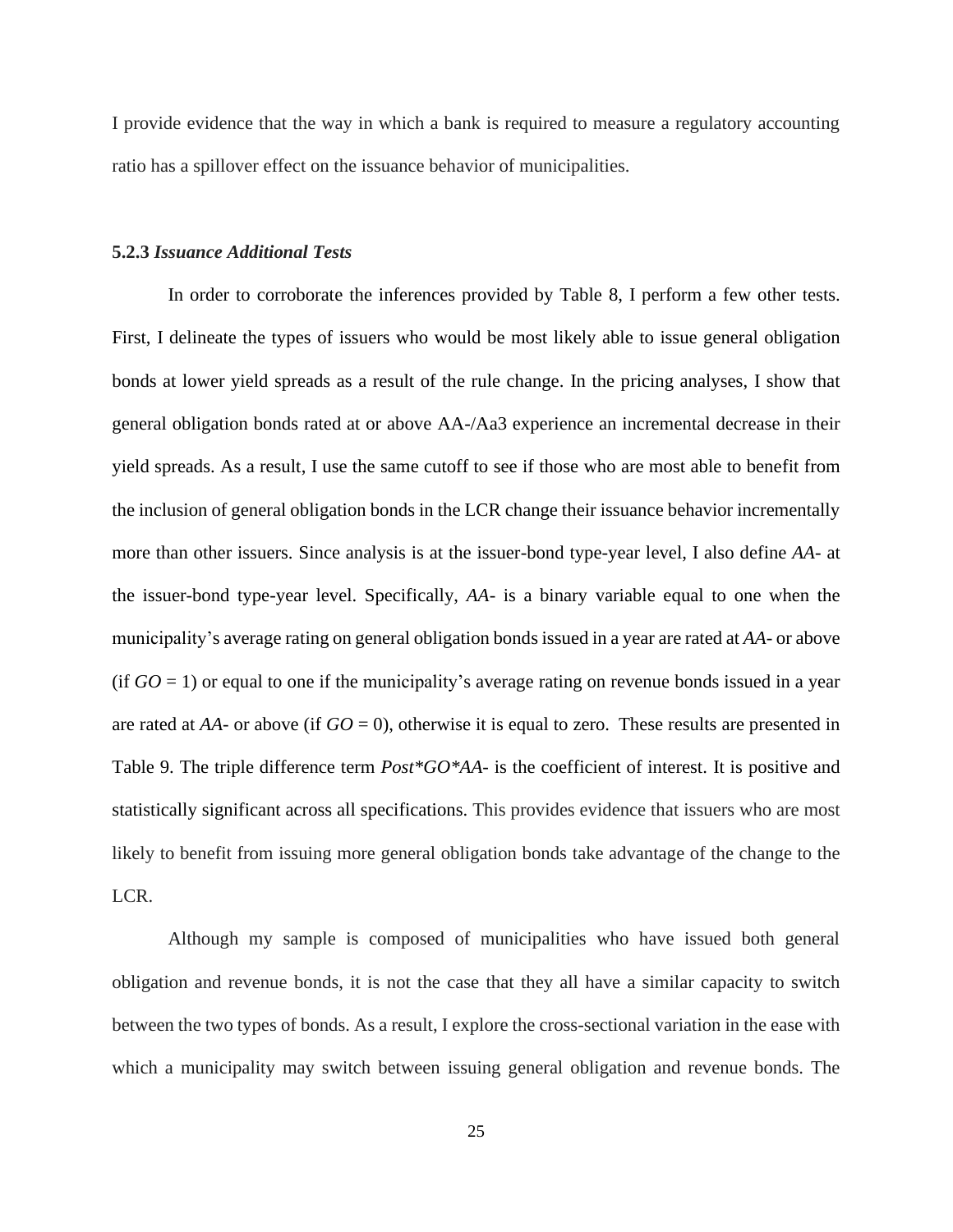I provide evidence that the way in which a bank is required to measure a regulatory accounting ratio has a spillover effect on the issuance behavior of municipalities.

### 5.2.3 *Issuance Additional Tests*

In order to corroborate the inferences provided by Table 8, I perform a few other tests. First, I delineate the types of issuers who would be most likely able to issue general obligation bonds at lower yield spreads as a result of the rule change. In the pricing analyses, I show that general obligation bonds rated at or above AA-/Aa3 experience an incremental decrease in their yield spreads. As a result, I use the same cutoff to see if those who are most able to benefit from the inclusion of general obligation bonds in the LCR change their issuance behavior incrementally more than other issuers. Since analysis is at the issuer-bond type-year level, I also define *AA-* at the issuer-bond type-year level. Specifically, *AA-* is a binary variable equal to one when the municipality's average rating on general obligation bonds issued in a year are rated at *AA-* or above (if *GO* = 1) or equal to one if the municipality's average rating on revenue bonds issued in a year are rated at *AA-* or above (if *GO* = 0), otherwise it is equal to zero. These results are presented in Table 9. The triple difference term *Post*GO*AA-* is the coefficient of interest. It is positive and statistically significant across all specifications. This provides evidence that issuers who are most likely to benefit from issuing more general obligation bonds take advantage of the change to the LCR.

Although my sample is composed of municipalities who have issued both general obligation and revenue bonds, it is not the case that they all have a similar capacity to switch between the two types of bonds. As a result, I explore the cross-sectional variation in the ease with which a municipality may switch between issuing general obligation and revenue bonds. The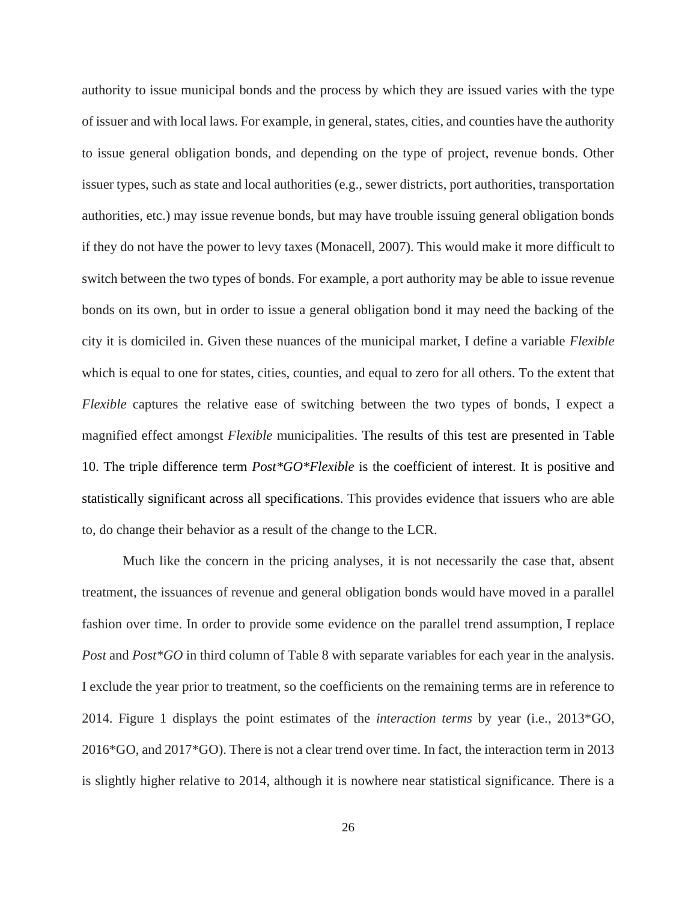authority to issue municipal bonds and the process by which they are issued varies with the type of issuer and with local laws. For example, in general, states, cities, and counties have the authority to issue general obligation bonds, and depending on the type of project, revenue bonds. Other issuer types, such as state and local authorities (e.g., sewer districts, port authorities, transportation authorities, etc.) may issue revenue bonds, but may have trouble issuing general obligation bonds if they do not have the power to levy taxes (Monacell, 2007). This would make it more difficult to switch between the two types of bonds. For example, a port authority may be able to issue revenue bonds on its own, but in order to issue a general obligation bond it may need the backing of the city it is domiciled in. Given these nuances of the municipal market, I define a variable *Flexible* which is equal to one for states, cities, counties, and equal to zero for all others. To the extent that *Flexible* captures the relative ease of switching between the two types of bonds, I expect a magnified effect amongst *Flexible* municipalities. The results of this test are presented in Table 10. The triple difference term *Post*GO*Flexible* is the coefficient of interest. It is positive and statistically significant across all specifications. This provides evidence that issuers who are able to, do change their behavior as a result of the change to the LCR.

Much like the concern in the pricing analyses, it is not necessarily the case that, absent treatment, the issuances of revenue and general obligation bonds would have moved in a parallel fashion over time. In order to provide some evidence on the parallel trend assumption, I replace *Post* and *Post*GO* in third column of Table 8 with separate variables for each year in the analysis. I exclude the year prior to treatment, so the coefficients on the remaining terms are in reference to 2014. Figure 1 displays the point estimates of the *interaction terms* by year (i.e., 2013*GO, 2016*GO, and 2017*GO). There is not a clear trend over time. In fact, the interaction term in 2013 is slightly higher relative to 2014, although it is nowhere near statistical significance. There is a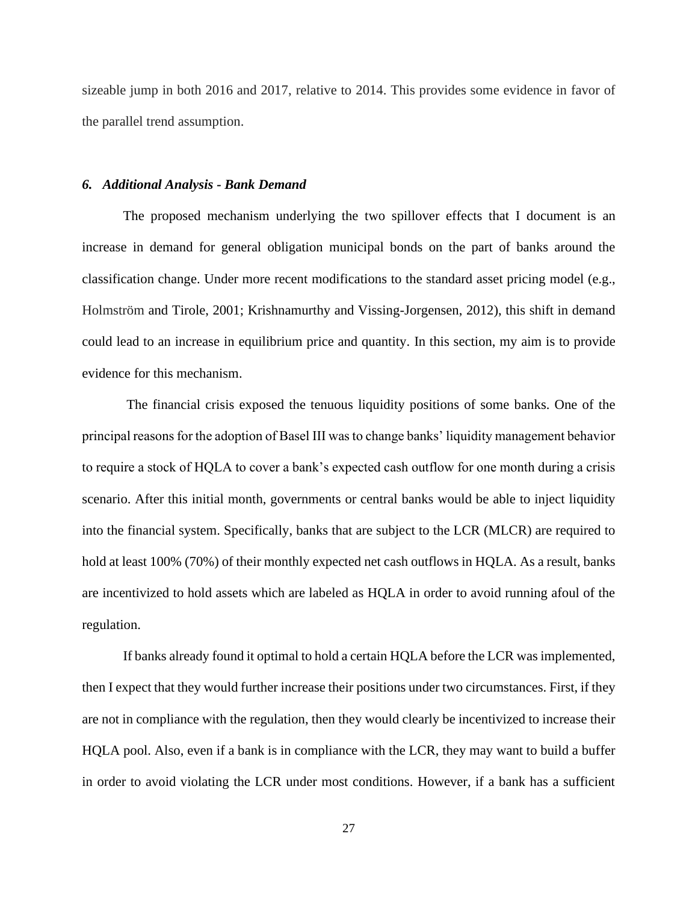sizeable jump in both 2016 and 2017, relative to 2014. This provides some evidence in favor of the parallel trend assumption.

### *6. Additional Analysis - Bank Demand*

The proposed mechanism underlying the two spillover effects that I document is an increase in demand for general obligation municipal bonds on the part of banks around the classification change. Under more recent modifications to the standard asset pricing model (e.g., Holmström and Tirole, 2001; Krishnamurthy and Vissing-Jorgensen, 2012), this shift in demand could lead to an increase in equilibrium price and quantity. In this section, my aim is to provide evidence for this mechanism.

The financial crisis exposed the tenuous liquidity positions of some banks. One of the principal reasons for the adoption of Basel III was to change banks' liquidity management behavior to require a stock of HQLA to cover a bank's expected cash outflow for one month during a crisis scenario. After this initial month, governments or central banks would be able to inject liquidity into the financial system. Specifically, banks that are subject to the LCR (MLCR) are required to hold at least 100% (70%) of their monthly expected net cash outflows in HQLA. As a result, banks are incentivized to hold assets which are labeled as HQLA in order to avoid running afoul of the regulation.

If banks already found it optimal to hold a certain HQLA before the LCR was implemented, then I expect that they would further increase their positions under two circumstances. First, if they are not in compliance with the regulation, then they would clearly be incentivized to increase their HQLA pool. Also, even if a bank is in compliance with the LCR, they may want to build a buffer in order to avoid violating the LCR under most conditions. However, if a bank has a sufficient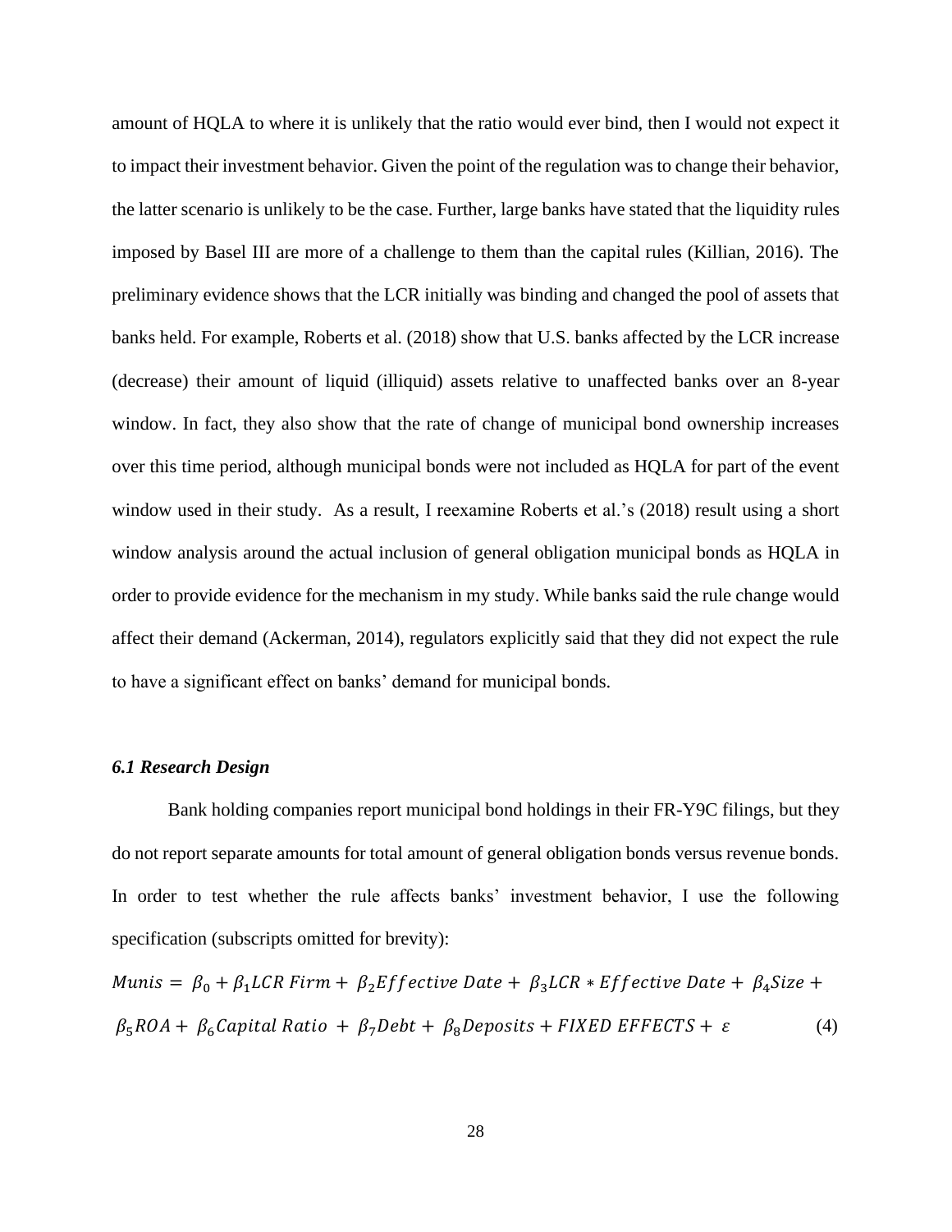amount of HQLA to where it is unlikely that the ratio would ever bind, then I would not expect it to impact their investment behavior. Given the point of the regulation was to change their behavior, the latter scenario is unlikely to be the case. Further, large banks have stated that the liquidity rules imposed by Basel III are more of a challenge to them than the capital rules (Killian, 2016). The preliminary evidence shows that the LCR initially was binding and changed the pool of assets that banks held. For example, Roberts et al. (2018) show that U.S. banks affected by the LCR increase (decrease) their amount of liquid (illiquid) assets relative to unaffected banks over an 8-year window. In fact, they also show that the rate of change of municipal bond ownership increases over this time period, although municipal bonds were not included as HQLA for part of the event window used in their study. As a result, I reexamine Roberts et al.'s (2018) result using a short window analysis around the actual inclusion of general obligation municipal bonds as HQLA in order to provide evidence for the mechanism in my study. While banks said the rule change would affect their demand (Ackerman, 2014), regulators explicitly said that they did not expect the rule to have a significant effect on banks' demand for municipal bonds.

### *6.1 Research Design*

Bank holding companies report municipal bond holdings in their FR-Y9C filings, but they do not report separate amounts for total amount of general obligation bonds versus revenue bonds. In order to test whether the rule affects banks' investment behavior, I use the following specification (subscripts omitted for brevity):

$$Munis = \beta_0 + \beta_1 LCR\ Firm + \beta_2 Effective\ Date + \beta_3 LCR * Effective\ Date + \beta_4 Size + \beta_5 ROA + \beta_6 Capital\ Ratio + \beta_7 Debt + \beta_8 Deposits + FIXED\ EFFECTS + \varepsilon \quad (4)$$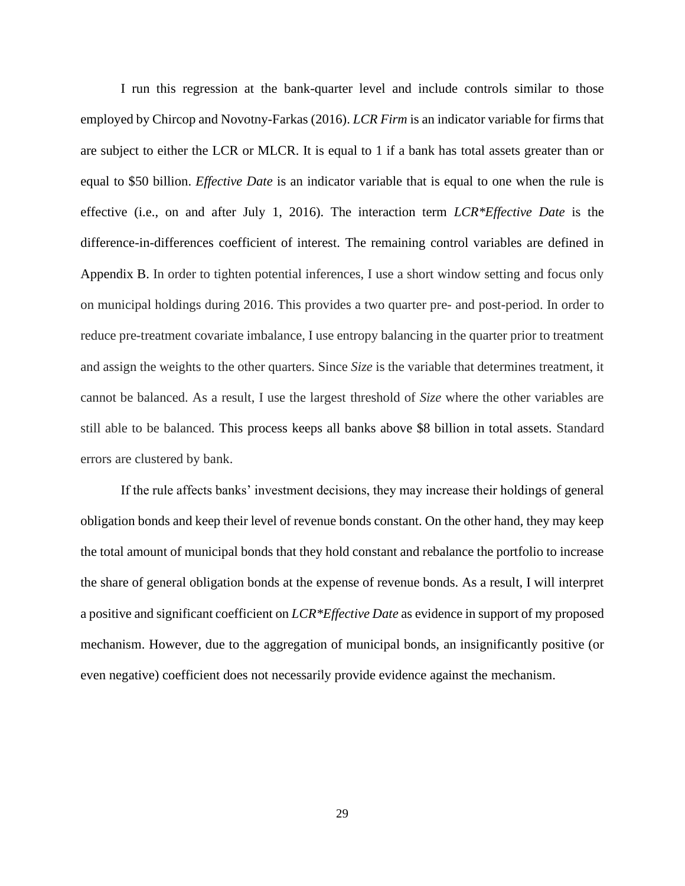I run this regression at the bank-quarter level and include controls similar to those employed by Chircop and Novotny-Farkas (2016). *LCR Firm* is an indicator variable for firms that are subject to either the LCR or MLCR. It is equal to 1 if a bank has total assets greater than or equal to $50 billion. *Effective Date* is an indicator variable that is equal to one when the rule is effective (i.e., on and after July 1, 2016). The interaction term *LCR*Effective Date* is the difference-in-differences coefficient of interest. The remaining control variables are defined in Appendix B. In order to tighten potential inferences, I use a short window setting and focus only on municipal holdings during 2016. This provides a two quarter pre- and post-period. In order to reduce pre-treatment covariate imbalance, I use entropy balancing in the quarter prior to treatment and assign the weights to the other quarters. Since *Size* is the variable that determines treatment, it cannot be balanced. As a result, I use the largest threshold of *Size* where the other variables are still able to be balanced. This process keeps all banks above $8 billion in total assets. Standard errors are clustered by bank.

If the rule affects banks' investment decisions, they may increase their holdings of general obligation bonds and keep their level of revenue bonds constant. On the other hand, they may keep the total amount of municipal bonds that they hold constant and rebalance the portfolio to increase the share of general obligation bonds at the expense of revenue bonds. As a result, I will interpret a positive and significant coefficient on *LCR*Effective Date* as evidence in support of my proposed mechanism. However, due to the aggregation of municipal bonds, an insignificantly positive (or even negative) coefficient does not necessarily provide evidence against the mechanism.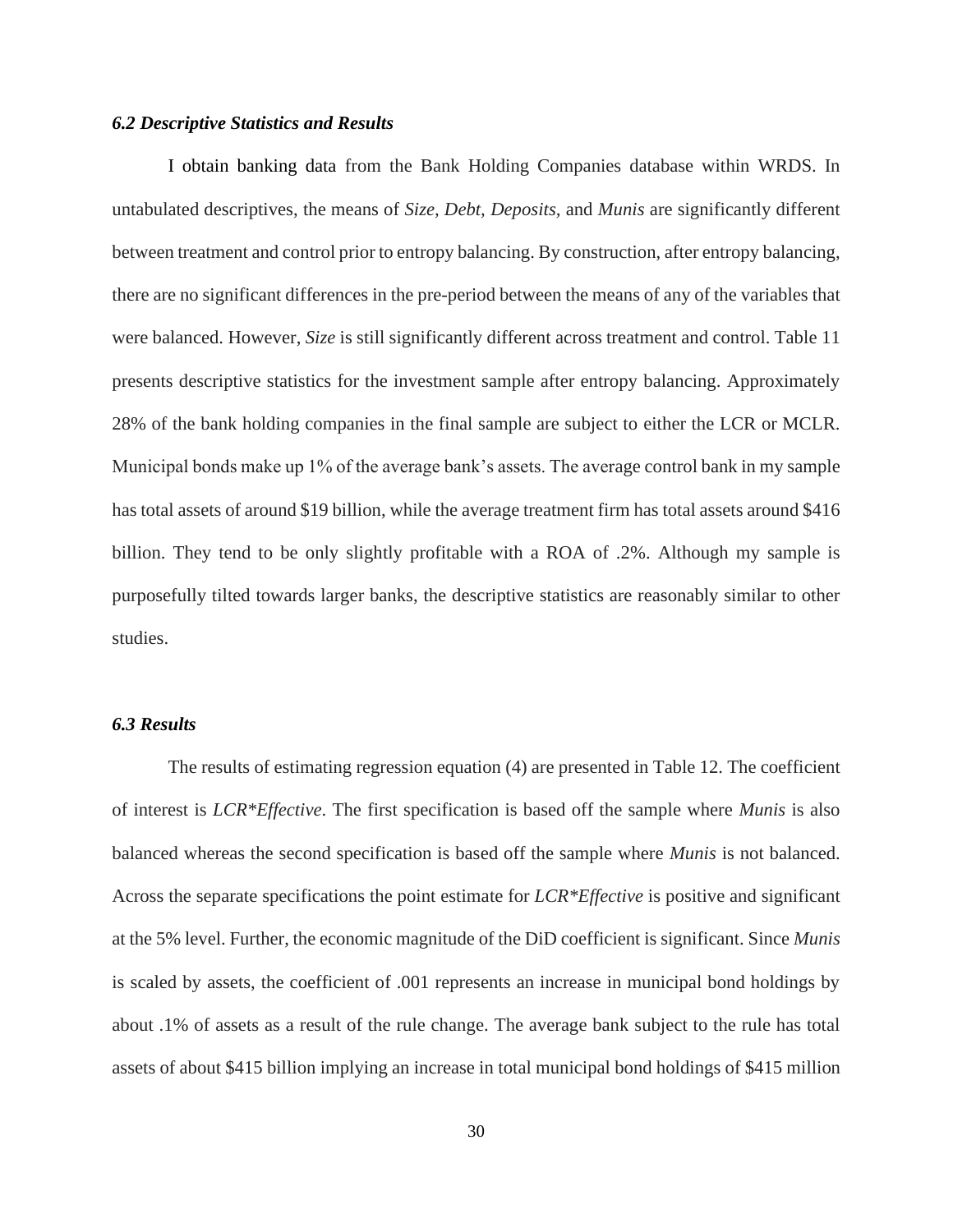### *6.2 Descriptive Statistics and Results*

I obtain banking data from the Bank Holding Companies database within WRDS. In untabulated descriptives, the means of *Size*, *Debt*, *Deposits*, and *Munis* are significantly different between treatment and control prior to entropy balancing. By construction, after entropy balancing, there are no significant differences in the pre-period between the means of any of the variables that were balanced. However, *Size* is still significantly different across treatment and control. Table 11 presents descriptive statistics for the investment sample after entropy balancing. Approximately 28% of the bank holding companies in the final sample are subject to either the LCR or MCLR. Municipal bonds make up 1% of the average bank's assets. The average control bank in my sample has total assets of around $19 billion, while the average treatment firm has total assets around $416 billion. They tend to be only slightly profitable with a ROA of .2%. Although my sample is purposefully tilted towards larger banks, the descriptive statistics are reasonably similar to other studies.

### *6.3 Results*

The results of estimating regression equation (4) are presented in Table 12. The coefficient of interest is *LCR*Effective*. The first specification is based off the sample where *Munis* is also balanced whereas the second specification is based off the sample where *Munis* is not balanced. Across the separate specifications the point estimate for *LCR*Effective* is positive and significant at the 5% level. Further, the economic magnitude of the DiD coefficient is significant. Since *Munis* is scaled by assets, the coefficient of .001 represents an increase in municipal bond holdings by about .1% of assets as a result of the rule change. The average bank subject to the rule has total assets of about $415 billion implying an increase in total municipal bond holdings of $415 million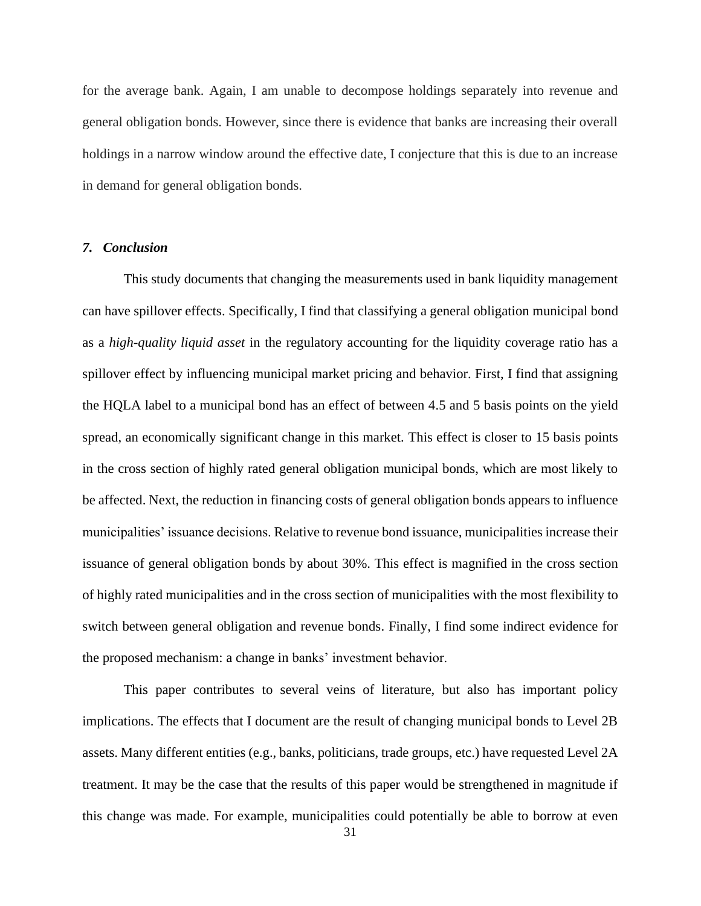for the average bank. Again, I am unable to decompose holdings separately into revenue and general obligation bonds. However, since there is evidence that banks are increasing their overall holdings in a narrow window around the effective date, I conjecture that this is due to an increase in demand for general obligation bonds.

### *7. Conclusion*

This study documents that changing the measurements used in bank liquidity management can have spillover effects. Specifically, I find that classifying a general obligation municipal bond as a *high-quality liquid asset* in the regulatory accounting for the liquidity coverage ratio has a spillover effect by influencing municipal market pricing and behavior. First, I find that assigning the HQLA label to a municipal bond has an effect of between 4.5 and 5 basis points on the yield spread, an economically significant change in this market. This effect is closer to 15 basis points in the cross section of highly rated general obligation municipal bonds, which are most likely to be affected. Next, the reduction in financing costs of general obligation bonds appears to influence municipalities' issuance decisions. Relative to revenue bond issuance, municipalities increase their issuance of general obligation bonds by about 30%. This effect is magnified in the cross section of highly rated municipalities and in the cross section of municipalities with the most flexibility to switch between general obligation and revenue bonds. Finally, I find some indirect evidence for the proposed mechanism: a change in banks' investment behavior.

This paper contributes to several veins of literature, but also has important policy implications. The effects that I document are the result of changing municipal bonds to Level 2B assets. Many different entities (e.g., banks, politicians, trade groups, etc.) have requested Level 2A treatment. It may be the case that the results of this paper would be strengthened in magnitude if this change was made. For example, municipalities could potentially be able to borrow at even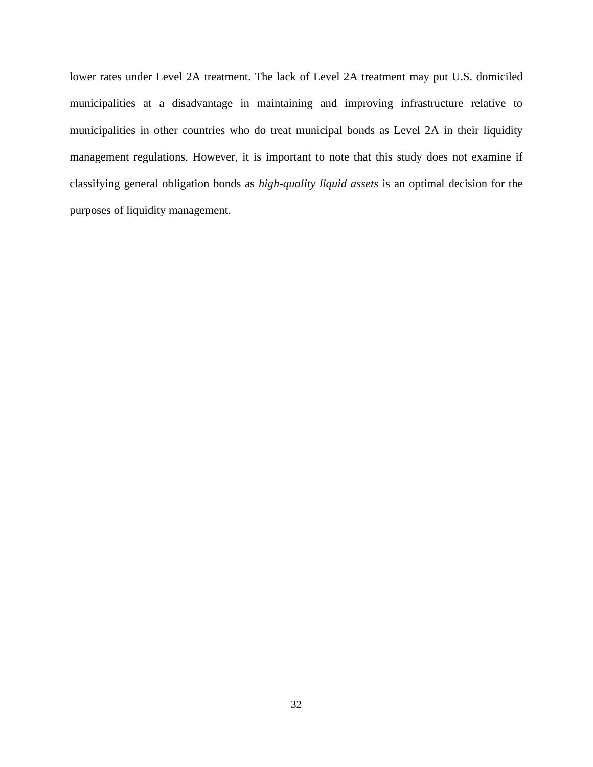lower rates under Level 2A treatment. The lack of Level 2A treatment may put U.S. domiciled municipalities at a disadvantage in maintaining and improving infrastructure relative to municipalities in other countries who do treat municipal bonds as Level 2A in their liquidity management regulations. However, it is important to note that this study does not examine if classifying general obligation bonds as *high-quality liquid assets* is an optimal decision for the purposes of liquidity management.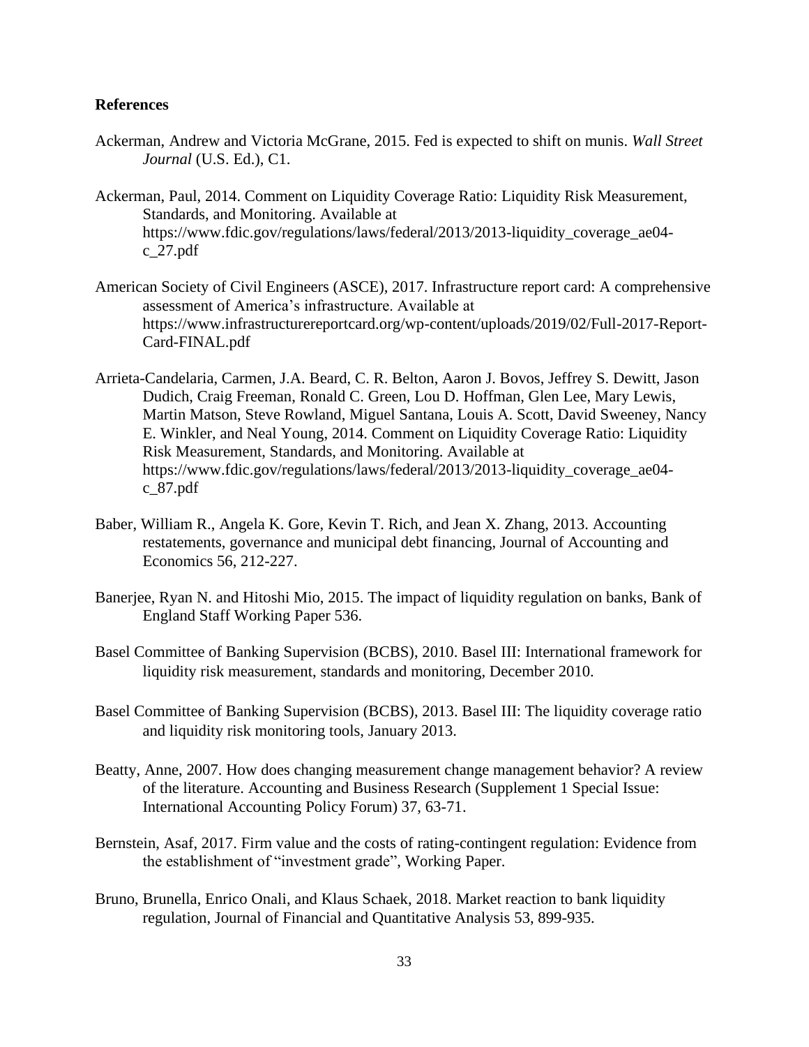**References**

Ackerman, Andrew and Victoria McGrane, 2015. Fed is expected to shift on munis. *Wall Street Journal* (U.S. Ed.), C1.

Ackerman, Paul, 2014. Comment on Liquidity Coverage Ratio: Liquidity Risk Measurement, Standards, and Monitoring. Available at https://www.fdic.gov/regulations/laws/federal/2013/2013-liquidity_coverage_ae04-c_27.pdf

American Society of Civil Engineers (ASCE), 2017. Infrastructure report card: A comprehensive assessment of America's infrastructure. Available at https://www.infrastructurereportcard.org/wp-content/uploads/2019/02/Full-2017-Report-Card-FINAL.pdf

Arrieta-Candelaria, Carmen, J.A. Beard, C. R. Belton, Aaron J. Bovos, Jeffrey S. Dewitt, Jason Dudich, Craig Freeman, Ronald C. Green, Lou D. Hoffman, Glen Lee, Mary Lewis, Martin Matson, Steve Rowland, Miguel Santana, Louis A. Scott, David Sweeney, Nancy E. Winkler, and Neal Young, 2014. Comment on Liquidity Coverage Ratio: Liquidity Risk Measurement, Standards, and Monitoring. Available at https://www.fdic.gov/regulations/laws/federal/2013/2013-liquidity_coverage_ae04-c_87.pdf

Baber, William R., Angela K. Gore, Kevin T. Rich, and Jean X. Zhang, 2013. Accounting restatements, governance and municipal debt financing, Journal of Accounting and Economics 56, 212-227.

Banerjee, Ryan N. and Hitoshi Mio, 2015. The impact of liquidity regulation on banks, Bank of England Staff Working Paper 536.

Basel Committee of Banking Supervision (BCBS), 2010. Basel III: International framework for liquidity risk measurement, standards and monitoring, December 2010.

Basel Committee of Banking Supervision (BCBS), 2013. Basel III: The liquidity coverage ratio and liquidity risk monitoring tools, January 2013.

Beatty, Anne, 2007. How does changing measurement change management behavior? A review of the literature. Accounting and Business Research (Supplement 1 Special Issue: International Accounting Policy Forum) 37, 63-71.

Bernstein, Asaf, 2017. Firm value and the costs of rating-contingent regulation: Evidence from the establishment of "investment grade", Working Paper.

Bruno, Brunella, Enrico Onali, and Klaus Schaek, 2018. Market reaction to bank liquidity regulation, Journal of Financial and Quantitative Analysis 53, 899-935.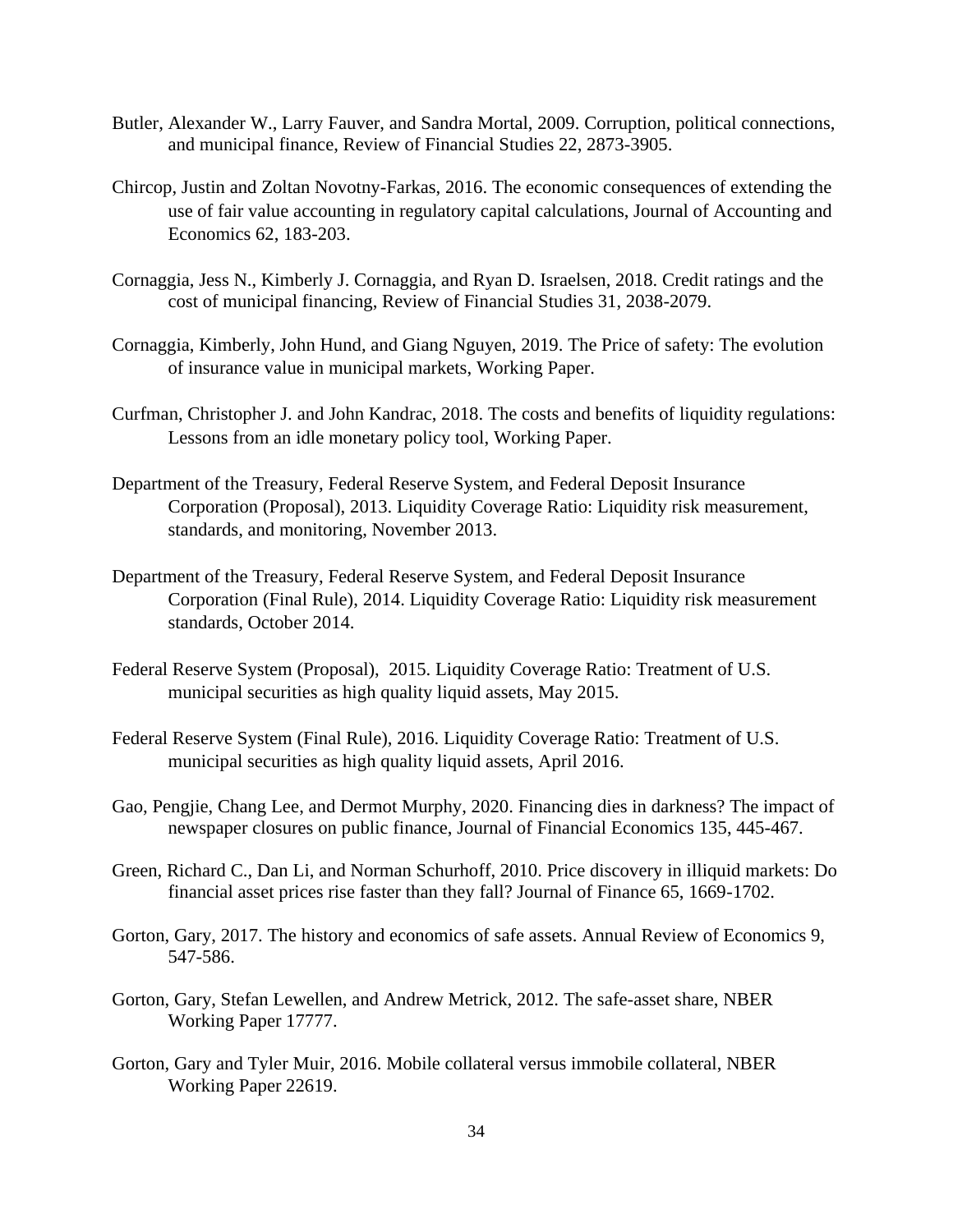Butler, Alexander W., Larry Fauver, and Sandra Mortal, 2009. Corruption, political connections, and municipal finance, Review of Financial Studies 22, 2873-3905.

Chircop, Justin and Zoltan Novotny-Farkas, 2016. The economic consequences of extending the use of fair value accounting in regulatory capital calculations, Journal of Accounting and Economics 62, 183-203.

Cornaggia, Jess N., Kimberly J. Cornaggia, and Ryan D. Israelsen, 2018. Credit ratings and the cost of municipal financing, Review of Financial Studies 31, 2038-2079.

Cornaggia, Kimberly, John Hund, and Giang Nguyen, 2019. The Price of safety: The evolution of insurance value in municipal markets, Working Paper.

Curfman, Christopher J. and John Kandrac, 2018. The costs and benefits of liquidity regulations: Lessons from an idle monetary policy tool, Working Paper.

Department of the Treasury, Federal Reserve System, and Federal Deposit Insurance Corporation (Proposal), 2013. Liquidity Coverage Ratio: Liquidity risk measurement, standards, and monitoring, November 2013.

Department of the Treasury, Federal Reserve System, and Federal Deposit Insurance Corporation (Final Rule), 2014. Liquidity Coverage Ratio: Liquidity risk measurement standards, October 2014.

Federal Reserve System (Proposal), 2015. Liquidity Coverage Ratio: Treatment of U.S. municipal securities as high quality liquid assets, May 2015.

Federal Reserve System (Final Rule), 2016. Liquidity Coverage Ratio: Treatment of U.S. municipal securities as high quality liquid assets, April 2016.

Gao, Pengjie, Chang Lee, and Dermot Murphy, 2020. Financing dies in darkness? The impact of newspaper closures on public finance, Journal of Financial Economics 135, 445-467.

Green, Richard C., Dan Li, and Norman Schurhoff, 2010. Price discovery in illiquid markets: Do financial asset prices rise faster than they fall? Journal of Finance 65, 1669-1702.

Gorton, Gary, 2017. The history and economics of safe assets. Annual Review of Economics 9, 547-586.

Gorton, Gary, Stefan Lewellen, and Andrew Metrick, 2012. The safe-asset share, NBER Working Paper 17777.

Gorton, Gary and Tyler Muir, 2016. Mobile collateral versus immobile collateral, NBER Working Paper 22619.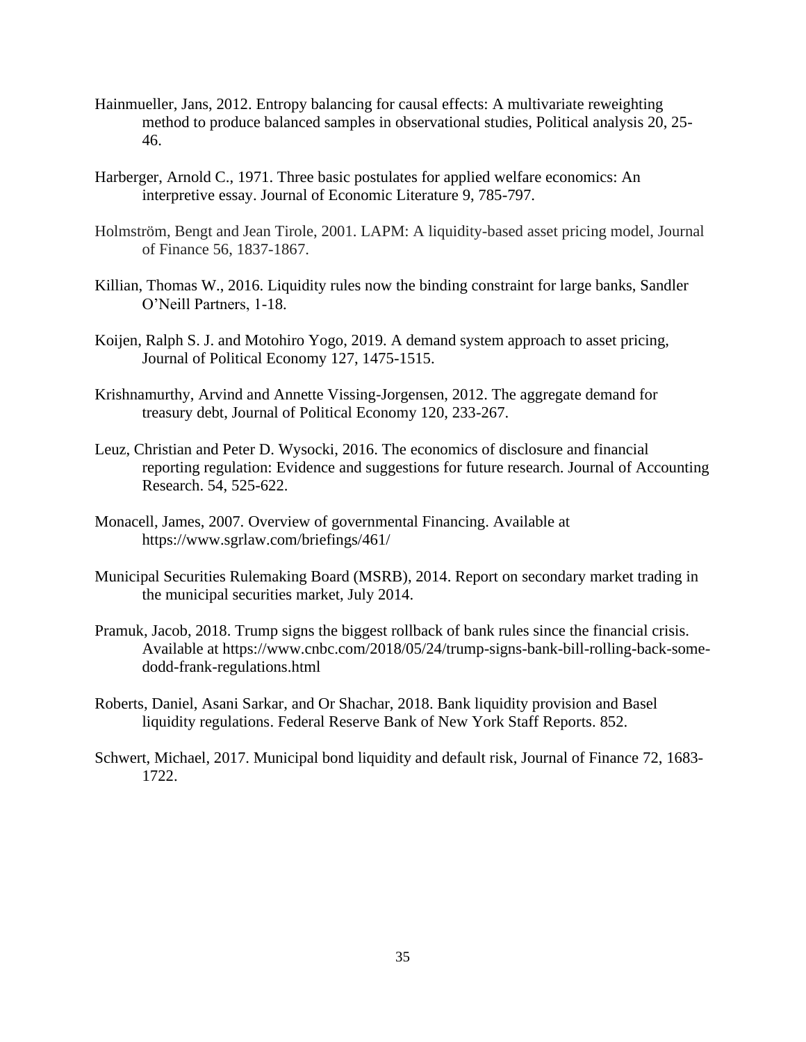Hainmueller, Jans, 2012. Entropy balancing for causal effects: A multivariate reweighting method to produce balanced samples in observational studies, Political analysis 20, 25-46.

Harberger, Arnold C., 1971. Three basic postulates for applied welfare economics: An interpretive essay. Journal of Economic Literature 9, 785-797.

Holmström, Bengt and Jean Tirole, 2001. LAPM: A liquidity-based asset pricing model, Journal of Finance 56, 1837-1867.

Killian, Thomas W., 2016. Liquidity rules now the binding constraint for large banks, Sandler O'Neill Partners, 1-18.

Koijen, Ralph S. J. and Motohiro Yogo, 2019. A demand system approach to asset pricing, Journal of Political Economy 127, 1475-1515.

Krishnamurthy, Arvind and Annette Vissing-Jorgensen, 2012. The aggregate demand for treasury debt, Journal of Political Economy 120, 233-267.

Leuz, Christian and Peter D. Wysocki, 2016. The economics of disclosure and financial reporting regulation: Evidence and suggestions for future research. Journal of Accounting Research. 54, 525-622.

Monacell, James, 2007. Overview of governmental Financing. Available at https://www.sgrlaw.com/briefings/461/

Municipal Securities Rulemaking Board (MSRB), 2014. Report on secondary market trading in the municipal securities market, July 2014.

Pramuk, Jacob, 2018. Trump signs the biggest rollback of bank rules since the financial crisis. Available at https://www.cnbc.com/2018/05/24/trump-signs-bank-bill-rolling-back-some-dodd-frank-regulations.html

Roberts, Daniel, Asani Sarkar, and Or Shachar, 2018. Bank liquidity provision and Basel liquidity regulations. Federal Reserve Bank of New York Staff Reports. 852.

Schwert, Michael, 2017. Municipal bond liquidity and default risk, Journal of Finance 72, 1683-1722.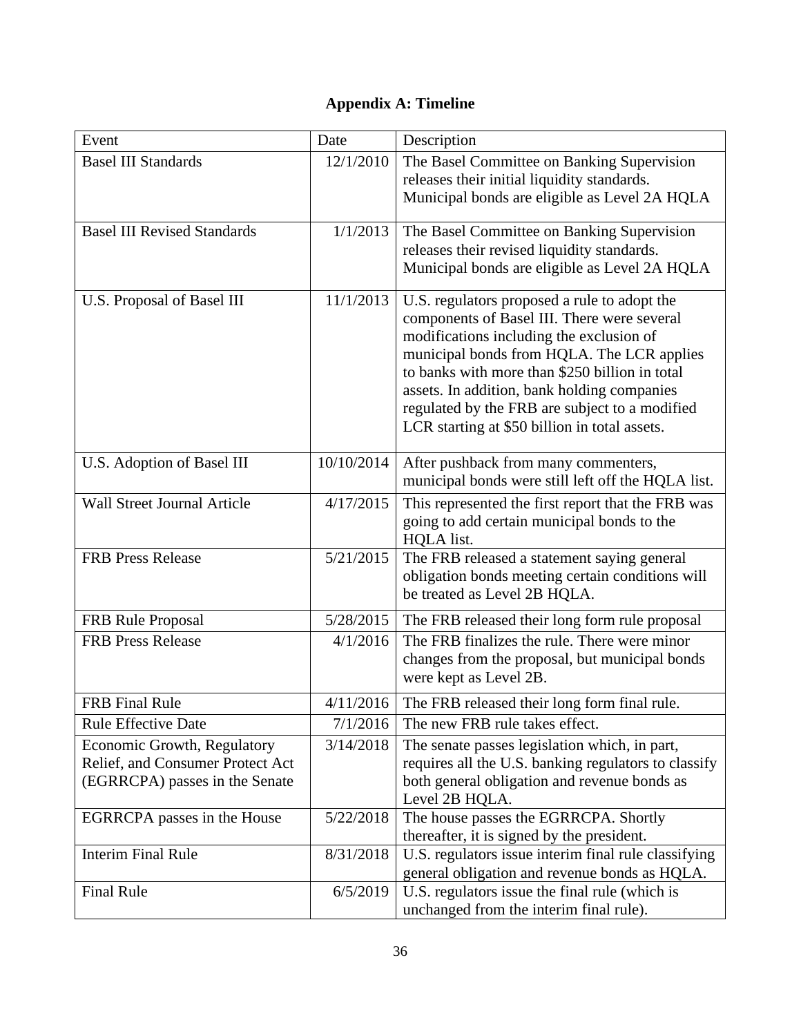# Appendix A: Timeline

| Event | Date | Description |
|---|---|---|
| Basel III Standards | 12/1/2010 | The Basel Committee on Banking Supervision releases their initial liquidity standards. Municipal bonds are eligible as Level 2A HQLA |
| Basel III Revised Standards | 1/1/2013 | The Basel Committee on Banking Supervision releases their revised liquidity standards. Municipal bonds are eligible as Level 2A HQLA |
| U.S. Proposal of Basel III | 11/1/2013 | U.S. regulators proposed a rule to adopt the components of Basel III. There were several modifications including the exclusion of municipal bonds from HQLA. The LCR applies to banks with more than $250 billion in total assets. In addition, bank holding companies regulated by the FRB are subject to a modified LCR starting at $50 billion in total assets. |
| U.S. Adoption of Basel III | 10/10/2014 | After pushback from many commenters, municipal bonds were still left off the HQLA list. |
| Wall Street Journal Article | 4/17/2015 | This represented the first report that the FRB was going to add certain municipal bonds to the HQLA list. |
| FRB Press Release | 5/21/2015 | The FRB released a statement saying general obligation bonds meeting certain conditions will be treated as Level 2B HQLA. |
| FRB Rule Proposal | 5/28/2015 | The FRB released their long form rule proposal |
| FRB Press Release | 4/1/2016 | The FRB finalizes the rule. There were minor changes from the proposal, but municipal bonds were kept as Level 2B. |
| FRB Final Rule | 4/11/2016 | The FRB released their long form final rule. |
| Rule Effective Date | 7/1/2016 | The new FRB rule takes effect. |
| Economic Growth, Regulatory Relief, and Consumer Protect Act (EGRRCPA) passes in the Senate | 3/14/2018 | The senate passes legislation which, in part, requires all the U.S. banking regulators to classify both general obligation and revenue bonds as Level 2B HQLA. |
| EGRRCPA passes in the House | 5/22/2018 | The house passes the EGRRCPA. Shortly thereafter, it is signed by the president. |
| Interim Final Rule | 8/31/2018 | U.S. regulators issue interim final rule classifying general obligation and revenue bonds as HQLA. |
| Final Rule | 6/5/2019 | U.S. regulators issue the final rule (which is unchanged from the interim final rule). |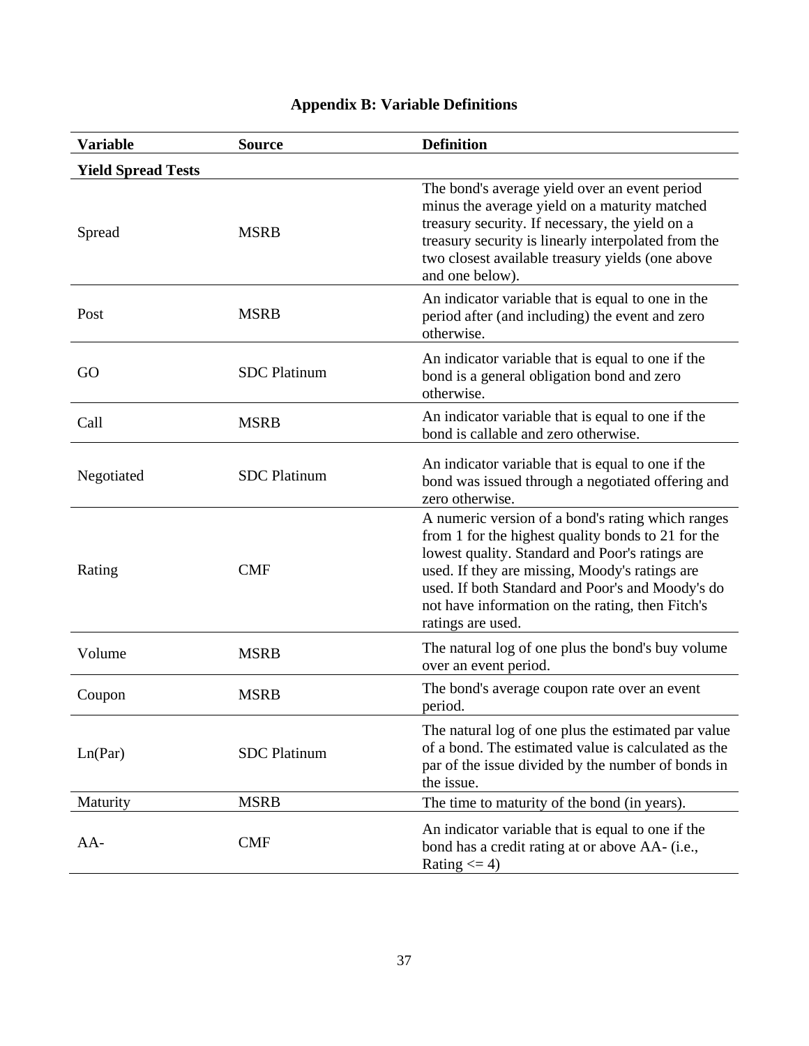## Appendix B: Variable Definitions

| Variable | Source | Definition |
|---|---|---|
| **Yield Spread Tests** | | |
| Spread | MSRB | The bond's average yield over an event period minus the average yield on a maturity matched treasury security. If necessary, the yield on a treasury security is linearly interpolated from the two closest available treasury yields (one above and one below). |
| Post | MSRB | An indicator variable that is equal to one in the period after (and including) the event and zero otherwise. |
| GO | SDC Platinum | An indicator variable that is equal to one if the bond is a general obligation bond and zero otherwise. |
| Call | MSRB | An indicator variable that is equal to one if the bond is callable and zero otherwise. |
| Negotiated | SDC Platinum | An indicator variable that is equal to one if the bond was issued through a negotiated offering and zero otherwise. |
| Rating | CMF | A numeric version of a bond's rating which ranges from 1 for the highest quality bonds to 21 for the lowest quality. Standard and Poor's ratings are used. If they are missing, Moody's ratings are used. If both Standard and Poor's and Moody's do not have information on the rating, then Fitch's ratings are used. |
| Volume | MSRB | The natural log of one plus the bond's buy volume over an event period. |
| Coupon | MSRB | The bond's average coupon rate over an event period. |
| Ln(Par) | SDC Platinum | The natural log of one plus the estimated par value of a bond. The estimated value is calculated as the par of the issue divided by the number of bonds in the issue. |
| Maturity | MSRB | The time to maturity of the bond (in years). |
| AA- | CMF | An indicator variable that is equal to one if the bond has a credit rating at or above AA- (i.e., Rating <= 4) |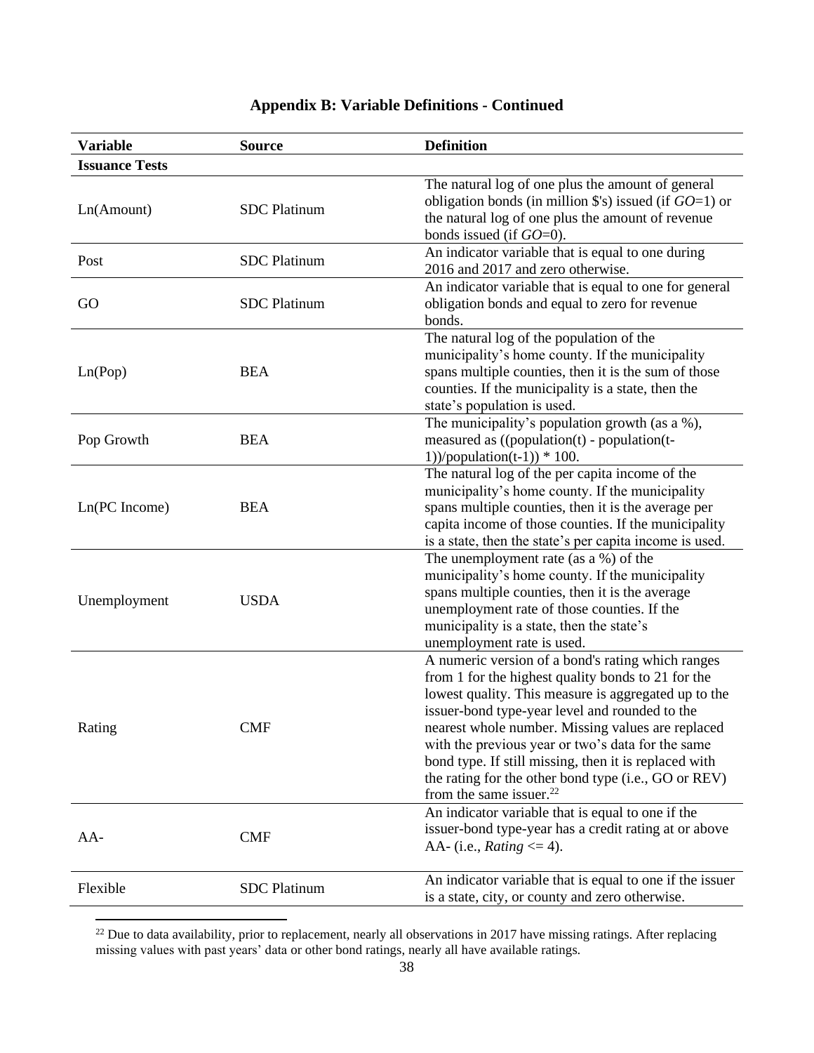## Appendix B: Variable Definitions - Continued

| Variable | Source | Definition |
|---|---|---|
| **Issuance Tests** | | |
| Ln(Amount) | SDC Platinum | The natural log of one plus the amount of general obligation bonds (in million $'s) issued (if *GO*=1) or the natural log of one plus the amount of revenue bonds issued (if *GO*=0). |
| Post | SDC Platinum | An indicator variable that is equal to one during 2016 and 2017 and zero otherwise. |
| GO | SDC Platinum | An indicator variable that is equal to one for general obligation bonds and equal to zero for revenue bonds. |
| Ln(Pop) | BEA | The natural log of the population of the municipality's home county. If the municipality spans multiple counties, then it is the sum of those counties. If the municipality is a state, then the state's population is used. |
| Pop Growth | BEA | The municipality's population growth (as a %), measured as ((population(t) - population(t-1))/population(t-1)) * 100. |
| Ln(PC Income) | BEA | The natural log of the per capita income of the municipality's home county. If the municipality spans multiple counties, then it is the average per capita income of those counties. If the municipality is a state, then the state's per capita income is used. |
| Unemployment | USDA | The unemployment rate (as a %) of the municipality's home county. If the municipality spans multiple counties, then it is the average unemployment rate of those counties. If the municipality is a state, then the state's unemployment rate is used. |
| Rating | CMF | A numeric version of a bond's rating which ranges from 1 for the highest quality bonds to 21 for the lowest quality. This measure is aggregated up to the issuer-bond type-year level and rounded to the nearest whole number. Missing values are replaced with the previous year or two's data for the same bond type. If still missing, then it is replaced with the rating for the other bond type (i.e., GO or REV) from the same issuer.[22] |
| AA- | CMF | An indicator variable that is equal to one if the issuer-bond type-year has a credit rating at or above AA- (i.e., *Rating* <= 4). |
| Flexible | SDC Platinum | An indicator variable that is equal to one if the issuer is a state, city, or county and zero otherwise. |

[22] Due to data availability, prior to replacement, nearly all observations in 2017 have missing ratings. After replacing missing values with past years' data or other bond ratings, nearly all have available ratings.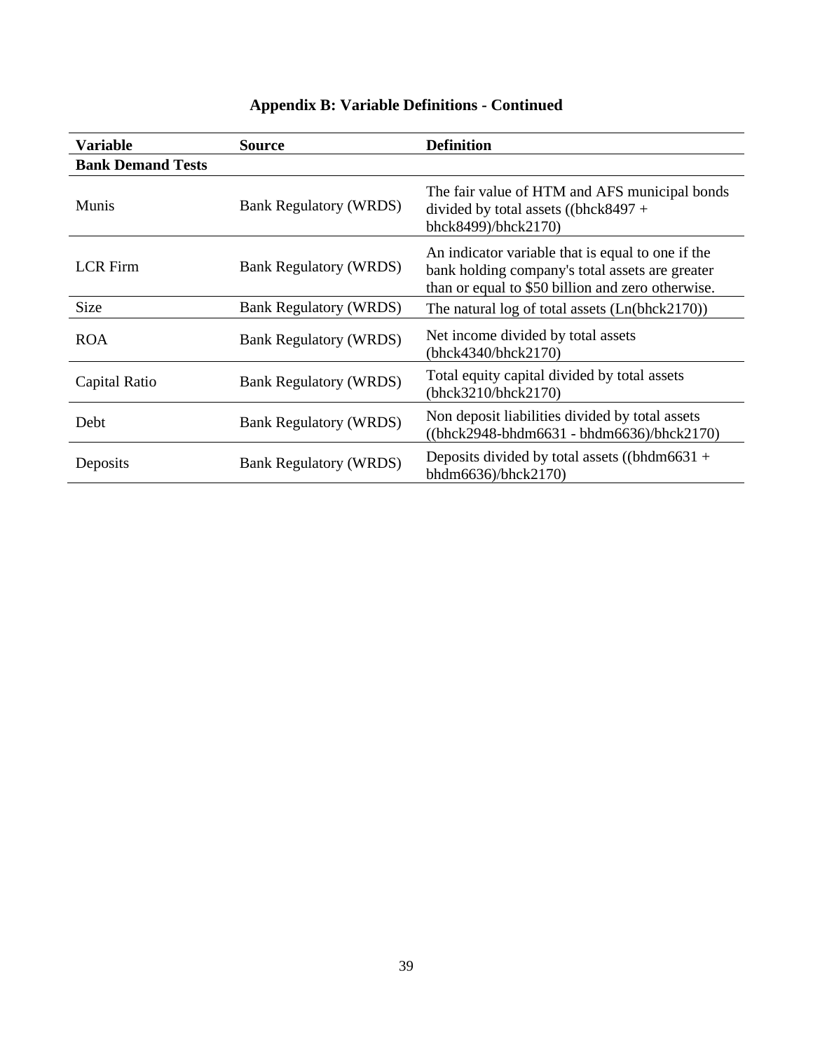## Appendix B: Variable Definitions - Continued

| Variable | Source | Definition |
|---|---|---|
| **Bank Demand Tests** | | |
| Munis | Bank Regulatory (WRDS) | The fair value of HTM and AFS municipal bonds divided by total assets ((bhck8497 + bhck8499)/bhck2170) |
| LCR Firm | Bank Regulatory (WRDS) | An indicator variable that is equal to one if the bank holding company's total assets are greater than or equal to $50 billion and zero otherwise. |
| Size | Bank Regulatory (WRDS) | The natural log of total assets (Ln(bhck2170)) |
| ROA | Bank Regulatory (WRDS) | Net income divided by total assets (bhck4340/bhck2170) |
| Capital Ratio | Bank Regulatory (WRDS) | Total equity capital divided by total assets (bhck3210/bhck2170) |
| Debt | Bank Regulatory (WRDS) | Non deposit liabilities divided by total assets ((bhck2948-bhdm6631 - bhdm6636)/bhck2170) |
| Deposits | Bank Regulatory (WRDS) | Deposits divided by total assets ((bhdm6631 + bhdm6636)/bhck2170) |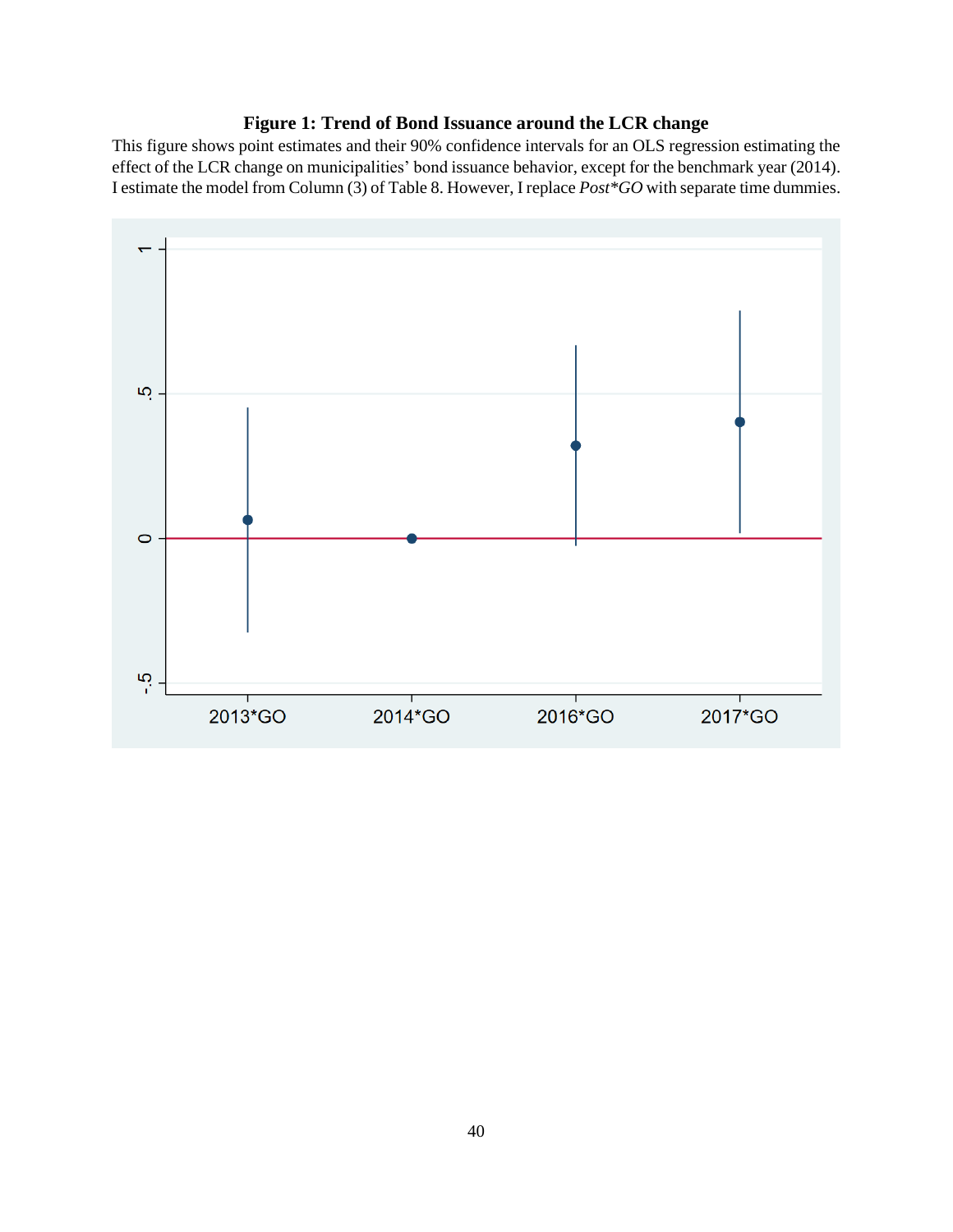**Figure 1: Trend of Bond Issuance around the LCR change**

This figure shows point estimates and their 90% confidence intervals for an OLS regression estimating the effect of the LCR change on municipalities' bond issuance behavior, except for the benchmark year (2014). I estimate the model from Column (3) of Table 8. However, I replace *Post*GO* with separate time dummies.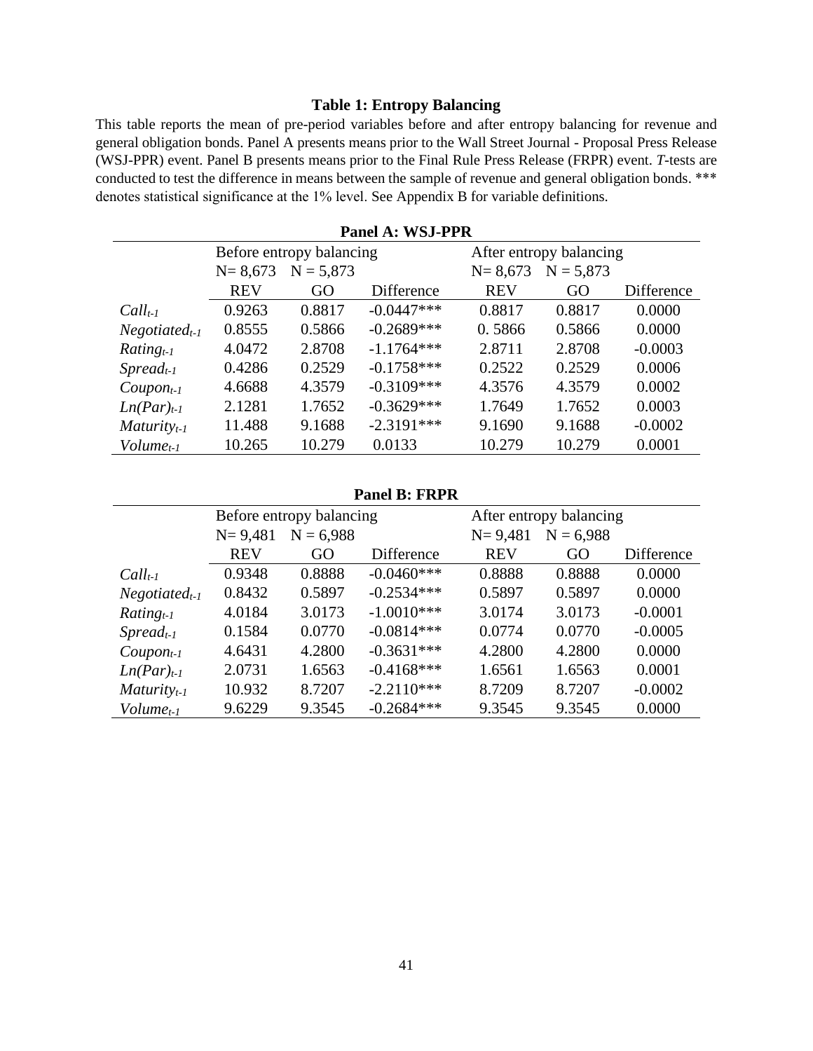**Table 1: Entropy Balancing**

This table reports the mean of pre-period variables before and after entropy balancing for revenue and general obligation bonds. Panel A presents means prior to the Wall Street Journal - Proposal Press Release (WSJ-PPR) event. Panel B presents means prior to the Final Rule Press Release (FRPR) event. *T*-tests are conducted to test the difference in means between the sample of revenue and general obligation bonds. *** denotes statistical significance at the 1% level. See Appendix B for variable definitions.

**Panel A: WSJ-PPR**

| | Before entropy balancing | | | After entropy balancing | | |
|---|---|---|---|---|---|---|
| | N= 8,673 | N = 5,873 | | N= 8,673 | N = 5,873 | |
| | REV | GO | Difference | REV | GO | Difference |
| $Call_{t-1}$ | 0.9263 | 0.8817 | -0.0447*** | 0.8817 | 0.8817 | 0.0000 |
| $Negotiated_{t-1}$ | 0.8555 | 0.5866 | -0.2689*** | 0. 5866 | 0.5866 | 0.0000 |
| $Rating_{t-1}$ | 4.0472 | 2.8708 | -1.1764*** | 2.8711 | 2.8708 | -0.0003 |
| $Spread_{t-1}$ | 0.4286 | 0.2529 | -0.1758*** | 0.2522 | 0.2529 | 0.0006 |
| $Coupon_{t-1}$ | 4.6688 | 4.3579 | -0.3109*** | 4.3576 | 4.3579 | 0.0002 |
| $Ln(Par)_{t-1}$ | 2.1281 | 1.7652 | -0.3629*** | 1.7649 | 1.7652 | 0.0003 |
| $Maturity_{t-1}$ | 11.488 | 9.1688 | -2.3191*** | 9.1690 | 9.1688 | -0.0002 |
| $Volume_{t-1}$ | 10.265 | 10.279 | 0.0133 | 10.279 | 10.279 | 0.0001 |

**Panel B: FRPR**

| | Before entropy balancing | | | After entropy balancing | | |
|---|---|---|---|---|---|---|
| | N= 9,481 | N = 6,988 | | N= 9,481 | N = 6,988 | |
| | REV | GO | Difference | REV | GO | Difference |
| $Call_{t-1}$ | 0.9348 | 0.8888 | -0.0460*** | 0.8888 | 0.8888 | 0.0000 |
| $Negotiated_{t-1}$ | 0.8432 | 0.5897 | -0.2534*** | 0.5897 | 0.5897 | 0.0000 |
| $Rating_{t-1}$ | 4.0184 | 3.0173 | -1.0010*** | 3.0174 | 3.0173 | -0.0001 |
| $Spread_{t-1}$ | 0.1584 | 0.0770 | -0.0814*** | 0.0774 | 0.0770 | -0.0005 |
| $Coupon_{t-1}$ | 4.6431 | 4.2800 | -0.3631*** | 4.2800 | 4.2800 | 0.0000 |
| $Ln(Par)_{t-1}$ | 2.0731 | 1.6563 | -0.4168*** | 1.6561 | 1.6563 | 0.0001 |
| $Maturity_{t-1}$ | 10.932 | 8.7207 | -2.2110*** | 8.7209 | 8.7207 | -0.0002 |
| $Volume_{t-1}$ | 9.6229 | 9.3545 | -0.2684*** | 9.3545 | 9.3545 | 0.0000 |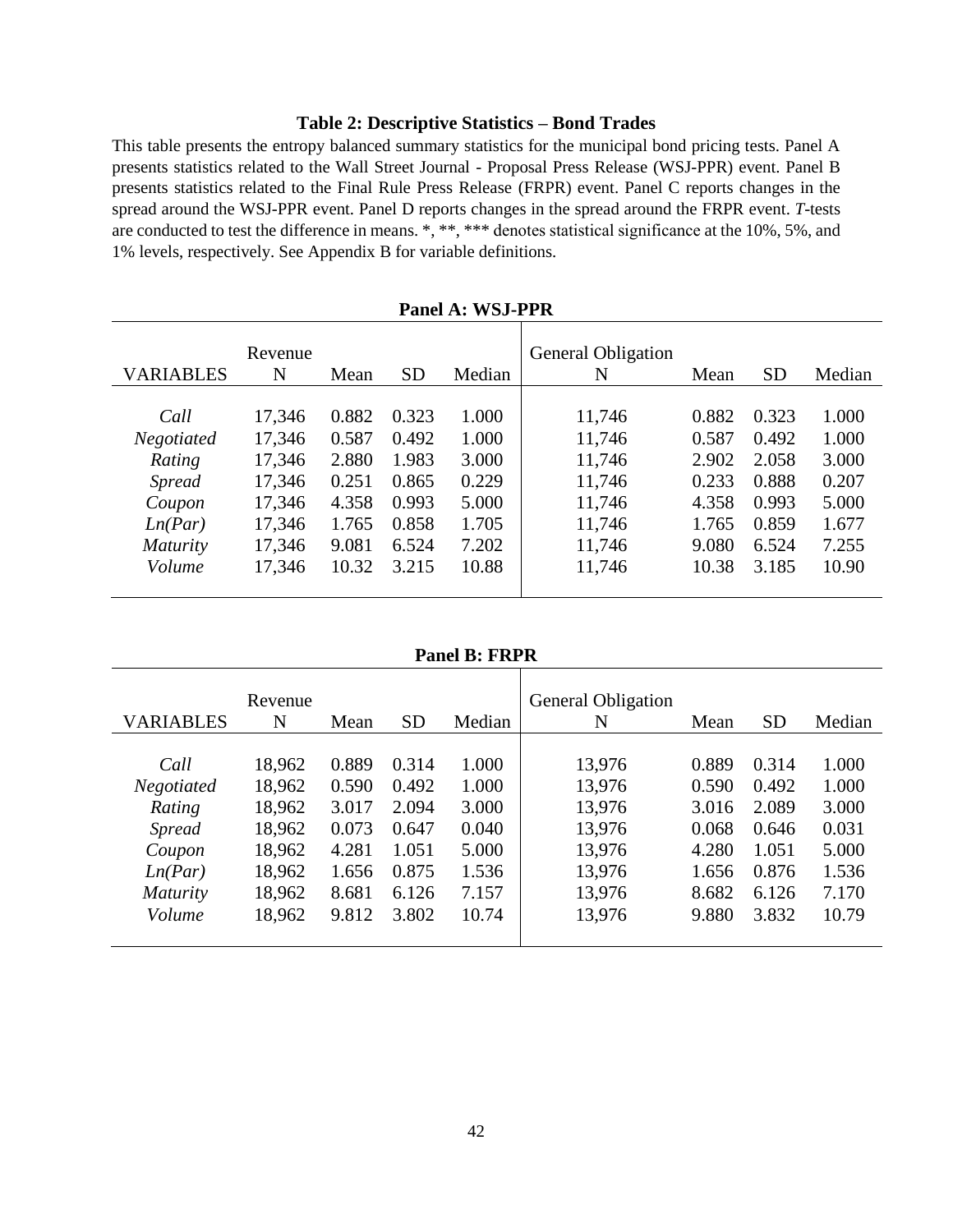### Table 2: Descriptive Statistics – Bond Trades

This table presents the entropy balanced summary statistics for the municipal bond pricing tests. Panel A presents statistics related to the Wall Street Journal - Proposal Press Release (WSJ-PPR) event. Panel B presents statistics related to the Final Rule Press Release (FRPR) event. Panel C reports changes in the spread around the WSJ-PPR event. Panel D reports changes in the spread around the FRPR event. *T*-tests are conducted to test the difference in means. *, **, *** denotes statistical significance at the 10%, 5%, and 1% levels, respectively. See Appendix B for variable definitions.

**Panel A: WSJ-PPR**

| VARIABLES | Revenue N | Mean | SD | Median | General Obligation N | Mean | SD | Median |
|---|---|---|---|---|---|---|---|---|
| *Call* | 17,346 | 0.882 | 0.323 | 1.000 | 11,746 | 0.882 | 0.323 | 1.000 |
| *Negotiated* | 17,346 | 0.587 | 0.492 | 1.000 | 11,746 | 0.587 | 0.492 | 1.000 |
| *Rating* | 17,346 | 2.880 | 1.983 | 3.000 | 11,746 | 2.902 | 2.058 | 3.000 |
| *Spread* | 17,346 | 0.251 | 0.865 | 0.229 | 11,746 | 0.233 | 0.888 | 0.207 |
| *Coupon* | 17,346 | 4.358 | 0.993 | 5.000 | 11,746 | 4.358 | 0.993 | 5.000 |
| *Ln(Par)* | 17,346 | 1.765 | 0.858 | 1.705 | 11,746 | 1.765 | 0.859 | 1.677 |
| *Maturity* | 17,346 | 9.081 | 6.524 | 7.202 | 11,746 | 9.080 | 6.524 | 7.255 |
| *Volume* | 17,346 | 10.32 | 3.215 | 10.88 | 11,746 | 10.38 | 3.185 | 10.90 |

**Panel B: FRPR**

| VARIABLES | Revenue N | Mean | SD | Median | General Obligation N | Mean | SD | Median |
|---|---|---|---|---|---|---|---|---|
| *Call* | 18,962 | 0.889 | 0.314 | 1.000 | 13,976 | 0.889 | 0.314 | 1.000 |
| *Negotiated* | 18,962 | 0.590 | 0.492 | 1.000 | 13,976 | 0.590 | 0.492 | 1.000 |
| *Rating* | 18,962 | 3.017 | 2.094 | 3.000 | 13,976 | 3.016 | 2.089 | 3.000 |
| *Spread* | 18,962 | 0.073 | 0.647 | 0.040 | 13,976 | 0.068 | 0.646 | 0.031 |
| *Coupon* | 18,962 | 4.281 | 1.051 | 5.000 | 13,976 | 4.280 | 1.051 | 5.000 |
| *Ln(Par)* | 18,962 | 1.656 | 0.875 | 1.536 | 13,976 | 1.656 | 0.876 | 1.536 |
| *Maturity* | 18,962 | 8.681 | 6.126 | 7.157 | 13,976 | 8.682 | 6.126 | 7.170 |
| *Volume* | 18,962 | 9.812 | 3.802 | 10.74 | 13,976 | 9.880 | 3.832 | 10.79 |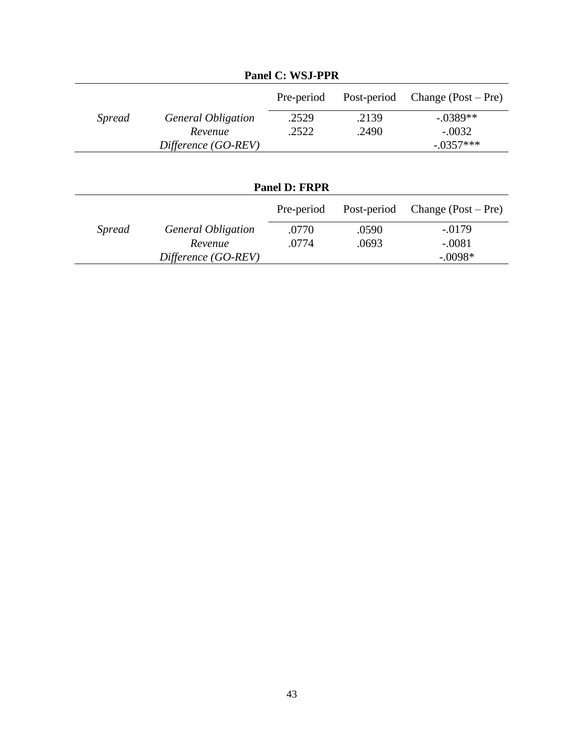**Panel C: WSJ-PPR**

| | | Pre-period | Post-period | Change (Post – Pre) |
|---|---|---|---|---|
| *Spread* | *General Obligation* | .2529 | .2139 | -.0389** |
| | *Revenue* | .2522 | .2490 | -.0032 |
| | *Difference (GO-REV)* | | | -.0357*** |

**Panel D: FRPR**

| | | Pre-period | Post-period | Change (Post – Pre) |
|---|---|---|---|---|
| *Spread* | *General Obligation* | .0770 | .0590 | -.0179 |
| | *Revenue* | .0774 | .0693 | -.0081 |
| | *Difference (GO-REV)* | | | -.0098* |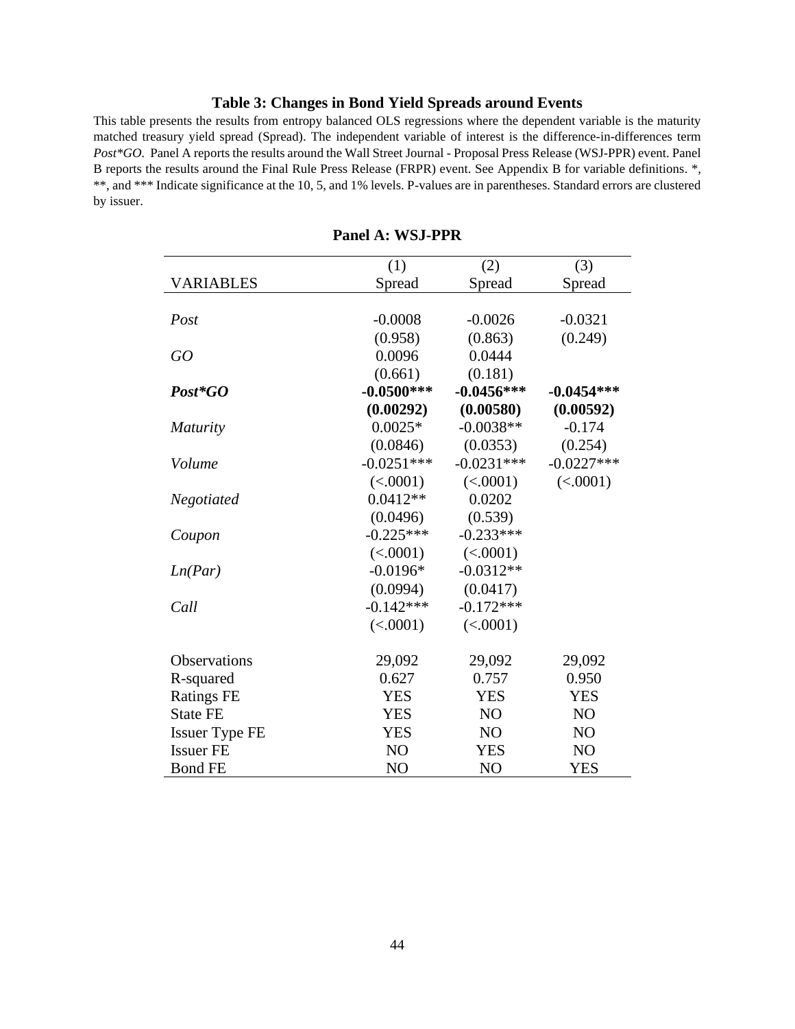### Table 3: Changes in Bond Yield Spreads around Events

This table presents the results from entropy balanced OLS regressions where the dependent variable is the maturity matched treasury yield spread (Spread). The independent variable of interest is the difference-in-differences term *Post*GO*. Panel A reports the results around the Wall Street Journal - Proposal Press Release (WSJ-PPR) event. Panel B reports the results around the Final Rule Press Release (FRPR) event. See Appendix B for variable definitions. *, **, and *** Indicate significance at the 10, 5, and 1% levels. P-values are in parentheses. Standard errors are clustered by issuer.

**Panel A: WSJ-PPR**

| | (1) | (2) | (3) |
|---|---|---|---|
| VARIABLES | Spread | Spread | Spread |
| *Post* | -0.0008 | -0.0026 | -0.0321 |
| | (0.958) | (0.863) | (0.249) |
| *GO* | 0.0096 | 0.0444 | |
| | (0.661) | (0.181) | |
| ***Post*GO*** | **-0.0500*** ** | **-0.0456*** ** | **-0.0454*** ** |
| | **(0.00292)** | **(0.00580)** | **(0.00592)** |
| *Maturity* | 0.0025* | -0.0038** | -0.174 |
| | (0.0846) | (0.0353) | (0.254) |
| *Volume* | -0.0251*** | -0.0231*** | -0.0227*** |
| | (<.0001) | (<.0001) | (<.0001) |
| *Negotiated* | 0.0412** | 0.0202 | |
| | (0.0496) | (0.539) | |
| *Coupon* | -0.225*** | -0.233*** | |
| | (<.0001) | (<.0001) | |
| *Ln(Par)* | -0.0196* | -0.0312** | |
| | (0.0994) | (0.0417) | |
| *Call* | -0.142*** | -0.172*** | |
| | (<.0001) | (<.0001) | |
| Observations | 29,092 | 29,092 | 29,092 |
| R-squared | 0.627 | 0.757 | 0.950 |
| Ratings FE | YES | YES | YES |
| State FE | YES | NO | NO |
| Issuer Type FE | YES | NO | NO |
| Issuer FE | NO | YES | NO |
| Bond FE | NO | NO | YES |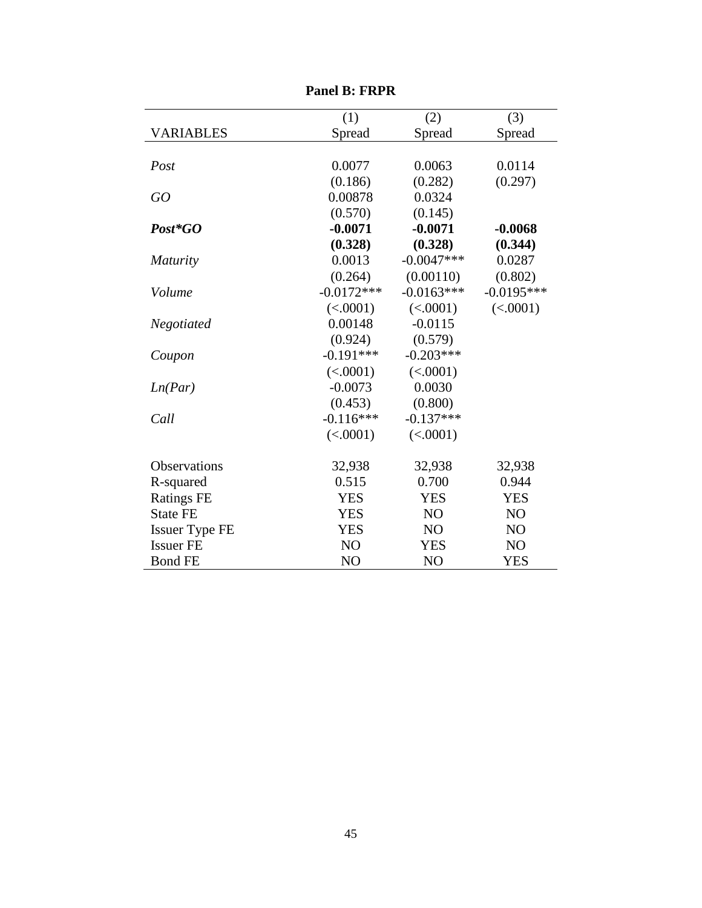**Panel B: FRPR**

| VARIABLES | (1) Spread | (2) Spread | (3) Spread |
|---|---|---|---|
| *Post* | 0.0077 | 0.0063 | 0.0114 |
| | (0.186) | (0.282) | (0.297) |
| *GO* | 0.00878 | 0.0324 | |
| | (0.570) | (0.145) | |
| ***Post*GO*** | **-0.0071** | **-0.0071** | **-0.0068** |
| | **(0.328)** | **(0.328)** | **(0.344)** |
| *Maturity* | 0.0013 | -0.0047*** | 0.0287 |
| | (0.264) | (0.00110) | (0.802) |
| *Volume* | -0.0172*** | -0.0163*** | -0.0195*** |
| | (<.0001) | (<.0001) | (<.0001) |
| *Negotiated* | 0.00148 | -0.0115 | |
| | (0.924) | (0.579) | |
| *Coupon* | -0.191*** | -0.203*** | |
| | (<.0001) | (<.0001) | |
| *Ln(Par)* | -0.0073 | 0.0030 | |
| | (0.453) | (0.800) | |
| *Call* | -0.116*** | -0.137*** | |
| | (<.0001) | (<.0001) | |
| Observations | 32,938 | 32,938 | 32,938 |
| R-squared | 0.515 | 0.700 | 0.944 |
| Ratings FE | YES | YES | YES |
| State FE | YES | NO | NO |
| Issuer Type FE | YES | NO | NO |
| Issuer FE | NO | YES | NO |
| Bond FE | NO | NO | YES |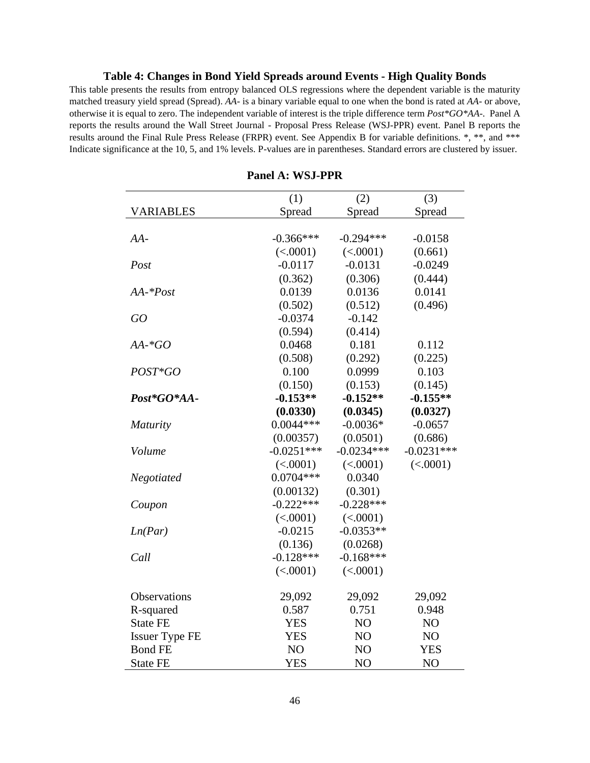**Table 4: Changes in Bond Yield Spreads around Events - High Quality Bonds**

This table presents the results from entropy balanced OLS regressions where the dependent variable is the maturity matched treasury yield spread (Spread). *AA-* is a binary variable equal to one when the bond is rated at *AA-* or above, otherwise it is equal to zero. The independent variable of interest is the triple difference term *Post*GO*AA-*. Panel A reports the results around the Wall Street Journal - Proposal Press Release (WSJ-PPR) event. Panel B reports the results around the Final Rule Press Release (FRPR) event. See Appendix B for variable definitions. *, **, and *** Indicate significance at the 10, 5, and 1% levels. P-values are in parentheses. Standard errors are clustered by issuer.

**Panel A: WSJ-PPR**

| VARIABLES | (1) Spread | (2) Spread | (3) Spread |
|---|---|---|---|
| *AA-* | -0.366*** | -0.294*** | -0.0158 |
| | (<.0001) | (<.0001) | (0.661) |
| *Post* | -0.0117 | -0.0131 | -0.0249 |
| | (0.362) | (0.306) | (0.444) |
| *AA-*Post* | 0.0139 | 0.0136 | 0.0141 |
| | (0.502) | (0.512) | (0.496) |
| *GO* | -0.0374 | -0.142 | |
| | (0.594) | (0.414) | |
| *AA-*GO* | 0.0468 | 0.181 | 0.112 |
| | (0.508) | (0.292) | (0.225) |
| *POST*GO* | 0.100 | 0.0999 | 0.103 |
| | (0.150) | (0.153) | (0.145) |
| ***Post*GO*AA-*** | **-0.153**** | **-0.152**** | **-0.155**** |
| | **(0.0330)** | **(0.0345)** | **(0.0327)** |
| *Maturity* | 0.0044*** | -0.0036* | -0.0657 |
| | (0.00357) | (0.0501) | (0.686) |
| *Volume* | -0.0251*** | -0.0234*** | -0.0231*** |
| | (<.0001) | (<.0001) | (<.0001) |
| *Negotiated* | 0.0704*** | 0.0340 | |
| | (0.00132) | (0.301) | |
| *Coupon* | -0.222*** | -0.228*** | |
| | (<.0001) | (<.0001) | |
| *Ln(Par)* | -0.0215 | -0.0353** | |
| | (0.136) | (0.0268) | |
| *Call* | -0.128*** | -0.168*** | |
| | (<.0001) | (<.0001) | |
| Observations | 29,092 | 29,092 | 29,092 |
| R-squared | 0.587 | 0.751 | 0.948 |
| State FE | YES | NO | NO |
| Issuer Type FE | YES | NO | NO |
| Bond FE | NO | NO | YES |
| State FE | YES | NO | NO |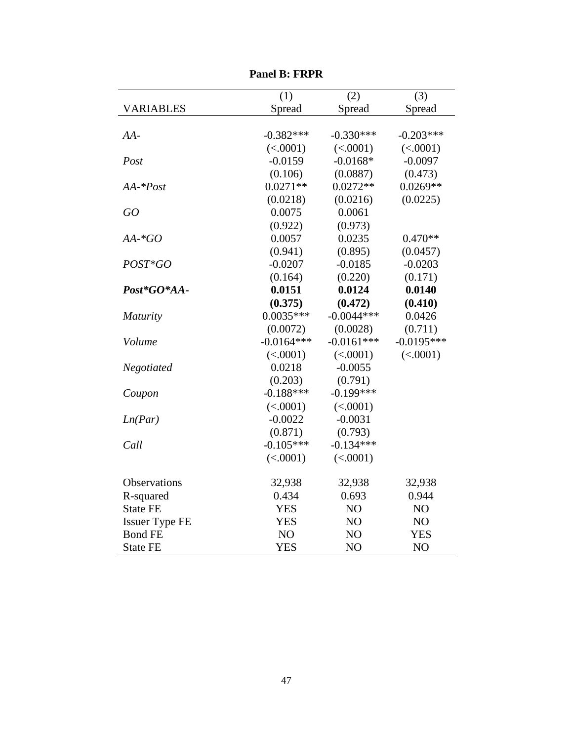**Panel B: FRPR**

| VARIABLES | (1)<br>Spread | (2)<br>Spread | (3)<br>Spread |
|---|---|---|---|
| *AA-* | -0.382*** | -0.330*** | -0.203*** |
| | (<.0001) | (<.0001) | (<.0001) |
| *Post* | -0.0159 | -0.0168* | -0.0097 |
| | (0.106) | (0.0887) | (0.473) |
| *AA-*Post* | 0.0271** | 0.0272** | 0.0269** |
| | (0.0218) | (0.0216) | (0.0225) |
| *GO* | 0.0075 | 0.0061 | |
| | (0.922) | (0.973) | |
| *AA-*GO* | 0.0057 | 0.0235 | 0.470** |
| | (0.941) | (0.895) | (0.0457) |
| *POST*GO* | -0.0207 | -0.0185 | -0.0203 |
| | (0.164) | (0.220) | (0.171) |
| ***Post*GO*AA-*** | **0.0151** | **0.0124** | **0.0140** |
| | **(0.375)** | **(0.472)** | **(0.410)** |
| *Maturity* | 0.0035*** | -0.0044*** | 0.0426 |
| | (0.0072) | (0.0028) | (0.711) |
| *Volume* | -0.0164*** | -0.0161*** | -0.0195*** |
| | (<.0001) | (<.0001) | (<.0001) |
| *Negotiated* | 0.0218 | -0.0055 | |
| | (0.203) | (0.791) | |
| *Coupon* | -0.188*** | -0.199*** | |
| | (<.0001) | (<.0001) | |
| *Ln(Par)* | -0.0022 | -0.0031 | |
| | (0.871) | (0.793) | |
| *Call* | -0.105*** | -0.134*** | |
| | (<.0001) | (<.0001) | |
| Observations | 32,938 | 32,938 | 32,938 |
| R-squared | 0.434 | 0.693 | 0.944 |
| State FE | YES | NO | NO |
| Issuer Type FE | YES | NO | NO |
| Bond FE | NO | NO | YES |
| State FE | YES | NO | NO |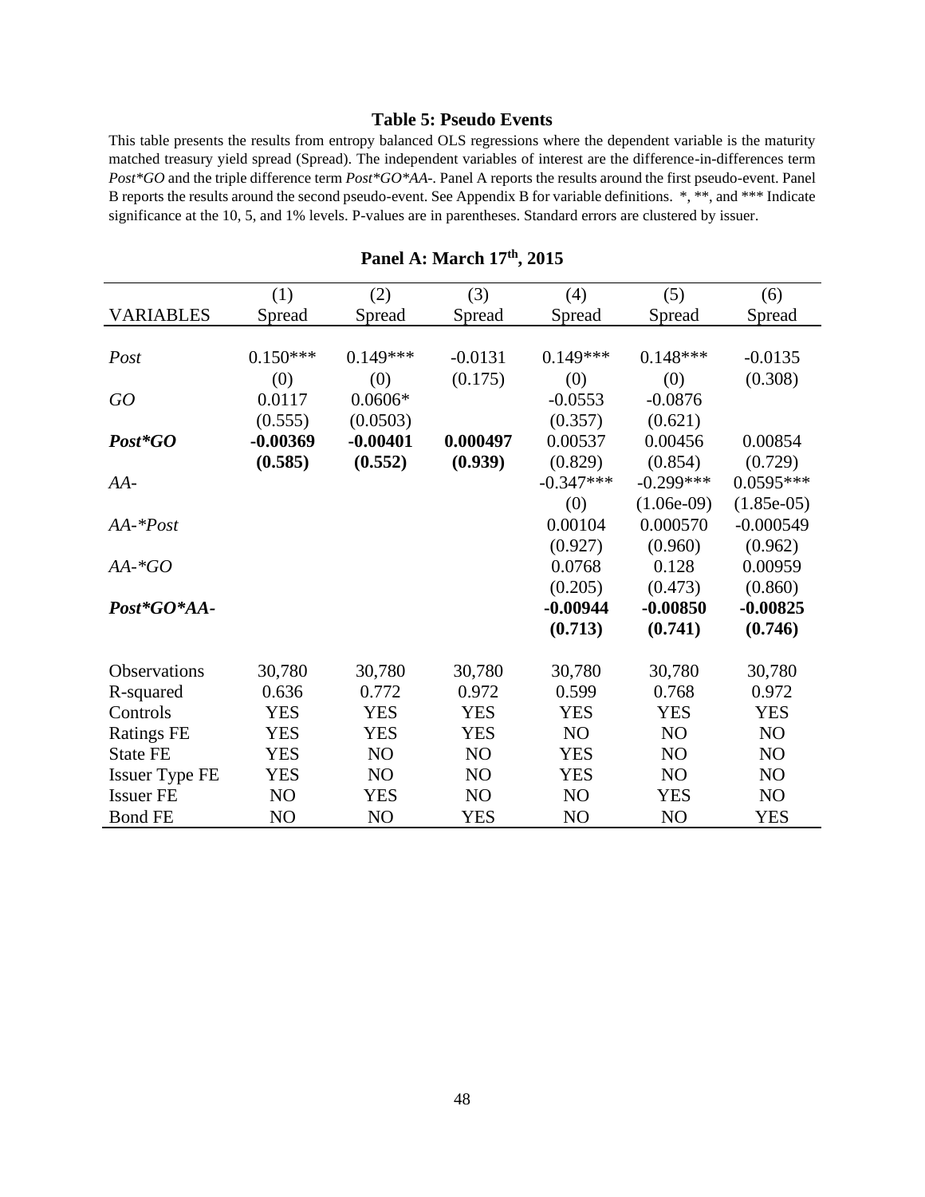**Table 5: Pseudo Events**

This table presents the results from entropy balanced OLS regressions where the dependent variable is the maturity matched treasury yield spread (Spread). The independent variables of interest are the difference-in-differences term *Post\*GO* and the triple difference term *Post\*GO\*AA-*. Panel A reports the results around the first pseudo-event. Panel B reports the results around the second pseudo-event. See Appendix B for variable definitions. *, **, and *** Indicate significance at the 10, 5, and 1% levels. P-values are in parentheses. Standard errors are clustered by issuer.

**Panel A: March 17th, 2015**

| | (1) | (2) | (3) | (4) | (5) | (6) |
|---|---|---|---|---|---|---|
| VARIABLES | Spread | Spread | Spread | Spread | Spread | Spread |
| *Post* | 0.150*** | 0.149*** | -0.0131 | 0.149*** | 0.148*** | -0.0135 |
| | (0) | (0) | (0.175) | (0) | (0) | (0.308) |
| *GO* | 0.0117 | 0.0606* | | -0.0553 | -0.0876 | |
| | (0.555) | (0.0503) | | (0.357) | (0.621) | |
| ***Post\*GO*** | **-0.00369** | **-0.00401** | **0.000497** | 0.00537 | 0.00456 | 0.00854 |
| | **(0.585)** | **(0.552)** | **(0.939)** | (0.829) | (0.854) | (0.729) |
| *AA-* | | | | -0.347*** | -0.299*** | 0.0595*** |
| | | | | (0) | (1.06e-09) | (1.85e-05) |
| *AA-\*Post* | | | | 0.00104 | 0.000570 | -0.000549 |
| | | | | (0.927) | (0.960) | (0.962) |
| *AA-\*GO* | | | | 0.0768 | 0.128 | 0.00959 |
| | | | | (0.205) | (0.473) | (0.860) |
| ***Post\*GO\*AA-*** | | | | **-0.00944** | **-0.00850** | **-0.00825** |
| | | | | **(0.713)** | **(0.741)** | **(0.746)** |
| Observations | 30,780 | 30,780 | 30,780 | 30,780 | 30,780 | 30,780 |
| R-squared | 0.636 | 0.772 | 0.972 | 0.599 | 0.768 | 0.972 |
| Controls | YES | YES | YES | YES | YES | YES |
| Ratings FE | YES | YES | YES | NO | NO | NO |
| State FE | YES | NO | NO | YES | NO | NO |
| Issuer Type FE | YES | NO | NO | YES | NO | NO |
| Issuer FE | NO | YES | NO | NO | YES | NO |
| Bond FE | NO | NO | YES | NO | NO | YES |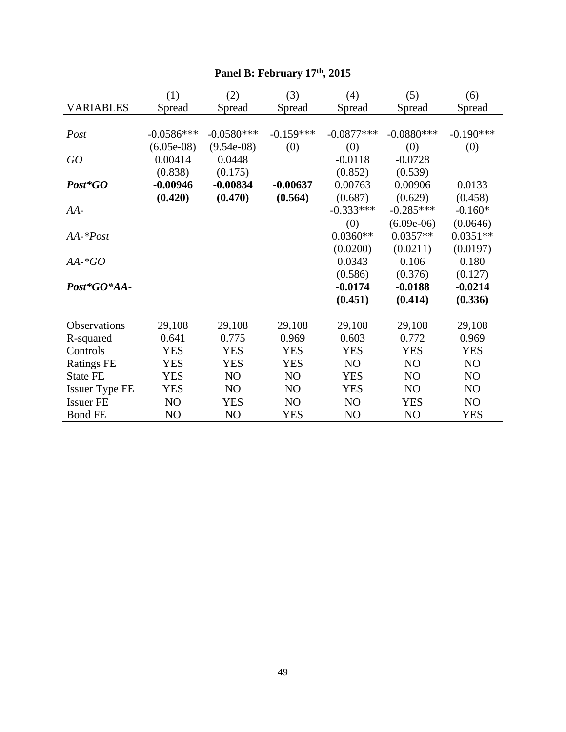**Panel B: February 17th, 2015**

| VARIABLES | (1)<br>Spread | (2)<br>Spread | (3)<br>Spread | (4)<br>Spread | (5)<br>Spread | (6)<br>Spread |
|---|---|---|---|---|---|---|
| *Post* | -0.0586*** | -0.0580*** | -0.159*** | -0.0877*** | -0.0880*** | -0.190*** |
| | (6.05e-08) | (9.54e-08) | (0) | (0) | (0) | (0) |
| *GO* | 0.00414 | 0.0448 | | -0.0118 | -0.0728 | |
| | (0.838) | (0.175) | | (0.852) | (0.539) | |
| ***Post*GO*** | **-0.00946** | **-0.00834** | **-0.00637** | 0.00763 | 0.00906 | 0.0133 |
| | **(0.420)** | **(0.470)** | **(0.564)** | (0.687) | (0.629) | (0.458) |
| *AA-* | | | | -0.333*** | -0.285*** | -0.160* |
| | | | | (0) | (6.09e-06) | (0.0646) |
| *AA-*Post* | | | | 0.0360** | 0.0357** | 0.0351** |
| | | | | (0.0200) | (0.0211) | (0.0197) |
| *AA-*GO* | | | | 0.0343 | 0.106 | 0.180 |
| | | | | (0.586) | (0.376) | (0.127) |
| ***Post*GO*AA-*** | | | | **-0.0174** | **-0.0188** | **-0.0214** |
| | | | | **(0.451)** | **(0.414)** | **(0.336)** |
| Observations | 29,108 | 29,108 | 29,108 | 29,108 | 29,108 | 29,108 |
| R-squared | 0.641 | 0.775 | 0.969 | 0.603 | 0.772 | 0.969 |
| Controls | YES | YES | YES | YES | YES | YES |
| Ratings FE | YES | YES | YES | NO | NO | NO |
| State FE | YES | NO | NO | YES | NO | NO |
| Issuer Type FE | YES | NO | NO | YES | NO | NO |
| Issuer FE | NO | YES | NO | NO | YES | NO |
| Bond FE | NO | NO | YES | NO | NO | YES |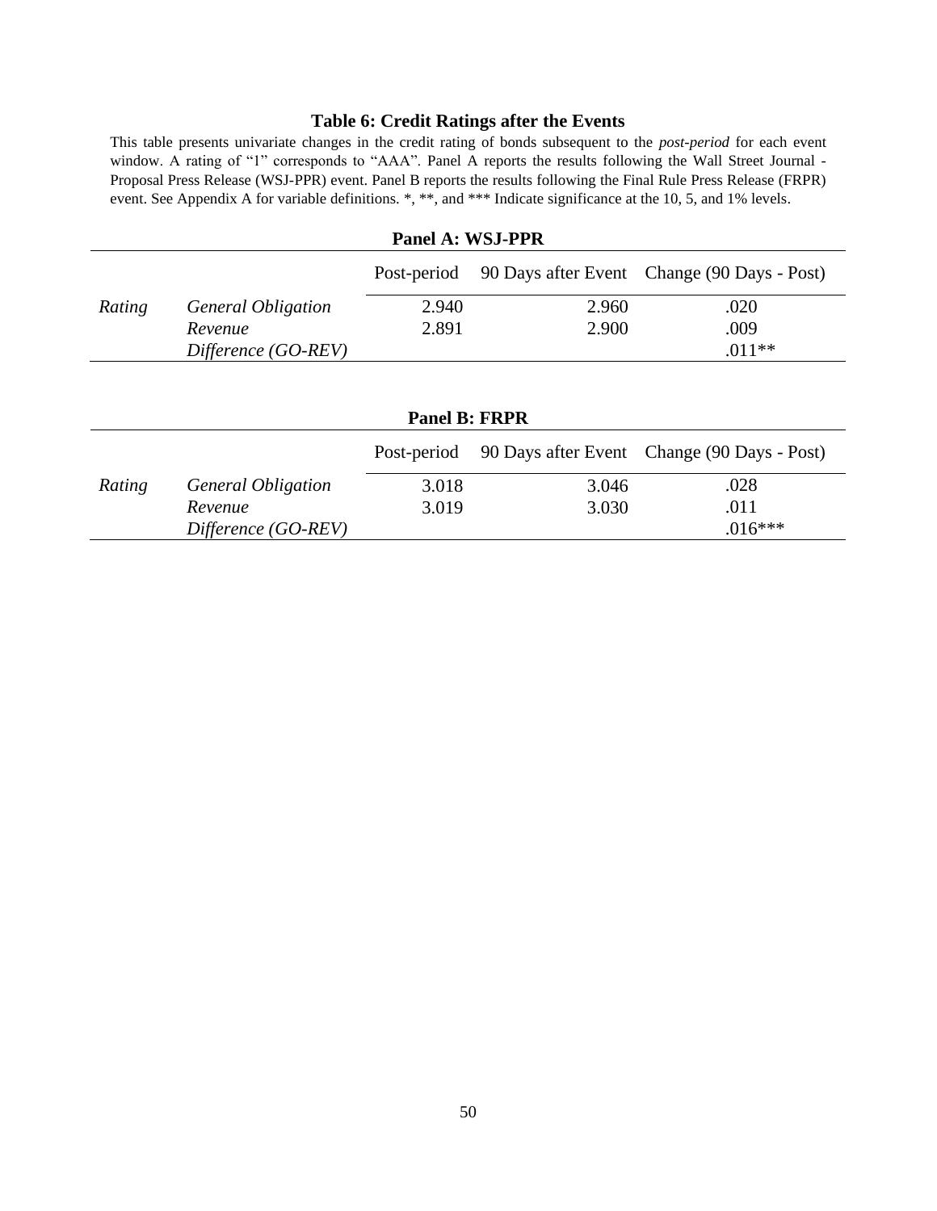### Table 6: Credit Ratings after the Events

This table presents univariate changes in the credit rating of bonds subsequent to the *post-period* for each event window. A rating of "1" corresponds to "AAA". Panel A reports the results following the Wall Street Journal - Proposal Press Release (WSJ-PPR) event. Panel B reports the results following the Final Rule Press Release (FRPR) event. See Appendix A for variable definitions. *, **, and *** Indicate significance at the 10, 5, and 1% levels.

**Panel A: WSJ-PPR**

| | | Post-period | 90 Days after Event | Change (90 Days - Post) |
|---|---|---|---|---|
| *Rating* | *General Obligation* | 2.940 | 2.960 | .020 |
| | *Revenue* | 2.891 | 2.900 | .009 |
| | *Difference (GO-REV)* | | | .011** |

**Panel B: FRPR**

| | | Post-period | 90 Days after Event | Change (90 Days - Post) |
|---|---|---|---|---|
| *Rating* | *General Obligation* | 3.018 | 3.046 | .028 |
| | *Revenue* | 3.019 | 3.030 | .011 |
| | *Difference (GO-REV)* | | | .016*** |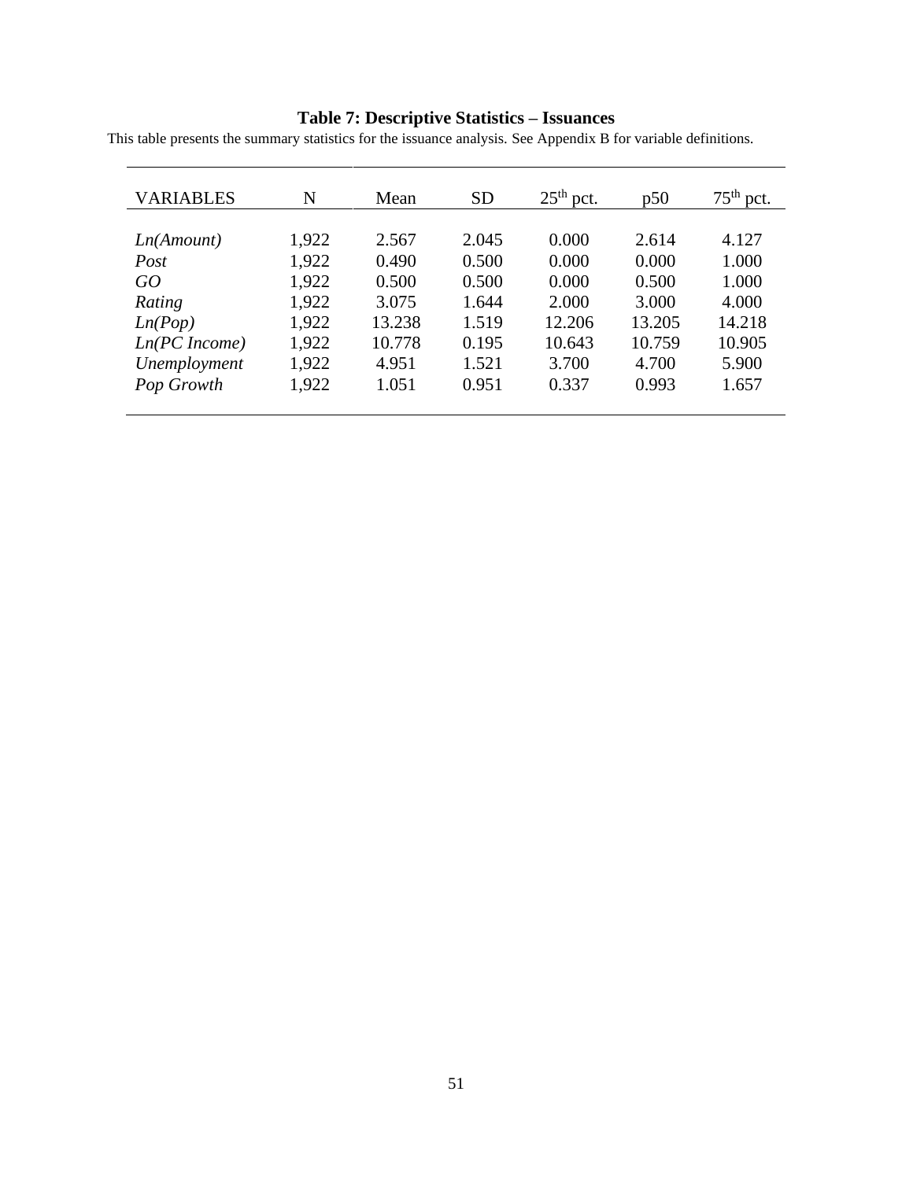**Table 7: Descriptive Statistics – Issuances**

This table presents the summary statistics for the issuance analysis. See Appendix B for variable definitions.

| VARIABLES | N | Mean | SD | $25^{th}$ pct. | p50 | $75^{th}$ pct. |
|---|---|---|---|---|---|---|
| *Ln(Amount)* | 1,922 | 2.567 | 2.045 | 0.000 | 2.614 | 4.127 |
| *Post* | 1,922 | 0.490 | 0.500 | 0.000 | 0.000 | 1.000 |
| *GO* | 1,922 | 0.500 | 0.500 | 0.000 | 0.500 | 1.000 |
| *Rating* | 1,922 | 3.075 | 1.644 | 2.000 | 3.000 | 4.000 |
| *Ln(Pop)* | 1,922 | 13.238 | 1.519 | 12.206 | 13.205 | 14.218 |
| *Ln(PC Income)* | 1,922 | 10.778 | 0.195 | 10.643 | 10.759 | 10.905 |
| *Unemployment* | 1,922 | 4.951 | 1.521 | 3.700 | 4.700 | 5.900 |
| *Pop Growth* | 1,922 | 1.051 | 0.951 | 0.337 | 0.993 | 1.657 |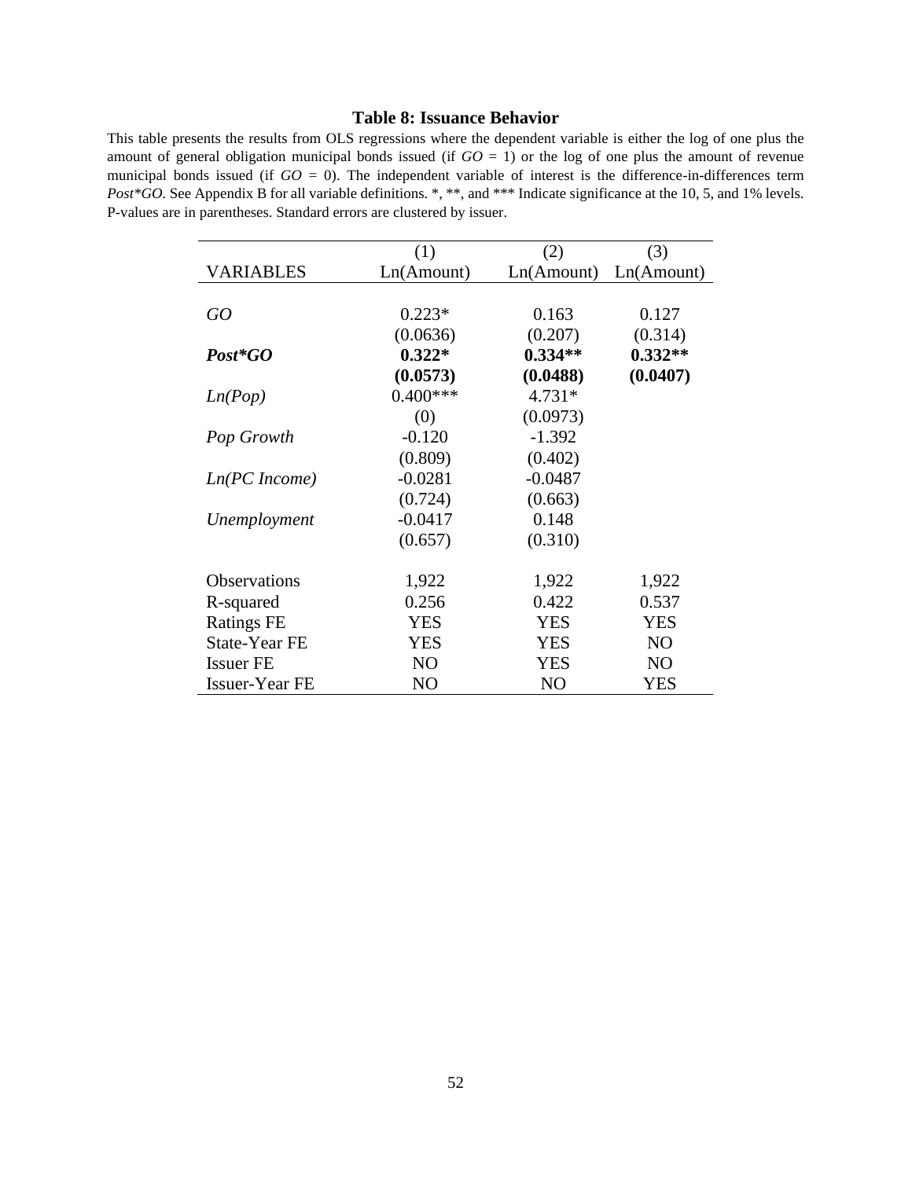### Table 8: Issuance Behavior

This table presents the results from OLS regressions where the dependent variable is either the log of one plus the amount of general obligation municipal bonds issued (if *GO* = 1) or the log of one plus the amount of revenue municipal bonds issued (if *GO* = 0). The independent variable of interest is the difference-in-differences term *Post*GO*. See Appendix B for all variable definitions. *, **, and *** Indicate significance at the 10, 5, and 1% levels. P-values are in parentheses. Standard errors are clustered by issuer.

| | (1) | (2) | (3) |
|---|---|---|---|
| VARIABLES | Ln(Amount) | Ln(Amount) | Ln(Amount) |
| *GO* | 0.223* | 0.163 | 0.127 |
| | (0.0636) | (0.207) | (0.314) |
| ***Post*GO*** | **0.322*** | **0.334**** | **0.332**** |
| | **(0.0573)** | **(0.0488)** | **(0.0407)** |
| *Ln(Pop)* | 0.400*** | 4.731* | |
| | (0) | (0.0973) | |
| *Pop Growth* | -0.120 | -1.392 | |
| | (0.809) | (0.402) | |
| *Ln(PC Income)* | -0.0281 | -0.0487 | |
| | (0.724) | (0.663) | |
| *Unemployment* | -0.0417 | 0.148 | |
| | (0.657) | (0.310) | |
| Observations | 1,922 | 1,922 | 1,922 |
| R-squared | 0.256 | 0.422 | 0.537 |
| Ratings FE | YES | YES | YES |
| State-Year FE | YES | YES | NO |
| Issuer FE | NO | YES | NO |
| Issuer-Year FE | NO | NO | YES |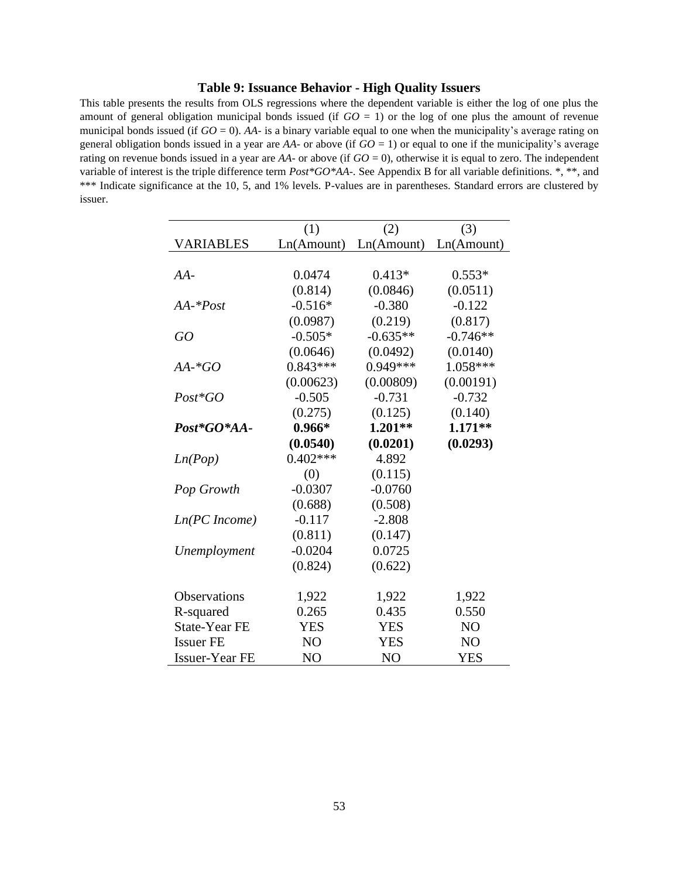### Table 9: Issuance Behavior - High Quality Issuers

This table presents the results from OLS regressions where the dependent variable is either the log of one plus the amount of general obligation municipal bonds issued (if $GO = 1$) or the log of one plus the amount of revenue municipal bonds issued (if $GO = 0$). *AA-* is a binary variable equal to one when the municipality's average rating on general obligation bonds issued in a year are *AA-* or above (if $GO = 1$) or equal to one if the municipality's average rating on revenue bonds issued in a year are *AA-* or above (if $GO = 0$), otherwise it is equal to zero. The independent variable of interest is the triple difference term *Post*GO*AA-*. See Appendix B for all variable definitions. *, **, and *** Indicate significance at the 10, 5, and 1% levels. P-values are in parentheses. Standard errors are clustered by issuer.

| | (1) | (2) | (3) |
|---|---|---|---|
| VARIABLES | Ln(Amount) | Ln(Amount) | Ln(Amount) |
| *AA-* | 0.0474 | 0.413* | 0.553* |
| | (0.814) | (0.0846) | (0.0511) |
| *AA-*Post* | -0.516* | -0.380 | -0.122 |
| | (0.0987) | (0.219) | (0.817) |
| *GO* | -0.505* | -0.635** | -0.746** |
| | (0.0646) | (0.0492) | (0.0140) |
| *AA-*GO* | 0.843*** | 0.949*** | 1.058*** |
| | (0.00623) | (0.00809) | (0.00191) |
| *Post*GO* | -0.505 | -0.731 | -0.732 |
| | (0.275) | (0.125) | (0.140) |
| ***Post*GO*AA-*** | **0.966*** | **1.201**** | **1.171**** |
| | **(0.0540)** | **(0.0201)** | **(0.0293)** |
| *Ln(Pop)* | 0.402*** | 4.892 | |
| | (0) | (0.115) | |
| *Pop Growth* | -0.0307 | -0.0760 | |
| | (0.688) | (0.508) | |
| *Ln(PC Income)* | -0.117 | -2.808 | |
| | (0.811) | (0.147) | |
| *Unemployment* | -0.0204 | 0.0725 | |
| | (0.824) | (0.622) | |
| Observations | 1,922 | 1,922 | 1,922 |
| R-squared | 0.265 | 0.435 | 0.550 |
| State-Year FE | YES | YES | NO |
| Issuer FE | NO | YES | NO |
| Issuer-Year FE | NO | NO | YES |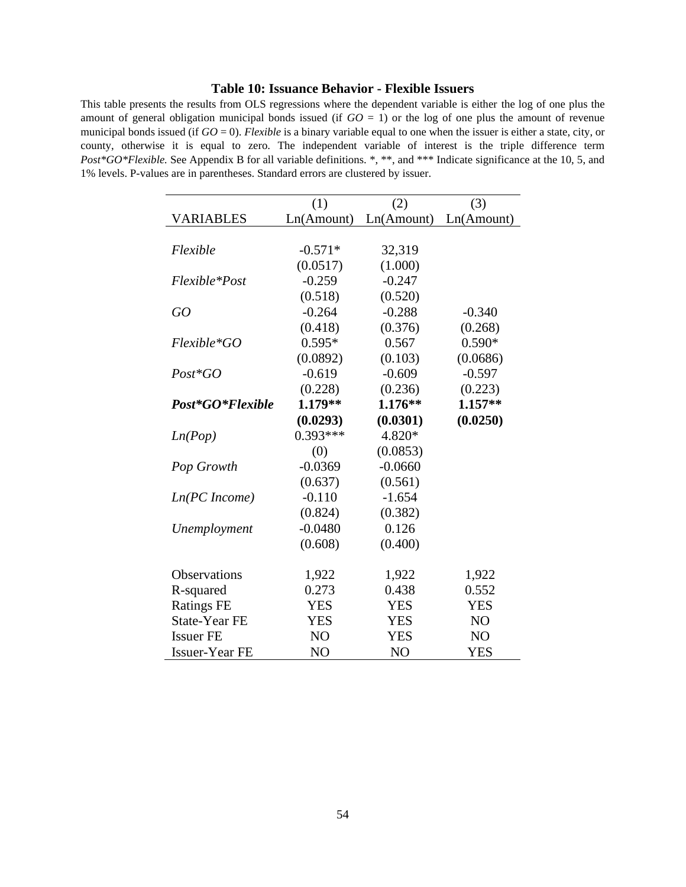### Table 10: Issuance Behavior - Flexible Issuers

This table presents the results from OLS regressions where the dependent variable is either the log of one plus the amount of general obligation municipal bonds issued (if *GO* = 1) or the log of one plus the amount of revenue municipal bonds issued (if *GO* = 0). *Flexible* is a binary variable equal to one when the issuer is either a state, city, or county, otherwise it is equal to zero. The independent variable of interest is the triple difference term *Post*GO*Flexible.* See Appendix B for all variable definitions. *, **, and *** Indicate significance at the 10, 5, and 1% levels. P-values are in parentheses. Standard errors are clustered by issuer.

| | (1) | (2) | (3) |
|---|---|---|---|
| VARIABLES | Ln(Amount) | Ln(Amount) | Ln(Amount) |
| *Flexible* | -0.571* | 32,319 | |
| | (0.0517) | (1.000) | |
| *Flexible*Post* | -0.259 | -0.247 | |
| | (0.518) | (0.520) | |
| *GO* | -0.264 | -0.288 | -0.340 |
| | (0.418) | (0.376) | (0.268) |
| *Flexible*GO* | 0.595* | 0.567 | 0.590* |
| | (0.0892) | (0.103) | (0.0686) |
| *Post*GO* | -0.619 | -0.609 | -0.597 |
| | (0.228) | (0.236) | (0.223) |
| ***Post*GO*Flexible*** | **1.179**** | **1.176**** | **1.157**** |
| | **(0.0293)** | **(0.0301)** | **(0.0250)** |
| *Ln(Pop)* | 0.393*** | 4.820* | |
| | (0) | (0.0853) | |
| *Pop Growth* | -0.0369 | -0.0660 | |
| | (0.637) | (0.561) | |
| *Ln(PC Income)* | -0.110 | -1.654 | |
| | (0.824) | (0.382) | |
| *Unemployment* | -0.0480 | 0.126 | |
| | (0.608) | (0.400) | |
| Observations | 1,922 | 1,922 | 1,922 |
| R-squared | 0.273 | 0.438 | 0.552 |
| Ratings FE | YES | YES | YES |
| State-Year FE | YES | YES | NO |
| Issuer FE | NO | YES | NO |
| Issuer-Year FE | NO | NO | YES |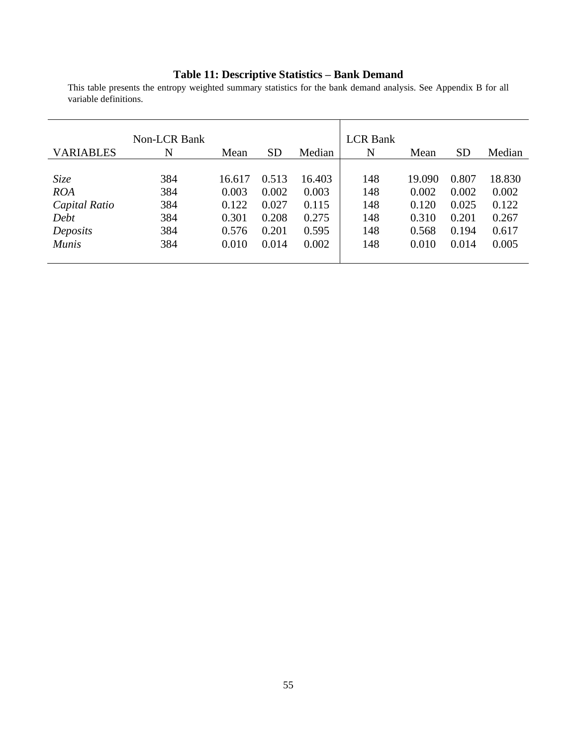**Table 11: Descriptive Statistics – Bank Demand**

This table presents the entropy weighted summary statistics for the bank demand analysis. See Appendix B for all variable definitions.

| | Non-LCR Bank | | | | LCR Bank | | | |
|---|---|---|---|---|---|---|---|---|
| VARIABLES | N | Mean | SD | Median | N | Mean | SD | Median |
| *Size* | 384 | 16.617 | 0.513 | 16.403 | 148 | 19.090 | 0.807 | 18.830 |
| *ROA* | 384 | 0.003 | 0.002 | 0.003 | 148 | 0.002 | 0.002 | 0.002 |
| *Capital Ratio* | 384 | 0.122 | 0.027 | 0.115 | 148 | 0.120 | 0.025 | 0.122 |
| *Debt* | 384 | 0.301 | 0.208 | 0.275 | 148 | 0.310 | 0.201 | 0.267 |
| *Deposits* | 384 | 0.576 | 0.201 | 0.595 | 148 | 0.568 | 0.194 | 0.617 |
| *Munis* | 384 | 0.010 | 0.014 | 0.002 | 148 | 0.010 | 0.014 | 0.005 |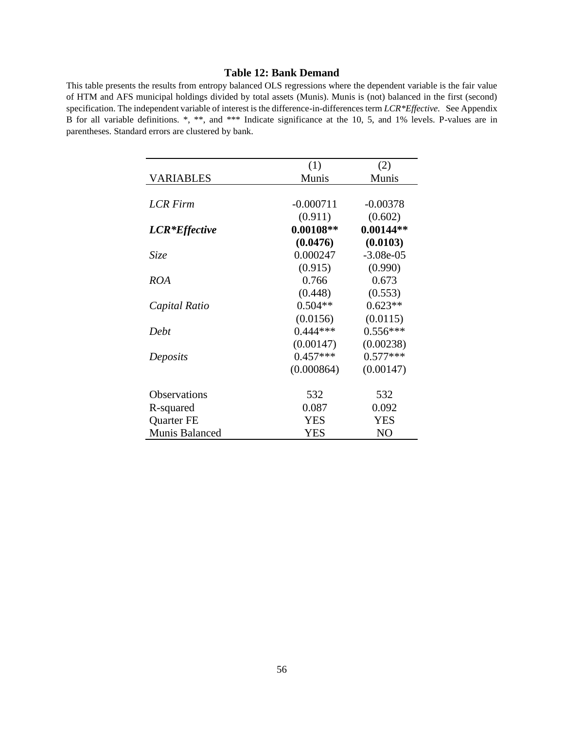**Table 12: Bank Demand**

This table presents the results from entropy balanced OLS regressions where the dependent variable is the fair value of HTM and AFS municipal holdings divided by total assets (Munis). Munis is (not) balanced in the first (second) specification. The independent variable of interest is the difference-in-differences term *LCR\*Effective.* See Appendix B for all variable definitions. *, **, and *** Indicate significance at the 10, 5, and 1% levels. P-values are in parentheses. Standard errors are clustered by bank.

| | (1) | (2) |
|---|---|---|
| VARIABLES | Munis | Munis |
| *LCR Firm* | -0.000711 | -0.00378 |
| | (0.911) | (0.602) |
| ***LCR\*Effective*** | **0.00108\*\*** | **0.00144\*\*** |
| | **(0.0476)** | **(0.0103)** |
| *Size* | 0.000247 | -3.08e-05 |
| | (0.915) | (0.990) |
| *ROA* | 0.766 | 0.673 |
| | (0.448) | (0.553) |
| *Capital Ratio* | 0.504** | 0.623** |
| | (0.0156) | (0.0115) |
| *Debt* | 0.444*** | 0.556*** |
| | (0.00147) | (0.00238) |
| *Deposits* | 0.457*** | 0.577*** |
| | (0.000864) | (0.00147) |
| Observations | 532 | 532 |
| R-squared | 0.087 | 0.092 |
| Quarter FE | YES | YES |
| Munis Balanced | YES | NO |